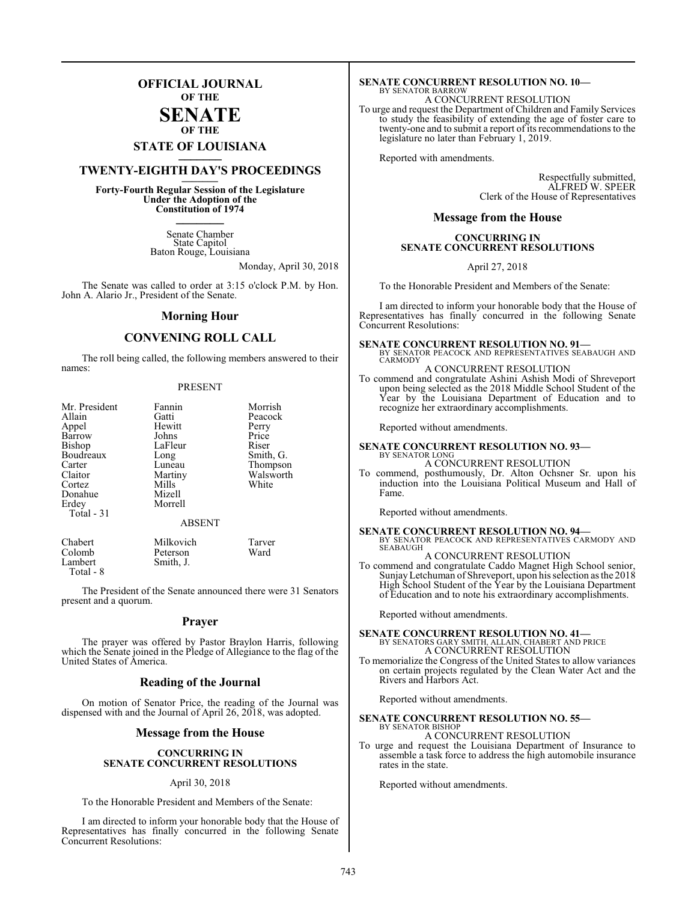# OFFICIAL JOURNAL OF THE SENATE OF THE STATE OF LOUISIANA

## TWENTY-EIGHTH DAY'S PROCEEDINGS

**Forty-Fourth Regular Session of the Legislature Under the Adoption of the Constitution of 1974**

Senate Chamber
State Capitol
Baton Rouge, Louisiana

Monday, April 30, 2018

The Senate was called to order at 3:15 o'clock P.M. by Hon. John A. Alario Jr., President of the Senate.

## Morning Hour

## CONVENING ROLL CALL

The roll being called, the following members answered to their names:

PRESENT

| | | |
|---|---|---|
| Mr. President | Fannin | Morrish |
| Allain | Gatti | Peacock |
| Appel | Hewitt | Perry |
| Barrow | Johns | Price |
| Bishop | LaFleur | Riser |
| Boudreaux | Long | Smith, G. |
| Carter | Luneau | Thompson |
| Claitor | Martiny | Walsworth |
| Cortez | Mills | White |
| Donahue | Mizell | |
| Erdey | Morrell | |

Total - 31

ABSENT

| | | |
|---|---|---|
| Chabert | Milkovich | Tarver |
| Colomb | Peterson | Ward |
| Lambert | Smith, J. | |

Total - 8

The President of the Senate announced there were 31 Senators present and a quorum.

## Prayer

The prayer was offered by Pastor Braylon Harris, following which the Senate joined in the Pledge of Allegiance to the flag of the United States of America.

## Reading of the Journal

On motion of Senator Price, the reading of the Journal was dispensed with and the Journal of April 26, 2018, was adopted.

## Message from the House

**CONCURRING IN SENATE CONCURRENT RESOLUTIONS**

April 30, 2018

To the Honorable President and Members of the Senate:

I am directed to inform your honorable body that the House of Representatives has finally concurred in the following Senate Concurrent Resolutions:

**SENATE CONCURRENT RESOLUTION NO. 10—**
BY SENATOR BARROW
A CONCURRENT RESOLUTION
To urge and request the Department of Children and Family Services to study the feasibility of extending the age of foster care to twenty-one and to submit a report of its recommendations to the legislature no later than February 1, 2019.

Reported with amendments.

Respectfully submitted,
ALFRED W. SPEER
Clerk of the House of Representatives

## Message from the House

**CONCURRING IN SENATE CONCURRENT RESOLUTIONS**

April 27, 2018

To the Honorable President and Members of the Senate:

I am directed to inform your honorable body that the House of Representatives has finally concurred in the following Senate Concurrent Resolutions:

**SENATE CONCURRENT RESOLUTION NO. 91—**
BY SENATOR PEACOCK AND REPRESENTATIVES SEABAUGH AND CARMODY
A CONCURRENT RESOLUTION
To commend and congratulate Ashini Ashish Modi of Shreveport upon being selected as the 2018 Middle School Student of the Year by the Louisiana Department of Education and to recognize her extraordinary accomplishments.

Reported without amendments.

**SENATE CONCURRENT RESOLUTION NO. 93—**
BY SENATOR LONG
A CONCURRENT RESOLUTION
To commend, posthumously, Dr. Alton Ochsner Sr. upon his induction into the Louisiana Political Museum and Hall of Fame.

Reported without amendments.

**SENATE CONCURRENT RESOLUTION NO. 94—**
BY SENATOR PEACOCK AND REPRESENTATIVES CARMODY AND SEABAUGH
A CONCURRENT RESOLUTION
To commend and congratulate Caddo Magnet High School senior, Sunjay Letchuman of Shreveport, upon his selection as the 2018 High School Student of the Year by the Louisiana Department of Education and to note his extraordinary accomplishments.

Reported without amendments.

**SENATE CONCURRENT RESOLUTION NO. 41—**
BY SENATORS GARY SMITH, ALLAIN, CHABERT AND PRICE
A CONCURRENT RESOLUTION
To memorialize the Congress of the United States to allow variances on certain projects regulated by the Clean Water Act and the Rivers and Harbors Act.

Reported without amendments.

**SENATE CONCURRENT RESOLUTION NO. 55—**
BY SENATOR BISHOP
A CONCURRENT RESOLUTION
To urge and request the Louisiana Department of Insurance to assemble a task force to address the high automobile insurance rates in the state.

Reported without amendments.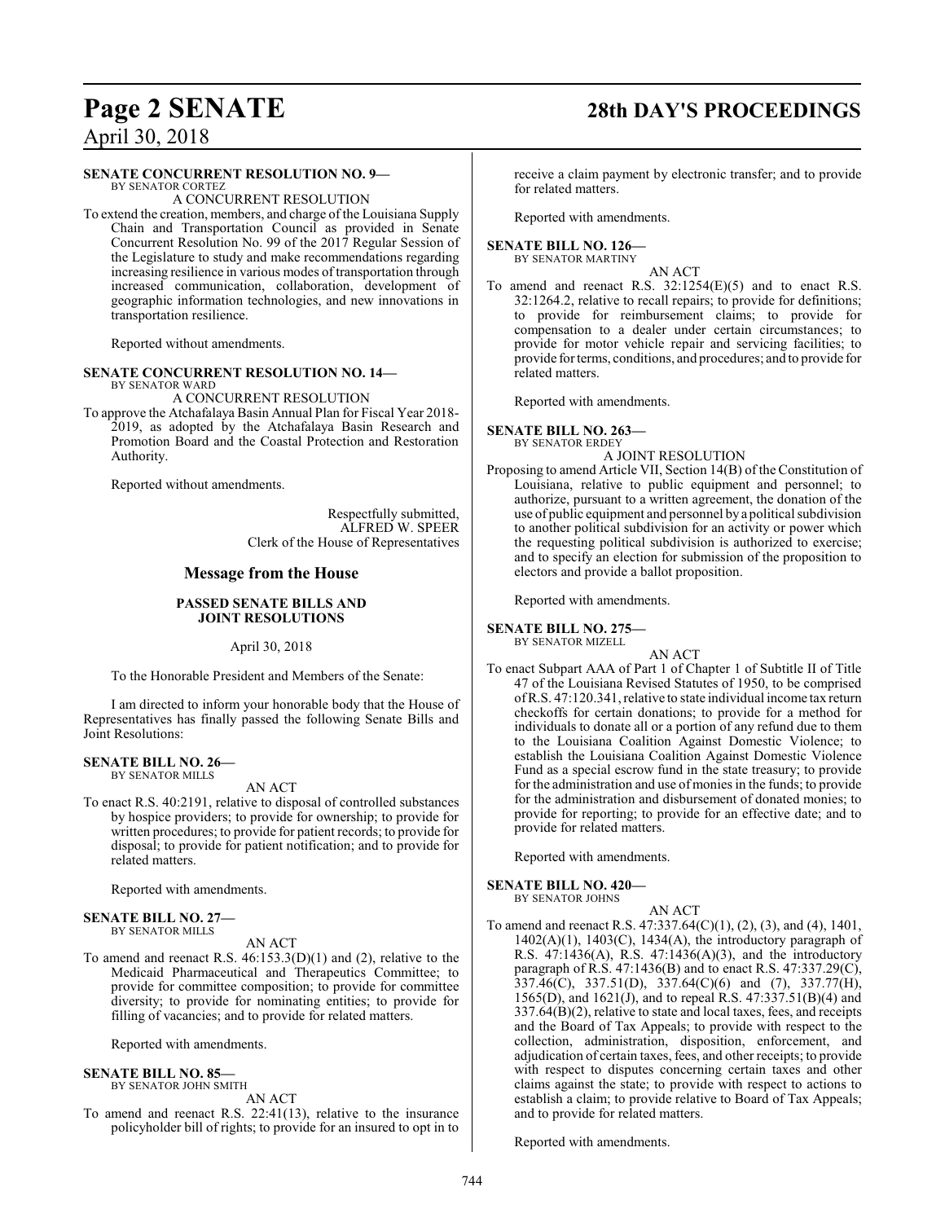**SENATE CONCURRENT RESOLUTION NO. 9—**
BY SENATOR CORTEZ

A CONCURRENT RESOLUTION

To extend the creation, members, and charge of the Louisiana Supply Chain and Transportation Council as provided in Senate Concurrent Resolution No. 99 of the 2017 Regular Session of the Legislature to study and make recommendations regarding increasing resilience in various modes of transportation through increased communication, collaboration, development of geographic information technologies, and new innovations in transportation resilience.

Reported without amendments.

**SENATE CONCURRENT RESOLUTION NO. 14—**
BY SENATOR WARD

A CONCURRENT RESOLUTION

To approve the Atchafalaya Basin Annual Plan for Fiscal Year 2018-2019, as adopted by the Atchafalaya Basin Research and Promotion Board and the Coastal Protection and Restoration Authority.

Reported without amendments.

Respectfully submitted,
ALFRED W. SPEER
Clerk of the House of Representatives

## Message from the House

### PASSED SENATE BILLS AND JOINT RESOLUTIONS

April 30, 2018

To the Honorable President and Members of the Senate:

I am directed to inform your honorable body that the House of Representatives has finally passed the following Senate Bills and Joint Resolutions:

**SENATE BILL NO. 26—**
BY SENATOR MILLS

AN ACT

To enact R.S. 40:2191, relative to disposal of controlled substances by hospice providers; to provide for ownership; to provide for written procedures; to provide for patient records; to provide for disposal; to provide for patient notification; and to provide for related matters.

Reported with amendments.

**SENATE BILL NO. 27—**
BY SENATOR MILLS

AN ACT

To amend and reenact R.S. 46:153.3(D)(1) and (2), relative to the Medicaid Pharmaceutical and Therapeutics Committee; to provide for committee composition; to provide for committee diversity; to provide for nominating entities; to provide for filling of vacancies; and to provide for related matters.

Reported with amendments.

**SENATE BILL NO. 85—**
BY SENATOR JOHN SMITH

AN ACT

To amend and reenact R.S. 22:41(13), relative to the insurance policyholder bill of rights; to provide for an insured to opt in to receive a claim payment by electronic transfer; and to provide for related matters.

Reported with amendments.

**SENATE BILL NO. 126—**
BY SENATOR MARTINY

AN ACT

To amend and reenact R.S. 32:1254(E)(5) and to enact R.S. 32:1264.2, relative to recall repairs; to provide for definitions; to provide for reimbursement claims; to provide for compensation to a dealer under certain circumstances; to provide for motor vehicle repair and servicing facilities; to provide for terms, conditions, and procedures; and to provide for related matters.

Reported with amendments.

**SENATE BILL NO. 263—**
BY SENATOR ERDEY

A JOINT RESOLUTION

Proposing to amend Article VII, Section 14(B) of the Constitution of Louisiana, relative to public equipment and personnel; to authorize, pursuant to a written agreement, the donation of the use of public equipment and personnel by a political subdivision to another political subdivision for an activity or power which the requesting political subdivision is authorized to exercise; and to specify an election for submission of the proposition to electors and provide a ballot proposition.

Reported with amendments.

**SENATE BILL NO. 275—**
BY SENATOR MIZELL

AN ACT

To enact Subpart AAA of Part 1 of Chapter 1 of Subtitle II of Title 47 of the Louisiana Revised Statutes of 1950, to be comprised of R.S. 47:120.341, relative to state individual income tax return checkoffs for certain donations; to provide for a method for individuals to donate all or a portion of any refund due to them to the Louisiana Coalition Against Domestic Violence; to establish the Louisiana Coalition Against Domestic Violence Fund as a special escrow fund in the state treasury; to provide for the administration and use of monies in the funds; to provide for the administration and disbursement of donated monies; to provide for reporting; to provide for an effective date; and to provide for related matters.

Reported with amendments.

**SENATE BILL NO. 420—**
BY SENATOR JOHNS

AN ACT

To amend and reenact R.S. 47:337.64(C)(1), (2), (3), and (4), 1401, 1402(A)(1), 1403(C), 1434(A), the introductory paragraph of R.S. 47:1436(A), R.S. 47:1436(A)(3), and the introductory paragraph of R.S. 47:1436(B) and to enact R.S. 47:337.29(C), 337.46(C), 337.51(D), 337.64(C)(6) and (7), 337.77(H), 1565(D), and 1621(J), and to repeal R.S. 47:337.51(B)(4) and 337.64(B)(2), relative to state and local taxes, fees, and receipts and the Board of Tax Appeals; to provide with respect to the collection, administration, disposition, enforcement, and adjudication of certain taxes, fees, and other receipts; to provide with respect to disputes concerning certain taxes and other claims against the state; to provide with respect to actions to establish a claim; to provide relative to Board of Tax Appeals; and to provide for related matters.

Reported with amendments.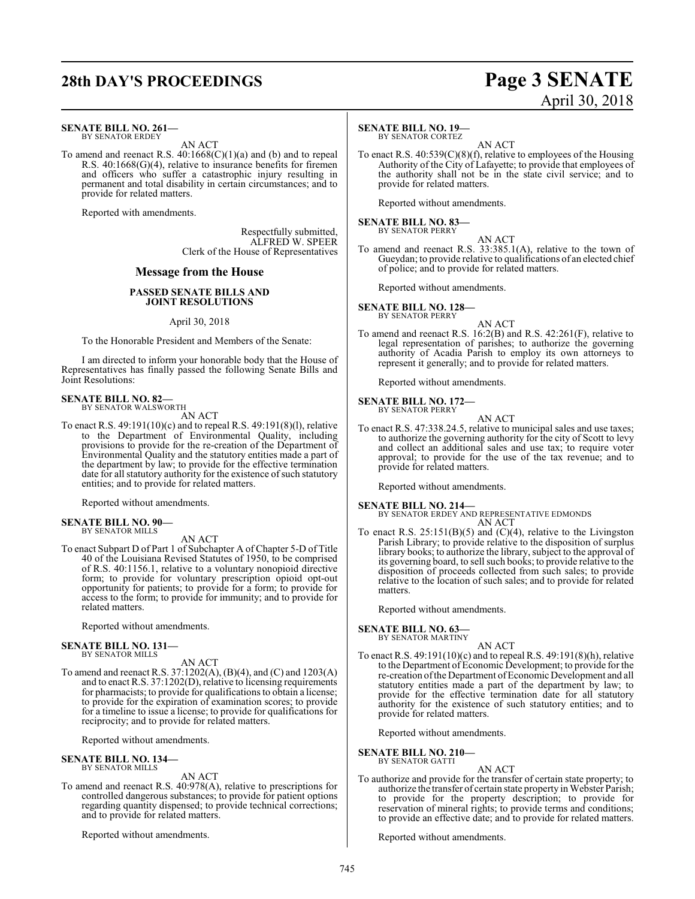**SENATE BILL NO. 261—**
BY SENATOR ERDEY

AN ACT

To amend and reenact R.S. 40:1668(C)(1)(a) and (b) and to repeal R.S. 40:1668(G)(4), relative to insurance benefits for firemen and officers who suffer a catastrophic injury resulting in permanent and total disability in certain circumstances; and to provide for related matters.

Reported with amendments.

Respectfully submitted,
ALFRED W. SPEER
Clerk of the House of Representatives

## Message from the House

### PASSED SENATE BILLS AND JOINT RESOLUTIONS

April 30, 2018

To the Honorable President and Members of the Senate:

I am directed to inform your honorable body that the House of Representatives has finally passed the following Senate Bills and Joint Resolutions:

**SENATE BILL NO. 82—**
BY SENATOR WALSWORTH

AN ACT

To enact R.S. 49:191(10)(c) and to repeal R.S. 49:191(8)(l), relative to the Department of Environmental Quality, including provisions to provide for the re-creation of the Department of Environmental Quality and the statutory entities made a part of the department by law; to provide for the effective termination date for all statutory authority for the existence of such statutory entities; and to provide for related matters.

Reported without amendments.

**SENATE BILL NO. 90—**
BY SENATOR MILLS

AN ACT

To enact Subpart D of Part 1 of Subchapter A of Chapter 5-D of Title 40 of the Louisiana Revised Statutes of 1950, to be comprised of R.S. 40:1156.1, relative to a voluntary nonopioid directive form; to provide for voluntary prescription opioid opt-out opportunity for patients; to provide for a form; to provide for access to the form; to provide for immunity; and to provide for related matters.

Reported without amendments.

**SENATE BILL NO. 131—**
BY SENATOR MILLS

AN ACT

To amend and reenact R.S. 37:1202(A), (B)(4), and (C) and 1203(A) and to enact R.S. 37:1202(D), relative to licensing requirements for pharmacists; to provide for qualifications to obtain a license; to provide for the expiration of examination scores; to provide for a timeline to issue a license; to provide for qualifications for reciprocity; and to provide for related matters.

Reported without amendments.

**SENATE BILL NO. 134—**
BY SENATOR MILLS

AN ACT

To amend and reenact R.S. 40:978(A), relative to prescriptions for controlled dangerous substances; to provide for patient options regarding quantity dispensed; to provide technical corrections; and to provide for related matters.

Reported without amendments.

**SENATE BILL NO. 19—**
BY SENATOR CORTEZ

AN ACT

To enact R.S. 40:539(C)(8)(f), relative to employees of the Housing Authority of the City of Lafayette; to provide that employees of the authority shall not be in the state civil service; and to provide for related matters.

Reported without amendments.

**SENATE BILL NO. 83—**
BY SENATOR PERRY

AN ACT

To amend and reenact R.S. 33:385.1(A), relative to the town of Gueydan; to provide relative to qualifications of an elected chief of police; and to provide for related matters.

Reported without amendments.

**SENATE BILL NO. 128—**
BY SENATOR PERRY

AN ACT

To amend and reenact R.S. 16:2(B) and R.S. 42:261(F), relative to legal representation of parishes; to authorize the governing authority of Acadia Parish to employ its own attorneys to represent it generally; and to provide for related matters.

Reported without amendments.

**SENATE BILL NO. 172—**
BY SENATOR PERRY

AN ACT

To enact R.S. 47:338.24.5, relative to municipal sales and use taxes; to authorize the governing authority for the city of Scott to levy and collect an additional sales and use tax; to require voter approval; to provide for the use of the tax revenue; and to provide for related matters.

Reported without amendments.

**SENATE BILL NO. 214—**
BY SENATOR ERDEY AND REPRESENTATIVE EDMONDS

AN ACT

To enact R.S. 25:151(B)(5) and (C)(4), relative to the Livingston Parish Library; to provide relative to the disposition of surplus library books; to authorize the library, subject to the approval of its governing board, to sell such books; to provide relative to the disposition of proceeds collected from such sales; to provide relative to the location of such sales; and to provide for related matters.

Reported without amendments.

**SENATE BILL NO. 63—**
BY SENATOR MARTINY

AN ACT

To enact R.S. 49:191(10)(c) and to repeal R.S. 49:191(8)(h), relative to the Department of Economic Development; to provide for the re-creation of the Department of Economic Development and all statutory entities made a part of the department by law; to provide for the effective termination date for all statutory authority for the existence of such statutory entities; and to provide for related matters.

Reported without amendments.

**SENATE BILL NO. 210—**
BY SENATOR GATTI

AN ACT

To authorize and provide for the transfer of certain state property; to authorize the transfer of certain state property in Webster Parish; to provide for the property description; to provide for reservation of mineral rights; to provide terms and conditions; to provide an effective date; and to provide for related matters.

Reported without amendments.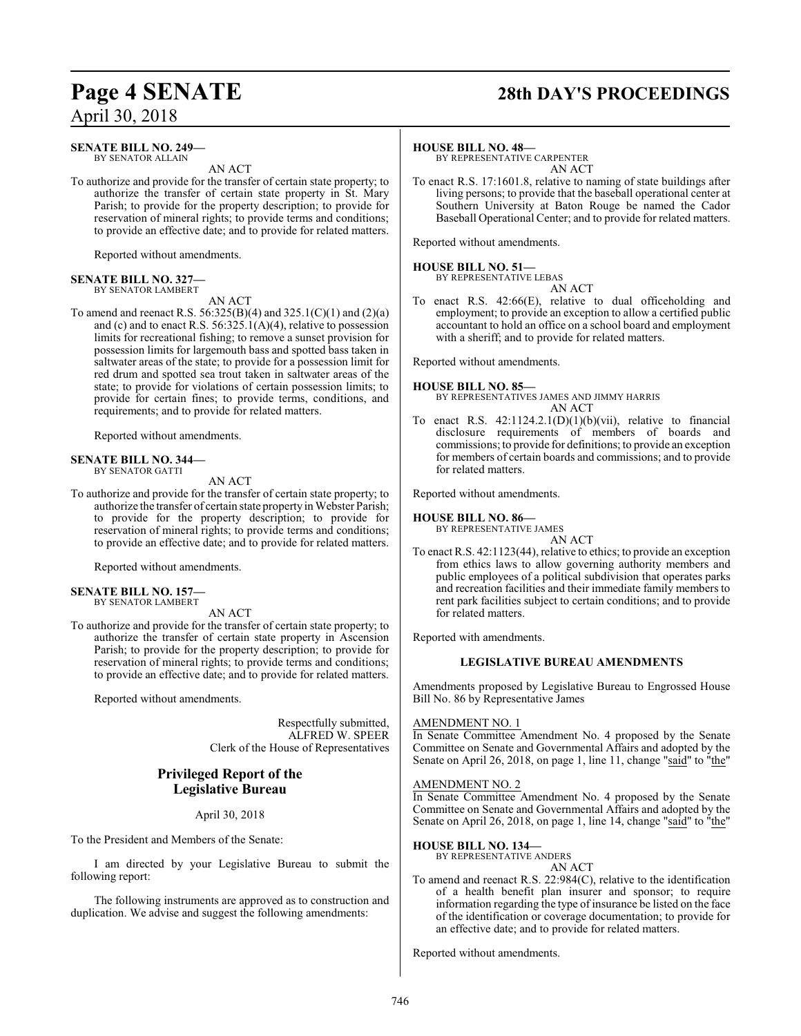**SENATE BILL NO. 249—**
BY SENATOR ALLAIN

AN ACT

To authorize and provide for the transfer of certain state property; to authorize the transfer of certain state property in St. Mary Parish; to provide for the property description; to provide for reservation of mineral rights; to provide terms and conditions; to provide an effective date; and to provide for related matters.

Reported without amendments.

**SENATE BILL NO. 327—**
BY SENATOR LAMBERT

AN ACT

To amend and reenact R.S. 56:325(B)(4) and 325.1(C)(1) and (2)(a) and (c) and to enact R.S. 56:325.1(A)(4), relative to possession limits for recreational fishing; to remove a sunset provision for possession limits for largemouth bass and spotted bass taken in saltwater areas of the state; to provide for a possession limit for red drum and spotted sea trout taken in saltwater areas of the state; to provide for violations of certain possession limits; to provide for certain fines; to provide terms, conditions, and requirements; and to provide for related matters.

Reported without amendments.

**SENATE BILL NO. 344—**
BY SENATOR GATTI

AN ACT

To authorize and provide for the transfer of certain state property; to authorize the transfer of certain state property in Webster Parish; to provide for the property description; to provide for reservation of mineral rights; to provide terms and conditions; to provide an effective date; and to provide for related matters.

Reported without amendments.

**SENATE BILL NO. 157—**
BY SENATOR LAMBERT

AN ACT

To authorize and provide for the transfer of certain state property; to authorize the transfer of certain state property in Ascension Parish; to provide for the property description; to provide for reservation of mineral rights; to provide terms and conditions; to provide an effective date; and to provide for related matters.

Reported without amendments.

Respectfully submitted,
ALFRED W. SPEER
Clerk of the House of Representatives

## Privileged Report of the Legislative Bureau

April 30, 2018

To the President and Members of the Senate:

I am directed by your Legislative Bureau to submit the following report:

The following instruments are approved as to construction and duplication. We advise and suggest the following amendments:

**HOUSE BILL NO. 48—**
BY REPRESENTATIVE CARPENTER

AN ACT

To enact R.S. 17:1601.8, relative to naming of state buildings after living persons; to provide that the baseball operational center at Southern University at Baton Rouge be named the Cador Baseball Operational Center; and to provide for related matters.

Reported without amendments.

**HOUSE BILL NO. 51—**
BY REPRESENTATIVE LEBAS

AN ACT

To enact R.S. 42:66(E), relative to dual officeholding and employment; to provide an exception to allow a certified public accountant to hold an office on a school board and employment with a sheriff; and to provide for related matters.

Reported without amendments.

**HOUSE BILL NO. 85—**
BY REPRESENTATIVES JAMES AND JIMMY HARRIS

AN ACT

To enact R.S. 42:1124.2.1(D)(1)(b)(vii), relative to financial disclosure requirements of members of boards and commissions; to provide for definitions; to provide an exception for members of certain boards and commissions; and to provide for related matters.

Reported without amendments.

**HOUSE BILL NO. 86—**
BY REPRESENTATIVE JAMES

AN ACT

To enact R.S. 42:1123(44), relative to ethics; to provide an exception from ethics laws to allow governing authority members and public employees of a political subdivision that operates parks and recreation facilities and their immediate family members to rent park facilities subject to certain conditions; and to provide for related matters.

Reported with amendments.

### LEGISLATIVE BUREAU AMENDMENTS

Amendments proposed by Legislative Bureau to Engrossed House Bill No. 86 by Representative James

AMENDMENT NO. 1

In Senate Committee Amendment No. 4 proposed by the Senate Committee on Senate and Governmental Affairs and adopted by the Senate on April 26, 2018, on page 1, line 11, change "said" to "the"

AMENDMENT NO. 2

In Senate Committee Amendment No. 4 proposed by the Senate Committee on Senate and Governmental Affairs and adopted by the Senate on April 26, 2018, on page 1, line 14, change "said" to "the"

**HOUSE BILL NO. 134—**
BY REPRESENTATIVE ANDERS

AN ACT

To amend and reenact R.S. 22:984(C), relative to the identification of a health benefit plan insurer and sponsor; to require information regarding the type of insurance be listed on the face of the identification or coverage documentation; to provide for an effective date; and to provide for related matters.

Reported without amendments.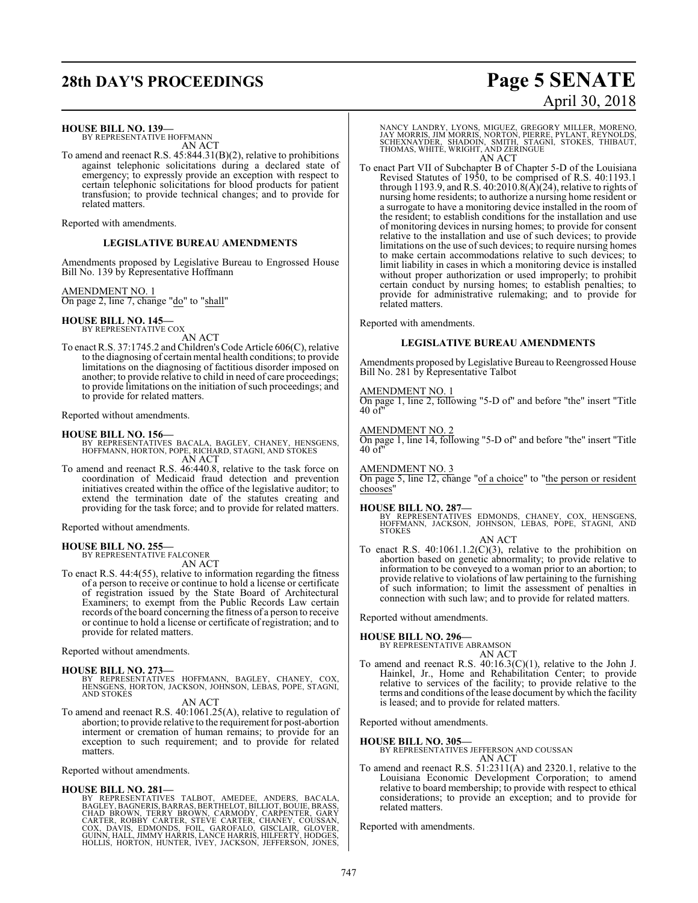**HOUSE BILL NO. 139—**
BY REPRESENTATIVE HOFFMANN
AN ACT

To amend and reenact R.S. 45:844.31(B)(2), relative to prohibitions against telephonic solicitations during a declared state of emergency; to expressly provide an exception with respect to certain telephonic solicitations for blood products for patient transfusion; to provide technical changes; and to provide for related matters.

Reported with amendments.

**LEGISLATIVE BUREAU AMENDMENTS**

Amendments proposed by Legislative Bureau to Engrossed House Bill No. 139 by Representative Hoffmann

AMENDMENT NO. 1
On page 2, line 7, change "do" to "shall"

**HOUSE BILL NO. 145—**
BY REPRESENTATIVE COX
AN ACT

To enact R.S. 37:1745.2 and Children's Code Article 606(C), relative to the diagnosing of certain mental health conditions; to provide limitations on the diagnosing of factitious disorder imposed on another; to provide relative to child in need of care proceedings; to provide limitations on the initiation of such proceedings; and to provide for related matters.

Reported without amendments.

**HOUSE BILL NO. 156—**
BY REPRESENTATIVES BACALA, BAGLEY, CHANEY, HENSGENS, HOFFMANN, HORTON, POPE, RICHARD, STAGNI, AND STOKES
AN ACT

To amend and reenact R.S. 46:440.8, relative to the task force on coordination of Medicaid fraud detection and prevention initiatives created within the office of the legislative auditor; to extend the termination date of the statutes creating and providing for the task force; and to provide for related matters.

Reported without amendments.

**HOUSE BILL NO. 255—**
BY REPRESENTATIVE FALCONER
AN ACT

To enact R.S. 44:4(55), relative to information regarding the fitness of a person to receive or continue to hold a license or certificate of registration issued by the State Board of Architectural Examiners; to exempt from the Public Records Law certain records of the board concerning the fitness of a person to receive or continue to hold a license or certificate of registration; and to provide for related matters.

Reported without amendments.

**HOUSE BILL NO. 273—**
BY REPRESENTATIVES HOFFMANN, BAGLEY, CHANEY, COX, HENSGENS, HORTON, JACKSON, JOHNSON, LEBAS, POPE, STAGNI, AND STOKES
AN ACT

To amend and reenact R.S. 40:1061.25(A), relative to regulation of abortion; to provide relative to the requirement for post-abortion interment or cremation of human remains; to provide for an exception to such requirement; and to provide for related matters.

Reported without amendments.

**HOUSE BILL NO. 281—**
BY REPRESENTATIVES TALBOT, AMEDEE, ANDERS, BACALA, BAGLEY, BAGNERIS, BARRAS, BERTHELOT, BILLIOT, BOUIE, BRASS, CHAD BROWN, TERRY BROWN, CARMODY, CARPENTER, GARY CARTER, ROBBY CARTER, STEVE CARTER, CHANEY, COUSSAN, COX, DAVIS, EDMONDS, FOIL, GAROFALO, GISCLAIR, GLOVER, GUINN, HALL, JIMMY HARRIS, LANCE HARRIS, HILFERTY, HODGES, HOLLIS, HORTON, HUNTER, IVEY, JACKSON, JEFFERSON, JONES, NANCY LANDRY, LYONS, MIGUEZ, GREGORY MILLER, MORENO, JAY MORRIS, JIM MORRIS, NORTON, PIERRE, PYLANT, REYNOLDS, SCHEXNAYDER, SHADOIN, SMITH, STAGNI, STOKES, THIBAUT, THOMAS, WHITE, WRIGHT, AND ZERINGUE
AN ACT

To enact Part VII of Subchapter B of Chapter 5-D of the Louisiana Revised Statutes of 1950, to be comprised of R.S. 40:1193.1 through 1193.9, and R.S. 40:2010.8(A)(24), relative to rights of nursing home residents; to authorize a nursing home resident or a surrogate to have a monitoring device installed in the room of the resident; to establish conditions for the installation and use of monitoring devices in nursing homes; to provide for consent relative to the installation and use of such devices; to provide limitations on the use of such devices; to require nursing homes to make certain accommodations relative to such devices; to limit liability in cases in which a monitoring device is installed without proper authorization or used improperly; to prohibit certain conduct by nursing homes; to establish penalties; to provide for administrative rulemaking; and to provide for related matters.

Reported with amendments.

**LEGISLATIVE BUREAU AMENDMENTS**

Amendments proposed by Legislative Bureau to Reengrossed House Bill No. 281 by Representative Talbot

AMENDMENT NO. 1
On page 1, line 2, following "5-D of" and before "the" insert "Title 40 of"

AMENDMENT NO. 2
On page 1, line 14, following "5-D of" and before "the" insert "Title 40 of"

AMENDMENT NO. 3
On page 5, line 12, change "of a choice" to "the person or resident chooses"

**HOUSE BILL NO. 287—**
BY REPRESENTATIVES EDMONDS, CHANEY, COX, HENSGENS, HOFFMANN, JACKSON, JOHNSON, LEBAS, POPE, STAGNI, AND STOKES
AN ACT

To enact R.S. 40:1061.1.2(C)(3), relative to the prohibition on abortion based on genetic abnormality; to provide relative to information to be conveyed to a woman prior to an abortion; to provide relative to violations of law pertaining to the furnishing of such information; to limit the assessment of penalties in connection with such law; and to provide for related matters.

Reported without amendments.

**HOUSE BILL NO. 296—**
BY REPRESENTATIVE ABRAMSON
AN ACT

To amend and reenact R.S. 40:16.3(C)(1), relative to the John J. Hainkel, Jr., Home and Rehabilitation Center; to provide relative to services of the facility; to provide relative to the terms and conditions of the lease document by which the facility is leased; and to provide for related matters.

Reported without amendments.

**HOUSE BILL NO. 305—**
BY REPRESENTATIVES JEFFERSON AND COUSSAN
AN ACT

To amend and reenact R.S. 51:2311(A) and 2320.1, relative to the Louisiana Economic Development Corporation; to amend relative to board membership; to provide with respect to ethical considerations; to provide an exception; and to provide for related matters.

Reported with amendments.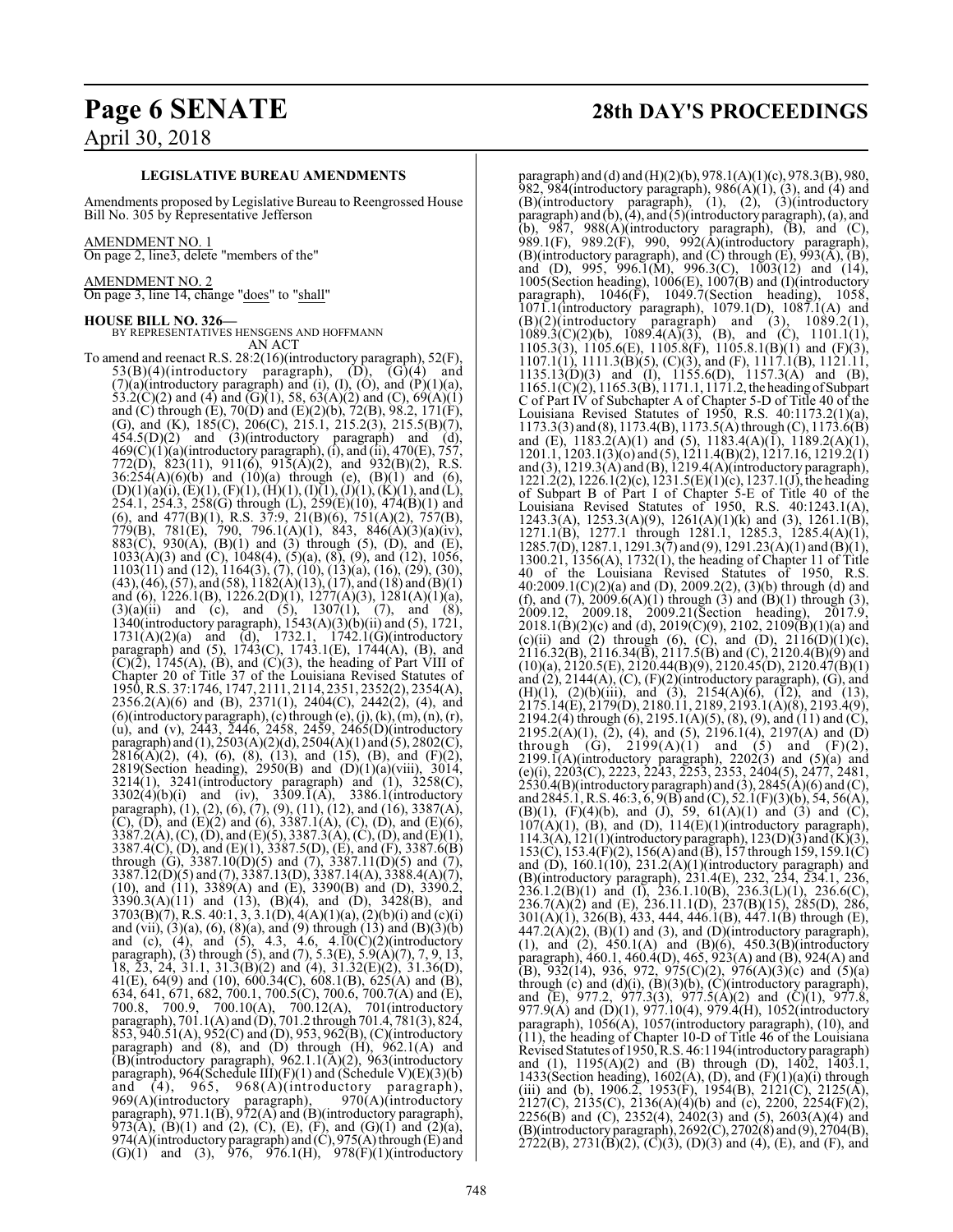### LEGISLATIVE BUREAU AMENDMENTS

Amendments proposed by Legislative Bureau to Reengrossed House Bill No. 305 by Representative Jefferson

AMENDMENT NO. 1
On page 2, line3, delete "members of the"

AMENDMENT NO. 2
On page 3, line 14, change "does" to "shall"

**HOUSE BILL NO. 326—**
BY REPRESENTATIVES HENSGENS AND HOFFMANN
AN ACT

To amend and reenact R.S. 28:2(16)(introductory paragraph), 52(F), 53(B)(4)(introductory paragraph), (D), (G)(4) and (7)(a)(introductory paragraph) and (i), (I), (O), and (P)(1)(a), 53.2(C)(2) and (4) and (G)(1), 58, 63(A)(2) and (C), 69(A)(1) and (C) through (E), 70(D) and (E)(2)(b), 72(B), 98.2, 171(F), (G), and (K), 185(C), 206(C), 215.1, 215.2(3), 215.5(B)(7), 454.5(D)(2) and (3)(introductory paragraph) and (d), 469(C)(1)(a)(introductory paragraph), (i), and (ii), 470(E), 757, 772(D), 823(11), 911(6), 915(A)(2), and 932(B)(2), R.S. 36:254(A)(6)(b) and (10)(a) through (e), (B)(1) and (6), (D)(1)(a)(i), (E)(1), (F)(1), (H)(1), (I)(1), (J)(1), (K)(1), and (L), 254.1, 254.3, 258(G) through (L), 259(E)(10), 474(B)(1) and (6), and 477(B)(1), R.S. 37:9, 21(B)(6), 751(A)(2), 757(B), 779(B), 781(E), 790, 796.1(A)(1), 843, 846(A)(3)(a)(iv), 883(C), 930(A), (B)(1) and (3) through (5), (D), and (E), 1033(A)(3) and (C), 1048(4), (5)(a), (8), (9), and (12), 1056, 1103(11) and (12), 1164(3), (7), (10), (13)(a), (16), (29), (30), (43), (46), (57), and (58), 1182(A)(13), (17), and (18) and (B)(1) and (6), 1226.1(B), 1226.2(D)(1), 1277(A)(3), 1281(A)(1)(a), (3)(a)(ii) and (c), and (5), 1307(1), (7), and (8), 1340(introductory paragraph), 1543(A)(3)(b)(ii) and (5), 1721, 1731(A)(2)(a) and (d), 1732.1, 1742.1(G)(introductory paragraph) and (5), 1743(C), 1743.1(E), 1744(A), (B), and (C)(2), 1745(A), (B), and (C)(3), the heading of Part VIII of Chapter 20 of Title 37 of the Louisiana Revised Statutes of 1950, R.S. 37:1746, 1747, 2111, 2114, 2351, 2352(2), 2354(A), 2356.2(A)(6) and (B), 2371(1), 2404(C), 2442(2), (4), and (6)(introductory paragraph), (c) through (e), (j), (k), (m), (n), (r), (u), and (v), 2443, 2446, 2458, 2459, 2465(D)(introductory paragraph) and (1), 2503(A)(2)(d), 2504(A)(1) and (5), 2802(C), 2816(A)(2), (4), (6), (8), (13), and (15), (B), and (F)(2), 2819(Section heading), 2950(B) and (D)(1)(a)(viii), 3014, 3214(1), 3241(introductory paragraph) and (1), 3258(C), 3302(4)(b)(i) and (iv), 3309.1(A), 3386.1(introductory paragraph), (1), (2), (6), (7), (9), (11), (12), and (16), 3387(A), (C), (D), and (E)(2) and (6), 3387.1(A), (C), (D), and (E)(6), 3387.2(A), (C), (D), and (E)(5), 3387.3(A), (C), (D), and (E)(1), 3387.4(C), (D), and (E)(1), 3387.5(D), (E), and (F), 3387.6(B) through (G), 3387.10(D)(5) and (7), 3387.11(D)(5) and (7), 3387.12(D)(5) and (7), 3387.13(D), 3387.14(A), 3388.4(A)(7), (10), and (11), 3389(A) and (E), 3390(B) and (D), 3390.2, 3390.3(A)(11) and (13), (B)(4), and (D), 3428(B), and 3703(B)(7), R.S. 40:1, 3, 3.1(D), 4(A)(1)(a), (2)(b)(i) and (c)(i) and (vii), (3)(a), (6), (8)(a), and (9) through (13) and (B)(3)(b) and (c), (4), and (5), 4.3, 4.6, 4.10(C)(2)(introductory paragraph), (3) through (5), and (7), 5.3(E), 5.9(A)(7), 7, 9, 13, 18, 23, 24, 31.1, 31.3(B)(2) and (4), 31.32(E)(2), 31.36(D), 41(E), 64(9) and (10), 600.34(C), 608.1(B), 625(A) and (B), 634, 641, 671, 682, 700.1, 700.5(C), 700.6, 700.7(A) and (E), 700.8, 700.9, 700.10(A), 700.12(A), 701(introductory paragraph), 701.1(A) and (D), 701.2 through 701.4, 781(3), 824, 853, 940.51(A), 952(C) and (D), 953, 962(B), (C)(introductory paragraph) and (8), and (D) through (H), 962.1(A) and (B)(introductory paragraph), 962.1.1(A)(2), 963(introductory paragraph), 964(Schedule III)(F)(1) and (Schedule V)(E)(3)(b) and (4), 965, 968(A)(introductory paragraph), 969(A)(introductory paragraph), 970(A)(introductory paragraph), 971.1(B), 972(A) and (B)(introductory paragraph), 973(A), (B)(1) and (2), (C), (E), (F), and (G)(1) and (2)(a), 974(A)(introductory paragraph) and (C), 975(A) through (E) and (G)(1) and (3), 976, 976.1(H), 978(F)(1)(introductory paragraph) and (d) and (H)(2)(b), 978.1(A)(1)(c), 978.3(B), 980, 982, 984(introductory paragraph), 986(A)(1), (3), and (4) and (B)(introductory paragraph), (1), (2), (3)(introductory paragraph) and (b), (4), and (5)(introductory paragraph), (a), and (b), 987, 988(A)(introductory paragraph), (B), and (C), 989.1(F), 989.2(F), 990, 992(A)(introductory paragraph), (B)(introductory paragraph), and (C) through (E), 993(A), (B), and (D), 995, 996.1(M), 996.3(C), 1003(12) and (14), 1005(Section heading), 1006(E), 1007(B) and (I)(introductory paragraph), 1046(F), 1049.7(Section heading), 1058, 1071.1(introductory paragraph), 1079.1(D), 1087.1(A) and (B)(2)(introductory paragraph) and (3), 1089.2(1), 1089.3(C)(2)(b), 1089.4(A)(3), (B), and (C), 1101.1(1), 1105.3(3), 1105.6(E), 1105.8(F), 1105.8.1(B)(1) and (F)(3), 1107.1(1), 1111.3(B)(5), (C)(3), and (F), 1117.1(B), 1121.11, 1135.13(D)(3) and (I), 1155.6(D), 1157.3(A) and (B), 1165.1(C)(2), 1165.3(B), 1171.1, 1171.2, the heading of Subpart C of Part IV of Subchapter A of Chapter 5-D of Title 40 of the Louisiana Revised Statutes of 1950, R.S. 40:1173.2(1)(a), 1173.3(3) and (8), 1173.4(B), 1173.5(A) through (C), 1173.6(B) and (E), 1183.2(A)(1) and (5), 1183.4(A)(1), 1189.2(A)(1), 1201.1, 1203.1(3)(o) and (5), 1211.4(B)(2), 1217.16, 1219.2(1) and (3), 1219.3(A) and (B), 1219.4(A)(introductory paragraph), 1221.2(2), 1226.1(2)(c), 1231.5(E)(1)(c), 1237.1(J), the heading of Subpart B of Part I of Chapter 5-E of Title 40 of the Louisiana Revised Statutes of 1950, R.S. 40:1243.1(A), 1243.3(A), 1253.3(A)(9), 1261(A)(1)(k) and (3), 1261.1(B), 1271.1(B), 1277.1 through 1281.1, 1285.3, 1285.4(A)(1), 1285.7(D), 1287.1, 1291.3(7) and (9), 1291.23(A)(1) and (B)(1), 1300.21, 1356(A), 1732(1), the heading of Chapter 11 of Title 40 of the Louisiana Revised Statutes of 1950, R.S. 40:2009.1(C)(2)(a) and (D), 2009.2(2), (3)(b) through (d) and (f), and (7), 2009.6(A)(1) through (3) and (B)(1) through (3), 2009.12, 2009.18, 2009.21(Section heading), 2017.9, 2018.1(B)(2)(c) and (d), 2019(C)(9), 2102, 2109(B)(1)(a) and (c)(ii) and (2) through (6), (C), and (D), 2116(D)(1)(c), 2116.32(B), 2116.34(B), 2117.5(B) and (C), 2120.4(B)(9) and (10)(a), 2120.5(E), 2120.44(B)(9), 2120.45(D), 2120.47(B)(1) and (2), 2144(A), (C), (F)(2)(introductory paragraph), (G), and (H)(1), (2)(b)(iii), and (3), 2154(A)(6), (12), and (13), 2175.14(E), 2179(D), 2180.11, 2189, 2193.1(A)(8), 2193.4(9), 2194.2(4) through (6), 2195.1(A)(5), (8), (9), and (11) and (C), 2195.2(A)(1), (2), (4), and (5), 2196.1(4), 2197(A) and (D) through (G), 2199(A)(1) and (5) and (F)(2), 2199.1(A)(introductory paragraph), 2202(3) and (5)(a) and (e)(i), 2203(C), 2223, 2243, 2253, 2353, 2404(5), 2477, 2481, 2530.4(B)(introductory paragraph) and (3), 2845(A)(6) and (C), and 2845.1, R.S. 46:3, 6, 9(B) and (C), 52.1(F)(3)(b), 54, 56(A), (B)(1), (F)(4)(b), and (J), 59, 61(A)(1) and (3) and (C), 107(A)(1), (B), and (D), 114(E)(1)(introductory paragraph), 114.3(A), 121(1)(introductory paragraph), 123(D)(3) and (K)(3), 153(C), 153.4(F)(2), 156(A) and (B), 157 through 159, 159.1(C) and (D), 160.1(10), 231.2(A)(1)(introductory paragraph) and (B)(introductory paragraph), 231.4(E), 232, 234, 234.1, 236, 236.1.2(B)(1) and (I), 236.1.10(B), 236.3(L)(1), 236.6(C), 236.7(A)(2) and (E), 236.11.1(D), 237(B)(15), 285(D), 286, 301(A)(1), 326(B), 433, 444, 446.1(B), 447.1(B) through (E), 447.2(A)(2), (B)(1) and (3), and (D)(introductory paragraph), (1), and (2), 450.1(A) and (B)(6), 450.3(B)(introductory paragraph), 460.1, 460.4(D), 465, 923(A) and (B), 924(A) and (B), 932(14), 936, 972, 975(C)(2), 976(A)(3)(c) and (5)(a) through (c) and (d)(i), (B)(3)(b), (C)(introductory paragraph), and (E), 977.2, 977.3(3), 977.5(A)(2) and (C)(1), 977.8, 977.9(A) and (D)(1), 977.10(4), 979.4(H), 1052(introductory paragraph), 1056(A), 1057(introductory paragraph), (10), and (11), the heading of Chapter 10-D of Title 46 of the Louisiana Revised Statutes of 1950, R.S. 46:1194(introductory paragraph) and (1), 1195(A)(2) and (B) through (D), 1402, 1403.1, 1433(Section heading), 1602(A), (D), and (F)(1)(a)(i) through (iii) and (b), 1906.2, 1953(F), 1954(B), 2121(C), 2125(A), 2127(C), 2135(C), 2136(A)(4)(b) and (c), 2200, 2254(F)(2), 2256(B) and (C), 2352(4), 2402(3) and (5), 2603(A)(4) and (B)(introductory paragraph), 2692(C), 2702(8) and (9), 2704(B), 2722(B), 2731(B)(2), (C)(3), (D)(3) and (4), (E), and (F), and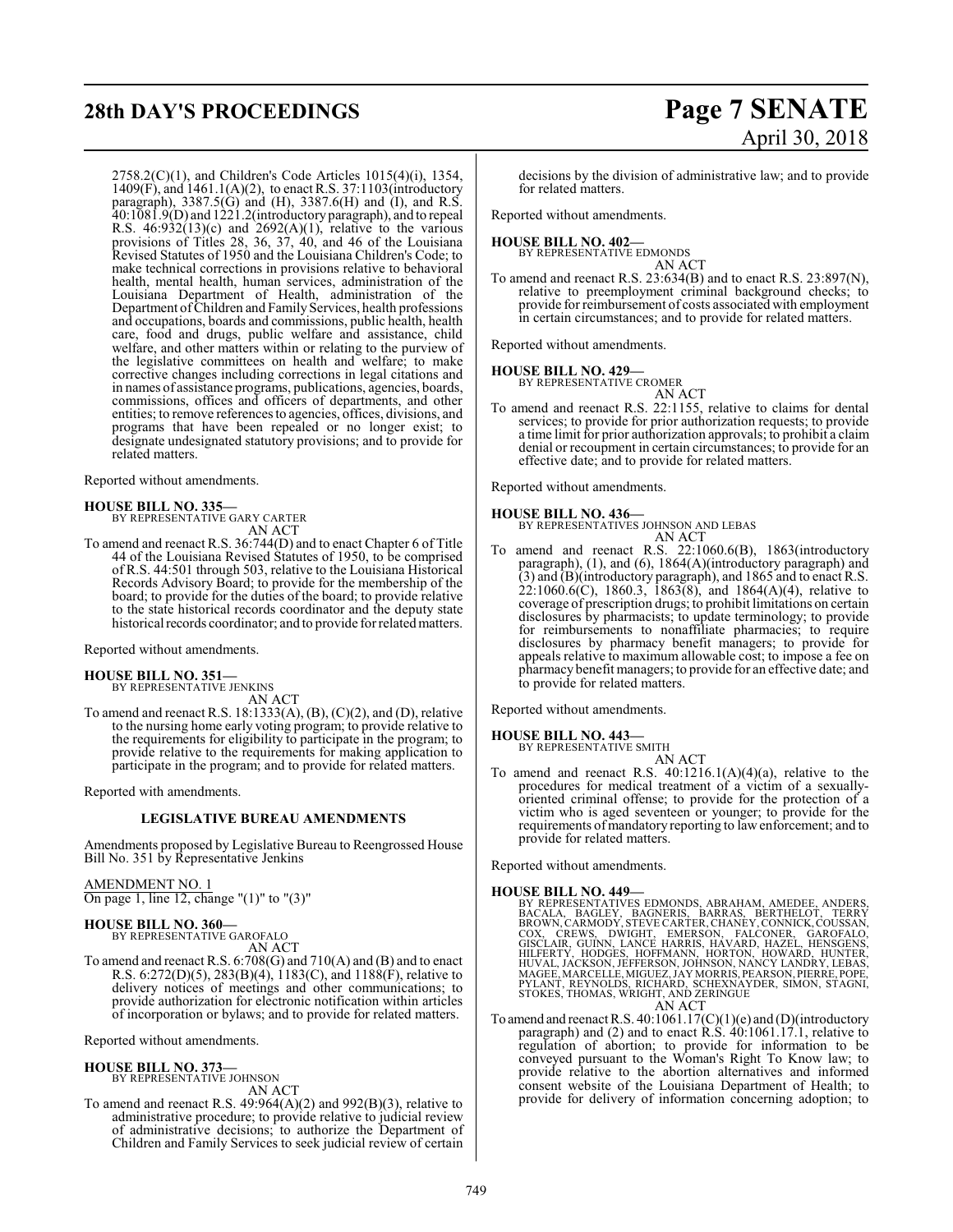2758.2(C)(1), and Children's Code Articles 1015(4)(i), 1354, 1409(F), and 1461.1(A)(2), to enact R.S. 37:1103(introductory paragraph), 3387.5(G) and (H), 3387.6(H) and (I), and R.S. 40:1081.9(D) and 1221.2(introductory paragraph), and to repeal R.S. 46:932(13)(c) and 2692(A)(1), relative to the various provisions of Titles 28, 36, 37, 40, and 46 of the Louisiana Revised Statutes of 1950 and the Louisiana Children's Code; to make technical corrections in provisions relative to behavioral health, mental health, human services, administration of the Louisiana Department of Health, administration of the Department of Children and Family Services, health professions and occupations, boards and commissions, public health, health care, food and drugs, public welfare and assistance, child welfare, and other matters within or relating to the purview of the legislative committees on health and welfare; to make corrective changes including corrections in legal citations and in names of assistance programs, publications, agencies, boards, commissions, offices and officers of departments, and other entities; to remove references to agencies, offices, divisions, and programs that have been repealed or no longer exist; to designate undesignated statutory provisions; and to provide for related matters.

Reported without amendments.

**HOUSE BILL NO. 335—**
BY REPRESENTATIVE GARY CARTER
AN ACT

To amend and reenact R.S. 36:744(D) and to enact Chapter 6 of Title 44 of the Louisiana Revised Statutes of 1950, to be comprised of R.S. 44:501 through 503, relative to the Louisiana Historical Records Advisory Board; to provide for the membership of the board; to provide for the duties of the board; to provide relative to the state historical records coordinator and the deputy state historical records coordinator; and to provide for related matters.

Reported without amendments.

**HOUSE BILL NO. 351—**
BY REPRESENTATIVE JENKINS
AN ACT

To amend and reenact R.S. 18:1333(A), (B), (C)(2), and (D), relative to the nursing home early voting program; to provide relative to the requirements for eligibility to participate in the program; to provide relative to the requirements for making application to participate in the program; and to provide for related matters.

Reported with amendments.

**LEGISLATIVE BUREAU AMENDMENTS**

Amendments proposed by Legislative Bureau to Reengrossed House Bill No. 351 by Representative Jenkins

AMENDMENT NO. 1
On page 1, line 12, change "(1)" to "(3)"

**HOUSE BILL NO. 360—**
BY REPRESENTATIVE GAROFALO
AN ACT

To amend and reenact R.S. 6:708(G) and 710(A) and (B) and to enact R.S. 6:272(D)(5), 283(B)(4), 1183(C), and 1188(F), relative to delivery notices of meetings and other communications; to provide authorization for electronic notification within articles of incorporation or bylaws; and to provide for related matters.

Reported without amendments.

**HOUSE BILL NO. 373—**
BY REPRESENTATIVE JOHNSON
AN ACT

To amend and reenact R.S. 49:964(A)(2) and 992(B)(3), relative to administrative procedure; to provide relative to judicial review of administrative decisions; to authorize the Department of Children and Family Services to seek judicial review of certain decisions by the division of administrative law; and to provide for related matters.

Reported without amendments.

**HOUSE BILL NO. 402—**
BY REPRESENTATIVE EDMONDS
AN ACT

To amend and reenact R.S. 23:634(B) and to enact R.S. 23:897(N), relative to preemployment criminal background checks; to provide for reimbursement of costs associated with employment in certain circumstances; and to provide for related matters.

Reported without amendments.

**HOUSE BILL NO. 429—**
BY REPRESENTATIVE CROMER
AN ACT

To amend and reenact R.S. 22:1155, relative to claims for dental services; to provide for prior authorization requests; to provide a time limit for prior authorization approvals; to prohibit a claim denial or recoupment in certain circumstances; to provide for an effective date; and to provide for related matters.

Reported without amendments.

**HOUSE BILL NO. 436—**
BY REPRESENTATIVES JOHNSON AND LEBAS
AN ACT

To amend and reenact R.S. 22:1060.6(B), 1863(introductory paragraph), (1), and (6), 1864(A)(introductory paragraph) and (3) and (B)(introductory paragraph), and 1865 and to enact R.S. 22:1060.6(C), 1860.3, 1863(8), and 1864(A)(4), relative to coverage of prescription drugs; to prohibit limitations on certain disclosures by pharmacists; to update terminology; to provide for reimbursements to nonaffiliate pharmacies; to require disclosures by pharmacy benefit managers; to provide for appeals relative to maximum allowable cost; to impose a fee on pharmacy benefit managers; to provide for an effective date; and to provide for related matters.

Reported without amendments.

**HOUSE BILL NO. 443—**
BY REPRESENTATIVE SMITH
AN ACT

To amend and reenact R.S. 40:1216.1(A)(4)(a), relative to the procedures for medical treatment of a victim of a sexually-oriented criminal offense; to provide for the protection of a victim who is aged seventeen or younger; to provide for the requirements of mandatory reporting to law enforcement; and to provide for related matters.

Reported without amendments.

**HOUSE BILL NO. 449—**
BY REPRESENTATIVES EDMONDS, ABRAHAM, AMEDEE, ANDERS, BACALA, BAGLEY, BAGNERIS, BARRAS, BERTHELOT, TERRY BROWN, CARMODY, STEVE CARTER, CHANEY, CONNICK, COUSSAN, COX, CREWS, DWIGHT, EMERSON, FALCONER, GAROFALO, GISCLAIR, GUINN, LANCE HARRIS, HAVARD, HAZEL, HENSGENS, HILFERTY, HODGES, HOFFMANN, HORTON, HOWARD, HUNTER, HUVAL, JACKSON, JEFFERSON, JOHNSON, NANCY LANDRY, LEBAS, MAGEE, MARCELLE, MIGUEZ, JAY MORRIS, PEARSON, PIERRE, POPE, PYLANT, REYNOLDS, RICHARD, SCHEXNAYDER, SIMON, STAGNI, STOKES, THOMAS, WRIGHT, AND ZERINGUE
AN ACT

To amend and reenact R.S. 40:1061.17(C)(1)(e) and (D)(introductory paragraph) and (2) and to enact R.S. 40:1061.17.1, relative to regulation of abortion; to provide for information to be conveyed pursuant to the Woman's Right To Know law; to provide relative to the abortion alternatives and informed consent website of the Louisiana Department of Health; to provide for delivery of information concerning adoption; to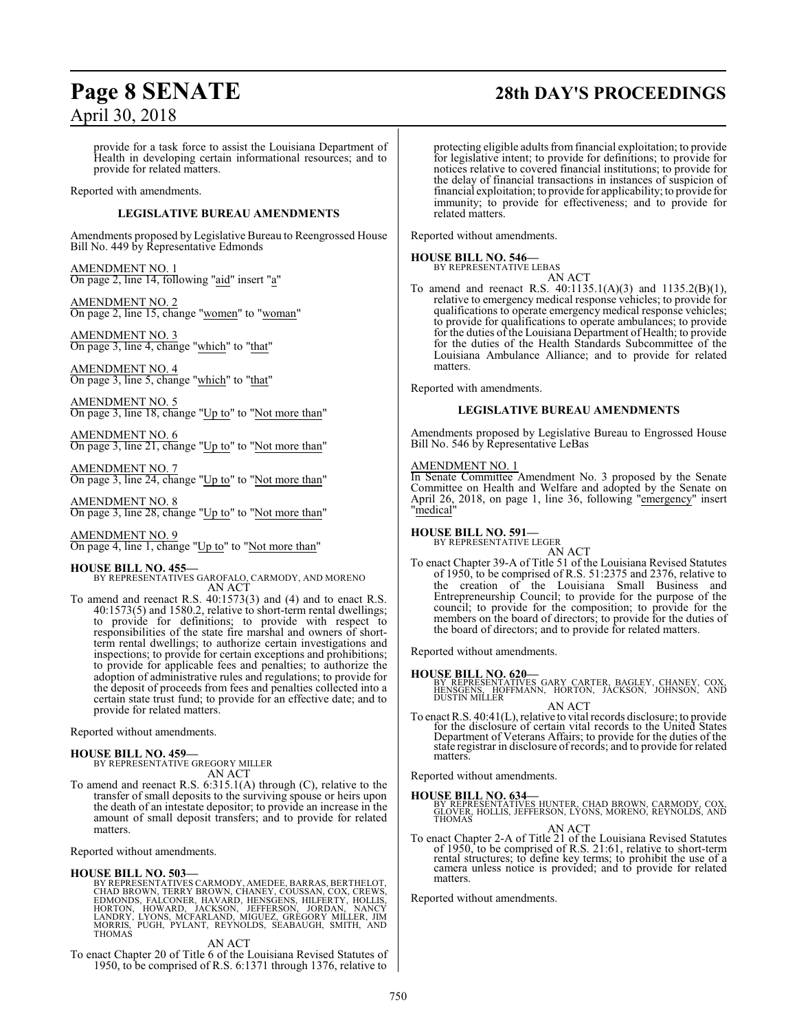provide for a task force to assist the Louisiana Department of Health in developing certain informational resources; and to provide for related matters.

Reported with amendments.

**LEGISLATIVE BUREAU AMENDMENTS**

Amendments proposed by Legislative Bureau to Reengrossed House Bill No. 449 by Representative Edmonds

AMENDMENT NO. 1
On page 2, line 14, following "aid" insert "a"

AMENDMENT NO. 2
On page 2, line 15, change "women" to "woman"

AMENDMENT NO. 3
On page 3, line 4, change "which" to "that"

AMENDMENT NO. 4
On page 3, line 5, change "which" to "that"

AMENDMENT NO. 5
On page 3, line 18, change "Up to" to "Not more than"

AMENDMENT NO. 6
On page 3, line 21, change "Up to" to "Not more than"

AMENDMENT NO. 7
On page 3, line 24, change "Up to" to "Not more than"

AMENDMENT NO. 8
On page 3, line 28, change "Up to" to "Not more than"

AMENDMENT NO. 9
On page 4, line 1, change "Up to" to "Not more than"

**HOUSE BILL NO. 455—**
BY REPRESENTATIVES GAROFALO, CARMODY, AND MORENO
AN ACT

To amend and reenact R.S. 40:1573(3) and (4) and to enact R.S. 40:1573(5) and 1580.2, relative to short-term rental dwellings; to provide for definitions; to provide with respect to responsibilities of the state fire marshal and owners of short-term rental dwellings; to authorize certain investigations and inspections; to provide for certain exceptions and prohibitions; to provide for applicable fees and penalties; to authorize the adoption of administrative rules and regulations; to provide for the deposit of proceeds from fees and penalties collected into a certain state trust fund; to provide for an effective date; and to provide for related matters.

Reported without amendments.

**HOUSE BILL NO. 459—**
BY REPRESENTATIVE GREGORY MILLER
AN ACT

To amend and reenact R.S. 6:315.1(A) through (C), relative to the transfer of small deposits to the surviving spouse or heirs upon the death of an intestate depositor; to provide an increase in the amount of small deposit transfers; and to provide for related matters.

Reported without amendments.

**HOUSE BILL NO. 503—**
BY REPRESENTATIVES CARMODY, AMEDEE, BARRAS, BERTHELOT, CHAD BROWN, TERRY BROWN, CHANEY, COUSSAN, COX, CREWS, EDMONDS, FALCONER, HAVARD, HENSGENS, HILFERTY, HOLLIS, HORTON, HOWARD, JACKSON, JEFFERSON, JORDAN, NANCY LANDRY, LYONS, MCFARLAND, MIGUEZ, GREGORY MILLER, JIM MORRIS, PUGH, PYLANT, REYNOLDS, SEABAUGH, SMITH, AND THOMAS
AN ACT

To enact Chapter 20 of Title 6 of the Louisiana Revised Statutes of 1950, to be comprised of R.S. 6:1371 through 1376, relative to protecting eligible adults from financial exploitation; to provide for legislative intent; to provide for definitions; to provide for notices relative to covered financial institutions; to provide for the delay of financial transactions in instances of suspicion of financial exploitation; to provide for applicability; to provide for immunity; to provide for effectiveness; and to provide for related matters.

Reported without amendments.

**HOUSE BILL NO. 546—**
BY REPRESENTATIVE LEBAS
AN ACT

To amend and reenact R.S. 40:1135.1(A)(3) and 1135.2(B)(1), relative to emergency medical response vehicles; to provide for qualifications to operate emergency medical response vehicles; to provide for qualifications to operate ambulances; to provide for the duties of the Louisiana Department of Health; to provide for the duties of the Health Standards Subcommittee of the Louisiana Ambulance Alliance; and to provide for related matters.

Reported with amendments.

**LEGISLATIVE BUREAU AMENDMENTS**

Amendments proposed by Legislative Bureau to Engrossed House Bill No. 546 by Representative LeBas

AMENDMENT NO. 1
In Senate Committee Amendment No. 3 proposed by the Senate Committee on Health and Welfare and adopted by the Senate on April 26, 2018, on page 1, line 36, following "emergency" insert "medical"

**HOUSE BILL NO. 591—**
BY REPRESENTATIVE LEGER
AN ACT

To enact Chapter 39-A of Title 51 of the Louisiana Revised Statutes of 1950, to be comprised of R.S. 51:2375 and 2376, relative to the creation of the Louisiana Small Business and Entrepreneurship Council; to provide for the purpose of the council; to provide for the composition; to provide for the members on the board of directors; to provide for the duties of the board of directors; and to provide for related matters.

Reported without amendments.

**HOUSE BILL NO. 620—**
BY REPRESENTATIVES GARY CARTER, BAGLEY, CHANEY, COX, HENSGENS, HOFFMANN, HORTON, JACKSON, JOHNSON, AND DUSTIN MILLER
AN ACT

To enact R.S. 40:41(L), relative to vital records disclosure; to provide for the disclosure of certain vital records to the United States Department of Veterans Affairs; to provide for the duties of the state registrar in disclosure of records; and to provide for related matters.

Reported without amendments.

**HOUSE BILL NO. 634—**
BY REPRESENTATIVES HUNTER, CHAD BROWN, CARMODY, COX, GLOVER, HOLLIS, JEFFERSON, LYONS, MORENO, REYNOLDS, AND THOMAS
AN ACT

To enact Chapter 2-A of Title 21 of the Louisiana Revised Statutes of 1950, to be comprised of R.S. 21:61, relative to short-term rental structures; to define key terms; to prohibit the use of a camera unless notice is provided; and to provide for related matters.

Reported without amendments.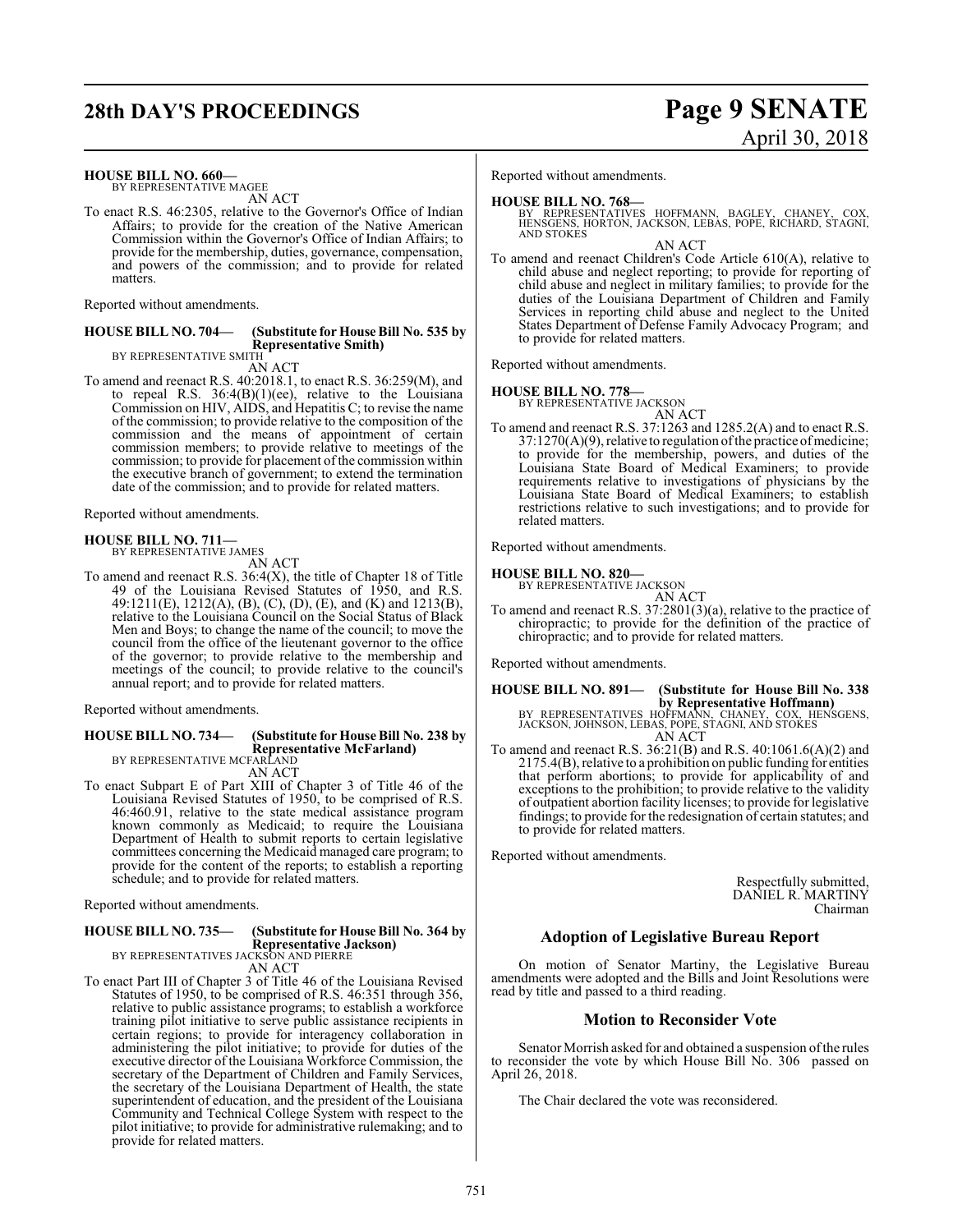**HOUSE BILL NO. 660—**
BY REPRESENTATIVE MAGEE

AN ACT

To enact R.S. 46:2305, relative to the Governor's Office of Indian Affairs; to provide for the creation of the Native American Commission within the Governor's Office of Indian Affairs; to provide for the membership, duties, governance, compensation, and powers of the commission; and to provide for related matters.

Reported without amendments.

**HOUSE BILL NO. 704— (Substitute for House Bill No. 535 by Representative Smith)**
BY REPRESENTATIVE SMITH

AN ACT

To amend and reenact R.S. 40:2018.1, to enact R.S. 36:259(M), and to repeal R.S. 36:4(B)(1)(ee), relative to the Louisiana Commission on HIV, AIDS, and Hepatitis C; to revise the name of the commission; to provide relative to the composition of the commission and the means of appointment of certain commission members; to provide relative to meetings of the commission; to provide for placement of the commission within the executive branch of government; to extend the termination date of the commission; and to provide for related matters.

Reported without amendments.

**HOUSE BILL NO. 711—**
BY REPRESENTATIVE JAMES

AN ACT

To amend and reenact R.S. 36:4(X), the title of Chapter 18 of Title 49 of the Louisiana Revised Statutes of 1950, and R.S. 49:1211(E), 1212(A), (B), (C), (D), (E), and (K) and 1213(B), relative to the Louisiana Council on the Social Status of Black Men and Boys; to change the name of the council; to move the council from the office of the lieutenant governor to the office of the governor; to provide relative to the membership and meetings of the council; to provide relative to the council's annual report; and to provide for related matters.

Reported without amendments.

**HOUSE BILL NO. 734— (Substitute for House Bill No. 238 by Representative McFarland)**
BY REPRESENTATIVE MCFARLAND

AN ACT

To enact Subpart E of Part XIII of Chapter 3 of Title 46 of the Louisiana Revised Statutes of 1950, to be comprised of R.S. 46:460.91, relative to the state medical assistance program known commonly as Medicaid; to require the Louisiana Department of Health to submit reports to certain legislative committees concerning the Medicaid managed care program; to provide for the content of the reports; to establish a reporting schedule; and to provide for related matters.

Reported without amendments.

**HOUSE BILL NO. 735— (Substitute for House Bill No. 364 by Representative Jackson)**
BY REPRESENTATIVES JACKSON AND PIERRE

AN ACT

To enact Part III of Chapter 3 of Title 46 of the Louisiana Revised Statutes of 1950, to be comprised of R.S. 46:351 through 356, relative to public assistance programs; to establish a workforce training pilot initiative to serve public assistance recipients in certain regions; to provide for interagency collaboration in administering the pilot initiative; to provide for duties of the executive director of the Louisiana Workforce Commission, the secretary of the Department of Children and Family Services, the secretary of the Louisiana Department of Health, the state superintendent of education, and the president of the Louisiana Community and Technical College System with respect to the pilot initiative; to provide for administrative rulemaking; and to provide for related matters.

Reported without amendments.

**HOUSE BILL NO. 768—**
BY REPRESENTATIVES HOFFMANN, BAGLEY, CHANEY, COX, HENSGENS, HORTON, JACKSON, LEBAS, POPE, RICHARD, STAGNI, AND STOKES

AN ACT

To amend and reenact Children's Code Article 610(A), relative to child abuse and neglect reporting; to provide for reporting of child abuse and neglect in military families; to provide for the duties of the Louisiana Department of Children and Family Services in reporting child abuse and neglect to the United States Department of Defense Family Advocacy Program; and to provide for related matters.

Reported without amendments.

**HOUSE BILL NO. 778—**
BY REPRESENTATIVE JACKSON

AN ACT

To amend and reenact R.S. 37:1263 and 1285.2(A) and to enact R.S. 37:1270(A)(9), relative to regulation of the practice of medicine; to provide for the membership, powers, and duties of the Louisiana State Board of Medical Examiners; to provide requirements relative to investigations of physicians by the Louisiana State Board of Medical Examiners; to establish restrictions relative to such investigations; and to provide for related matters.

Reported without amendments.

**HOUSE BILL NO. 820—**
BY REPRESENTATIVE JACKSON

AN ACT

To amend and reenact R.S. 37:2801(3)(a), relative to the practice of chiropractic; to provide for the definition of the practice of chiropractic; and to provide for related matters.

Reported without amendments.

**HOUSE BILL NO. 891— (Substitute for House Bill No. 338 by Representative Hoffmann)**
BY REPRESENTATIVES HOFFMANN, CHANEY, COX, HENSGENS, JACKSON, JOHNSON, LEBAS, POPE, STAGNI, AND STOKES

AN ACT

To amend and reenact R.S. 36:21(B) and R.S. 40:1061.6(A)(2) and 2175.4(B), relative to a prohibition on public funding for entities that perform abortions; to provide for applicability of and exceptions to the prohibition; to provide relative to the validity of outpatient abortion facility licenses; to provide for legislative findings; to provide for the redesignation of certain statutes; and to provide for related matters.

Reported without amendments.

Respectfully submitted,
DANIEL R. MARTINY
Chairman

## Adoption of Legislative Bureau Report

On motion of Senator Martiny, the Legislative Bureau amendments were adopted and the Bills and Joint Resolutions were read by title and passed to a third reading.

## Motion to Reconsider Vote

Senator Morrish asked for and obtained a suspension of the rules to reconsider the vote by which House Bill No. 306 passed on April 26, 2018.

The Chair declared the vote was reconsidered.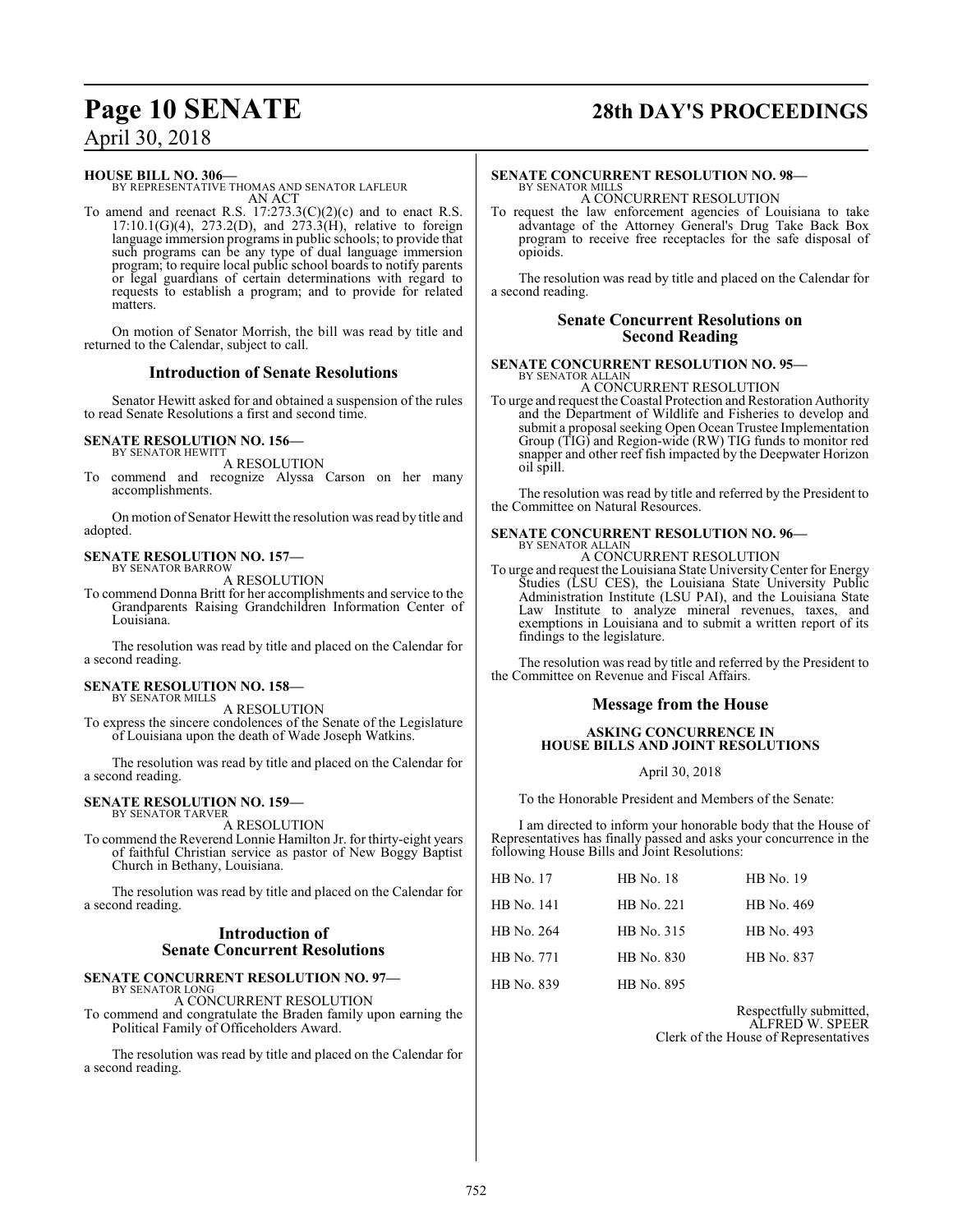**HOUSE BILL NO. 306—**
BY REPRESENTATIVE THOMAS AND SENATOR LAFLEUR
AN ACT

To amend and reenact R.S. 17:273.3(C)(2)(c) and to enact R.S. 17:10.1(G)(4), 273.2(D), and 273.3(H), relative to foreign language immersion programs in public schools; to provide that such programs can be any type of dual language immersion program; to require local public school boards to notify parents or legal guardians of certain determinations with regard to requests to establish a program; and to provide for related matters.

On motion of Senator Morrish, the bill was read by title and returned to the Calendar, subject to call.

## Introduction of Senate Resolutions

Senator Hewitt asked for and obtained a suspension of the rules to read Senate Resolutions a first and second time.

**SENATE RESOLUTION NO. 156—**
BY SENATOR HEWITT
A RESOLUTION

To commend and recognize Alyssa Carson on her many accomplishments.

On motion of Senator Hewitt the resolution was read by title and adopted.

**SENATE RESOLUTION NO. 157—**
BY SENATOR BARROW
A RESOLUTION

To commend Donna Britt for her accomplishments and service to the Grandparents Raising Grandchildren Information Center of Louisiana.

The resolution was read by title and placed on the Calendar for a second reading.

**SENATE RESOLUTION NO. 158—**
BY SENATOR MILLS
A RESOLUTION

To express the sincere condolences of the Senate of the Legislature of Louisiana upon the death of Wade Joseph Watkins.

The resolution was read by title and placed on the Calendar for a second reading.

**SENATE RESOLUTION NO. 159—**
BY SENATOR TARVER
A RESOLUTION

To commend the Reverend Lonnie Hamilton Jr. for thirty-eight years of faithful Christian service as pastor of New Boggy Baptist Church in Bethany, Louisiana.

The resolution was read by title and placed on the Calendar for a second reading.

## Introduction of Senate Concurrent Resolutions

**SENATE CONCURRENT RESOLUTION NO. 97—**
BY SENATOR LONG
A CONCURRENT RESOLUTION

To commend and congratulate the Braden family upon earning the Political Family of Officeholders Award.

The resolution was read by title and placed on the Calendar for a second reading.

**SENATE CONCURRENT RESOLUTION NO. 98—**
BY SENATOR MILLS
A CONCURRENT RESOLUTION

To request the law enforcement agencies of Louisiana to take advantage of the Attorney General's Drug Take Back Box program to receive free receptacles for the safe disposal of opioids.

The resolution was read by title and placed on the Calendar for a second reading.

## Senate Concurrent Resolutions on Second Reading

**SENATE CONCURRENT RESOLUTION NO. 95—**
BY SENATOR ALLAIN
A CONCURRENT RESOLUTION

To urge and request the Coastal Protection and Restoration Authority and the Department of Wildlife and Fisheries to develop and submit a proposal seeking Open Ocean Trustee Implementation Group (TIG) and Region-wide (RW) TIG funds to monitor red snapper and other reef fish impacted by the Deepwater Horizon oil spill.

The resolution was read by title and referred by the President to the Committee on Natural Resources.

**SENATE CONCURRENT RESOLUTION NO. 96—**
BY SENATOR ALLAIN
A CONCURRENT RESOLUTION

To urge and request the Louisiana State University Center for Energy Studies (LSU CES), the Louisiana State University Public Administration Institute (LSU PAI), and the Louisiana State Law Institute to analyze mineral revenues, taxes, and exemptions in Louisiana and to submit a written report of its findings to the legislature.

The resolution was read by title and referred by the President to the Committee on Revenue and Fiscal Affairs.

## Message from the House

### ASKING CONCURRENCE IN HOUSE BILLS AND JOINT RESOLUTIONS

April 30, 2018

To the Honorable President and Members of the Senate:

I am directed to inform your honorable body that the House of Representatives has finally passed and asks your concurrence in the following House Bills and Joint Resolutions:

| | | |
|---|---|---|
| HB No. 17 | HB No. 18 | HB No. 19 |
| HB No. 141 | HB No. 221 | HB No. 469 |
| HB No. 264 | HB No. 315 | HB No. 493 |
| HB No. 771 | HB No. 830 | HB No. 837 |
| HB No. 839 | HB No. 895 | |

Respectfully submitted,
ALFRED W. SPEER
Clerk of the House of Representatives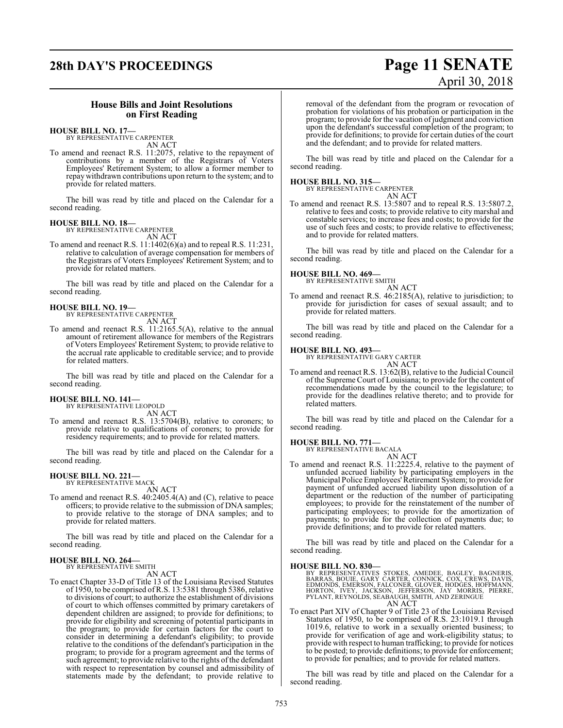## House Bills and Joint Resolutions on First Reading

**HOUSE BILL NO. 17—**
BY REPRESENTATIVE CARPENTER
AN ACT

To amend and reenact R.S. 11:2075, relative to the repayment of contributions by a member of the Registrars of Voters Employees' Retirement System; to allow a former member to repay withdrawn contributions upon return to the system; and to provide for related matters.

The bill was read by title and placed on the Calendar for a second reading.

**HOUSE BILL NO. 18—**
BY REPRESENTATIVE CARPENTER
AN ACT

To amend and reenact R.S. 11:1402(6)(a) and to repeal R.S. 11:231, relative to calculation of average compensation for members of the Registrars of Voters Employees' Retirement System; and to provide for related matters.

The bill was read by title and placed on the Calendar for a second reading.

**HOUSE BILL NO. 19—**
BY REPRESENTATIVE CARPENTER
AN ACT

To amend and reenact R.S. 11:2165.5(A), relative to the annual amount of retirement allowance for members of the Registrars of Voters Employees' Retirement System; to provide relative to the accrual rate applicable to creditable service; and to provide for related matters.

The bill was read by title and placed on the Calendar for a second reading.

**HOUSE BILL NO. 141—**
BY REPRESENTATIVE LEOPOLD
AN ACT

To amend and reenact R.S. 13:5704(B), relative to coroners; to provide relative to qualifications of coroners; to provide for residency requirements; and to provide for related matters.

The bill was read by title and placed on the Calendar for a second reading.

**HOUSE BILL NO. 221—**
BY REPRESENTATIVE MACK
AN ACT

To amend and reenact R.S. 40:2405.4(A) and (C), relative to peace officers; to provide relative to the submission of DNA samples; to provide relative to the storage of DNA samples; and to provide for related matters.

The bill was read by title and placed on the Calendar for a second reading.

**HOUSE BILL NO. 264—**
BY REPRESENTATIVE SMITH
AN ACT

To enact Chapter 33-D of Title 13 of the Louisiana Revised Statutes of 1950, to be comprised of R.S. 13:5381 through 5386, relative to divisions of court; to authorize the establishment of divisions of court to which offenses committed by primary caretakers of dependent children are assigned; to provide for definitions; to provide for eligibility and screening of potential participants in the program; to provide for certain factors for the court to consider in determining a defendant's eligibility; to provide relative to the conditions of the defendant's participation in the program; to provide for a program agreement and the terms of such agreement; to provide relative to the rights of the defendant with respect to representation by counsel and admissibility of statements made by the defendant; to provide relative to removal of the defendant from the program or revocation of probation for violations of his probation or participation in the program; to provide for the vacation of judgment and conviction upon the defendant's successful completion of the program; to provide for definitions; to provide for certain duties of the court and the defendant; and to provide for related matters.

The bill was read by title and placed on the Calendar for a second reading.

**HOUSE BILL NO. 315—**
BY REPRESENTATIVE CARPENTER
AN ACT

To amend and reenact R.S. 13:5807 and to repeal R.S. 13:5807.2, relative to fees and costs; to provide relative to city marshal and constable services; to increase fees and costs; to provide for the use of such fees and costs; to provide relative to effectiveness; and to provide for related matters.

The bill was read by title and placed on the Calendar for a second reading.

**HOUSE BILL NO. 469—**
BY REPRESENTATIVE SMITH
AN ACT

To amend and reenact R.S. 46:2185(A), relative to jurisdiction; to provide for jurisdiction for cases of sexual assault; and to provide for related matters.

The bill was read by title and placed on the Calendar for a second reading.

**HOUSE BILL NO. 493—**
BY REPRESENTATIVE GARY CARTER
AN ACT

To amend and reenact R.S. 13:62(B), relative to the Judicial Council of the Supreme Court of Louisiana; to provide for the content of recommendations made by the council to the legislature; to provide for the deadlines relative thereto; and to provide for related matters.

The bill was read by title and placed on the Calendar for a second reading.

**HOUSE BILL NO. 771—**
BY REPRESENTATIVE BACALA
AN ACT

To amend and reenact R.S. 11:2225.4, relative to the payment of unfunded accrued liability by participating employers in the Municipal Police Employees' Retirement System; to provide for payment of unfunded accrued liability upon dissolution of a department or the reduction of the number of participating employees; to provide for the reinstatement of the number of participating employees; to provide for the amortization of payments; to provide for the collection of payments due; to provide definitions; and to provide for related matters.

The bill was read by title and placed on the Calendar for a second reading.

**HOUSE BILL NO. 830—**
BY REPRESENTATIVES STOKES, AMEDEE, BAGLEY, BAGNERIS, BARRAS, BOUIE, GARY CARTER, CONNICK, COX, CREWS, DAVIS, EDMONDS, EMERSON, FALCONER, GLOVER, HODGES, HOFFMANN, HORTON, IVEY, JACKSON, JEFFERSON, JAY MORRIS, PIERRE, PYLANT, REYNOLDS, SEABAUGH, SMITH, AND ZERINGUE
AN ACT

To enact Part XIV of Chapter 9 of Title 23 of the Louisiana Revised Statutes of 1950, to be comprised of R.S. 23:1019.1 through 1019.6, relative to work in a sexually oriented business; to provide for verification of age and work-eligibility status; to provide with respect to human trafficking; to provide for notices to be posted; to provide definitions; to provide for enforcement; to provide for penalties; and to provide for related matters.

The bill was read by title and placed on the Calendar for a second reading.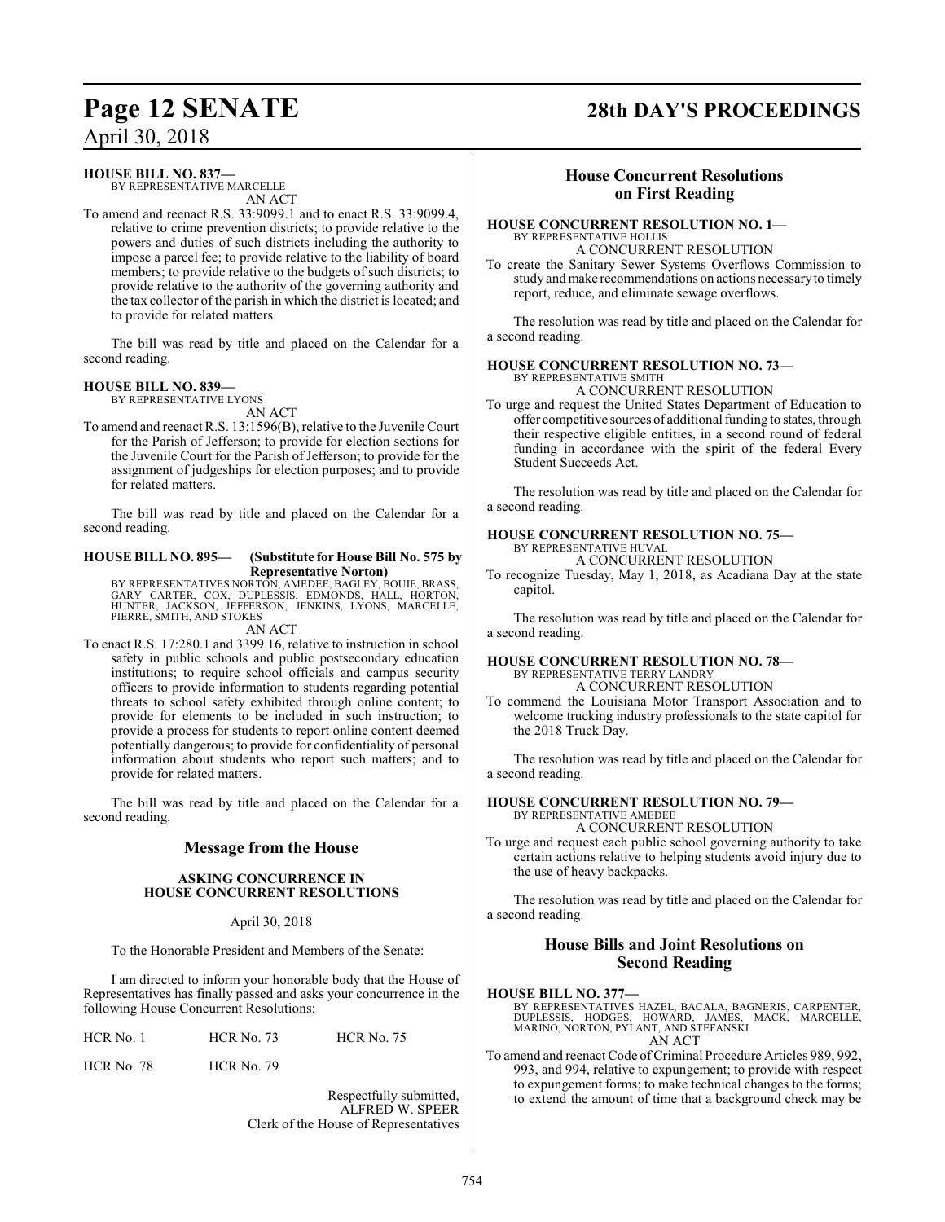**HOUSE BILL NO. 837—**
BY REPRESENTATIVE MARCELLE
AN ACT

To amend and reenact R.S. 33:9099.1 and to enact R.S. 33:9099.4, relative to crime prevention districts; to provide relative to the powers and duties of such districts including the authority to impose a parcel fee; to provide relative to the liability of board members; to provide relative to the budgets of such districts; to provide relative to the authority of the governing authority and the tax collector of the parish in which the district is located; and to provide for related matters.

The bill was read by title and placed on the Calendar for a second reading.

**HOUSE BILL NO. 839—**
BY REPRESENTATIVE LYONS
AN ACT

To amend and reenact R.S. 13:1596(B), relative to the Juvenile Court for the Parish of Jefferson; to provide for election sections for the Juvenile Court for the Parish of Jefferson; to provide for the assignment of judgeships for election purposes; and to provide for related matters.

The bill was read by title and placed on the Calendar for a second reading.

**HOUSE BILL NO. 895— (Substitute for House Bill No. 575 by Representative Norton)**
BY REPRESENTATIVES NORTON, AMEDEE, BAGLEY, BOUIE, BRASS, GARY CARTER, COX, DUPLESSIS, EDMONDS, HALL, HORTON, HUNTER, JACKSON, JEFFERSON, JENKINS, LYONS, MARCELLE, PIERRE, SMITH, AND STOKES
AN ACT

To enact R.S. 17:280.1 and 3399.16, relative to instruction in school safety in public schools and public postsecondary education institutions; to require school officials and campus security officers to provide information to students regarding potential threats to school safety exhibited through online content; to provide for elements to be included in such instruction; to provide a process for students to report online content deemed potentially dangerous; to provide for confidentiality of personal information about students who report such matters; and to provide for related matters.

The bill was read by title and placed on the Calendar for a second reading.

## Message from the House

**ASKING CONCURRENCE IN HOUSE CONCURRENT RESOLUTIONS**

April 30, 2018

To the Honorable President and Members of the Senate:

I am directed to inform your honorable body that the House of Representatives has finally passed and asks your concurrence in the following House Concurrent Resolutions:

| | | |
|---|---|---|
| HCR No. 1 | HCR No. 73 | HCR No. 75 |
| HCR No. 78 | HCR No. 79 | |

Respectfully submitted,
ALFRED W. SPEER
Clerk of the House of Representatives

## House Concurrent Resolutions on First Reading

**HOUSE CONCURRENT RESOLUTION NO. 1—**
BY REPRESENTATIVE HOLLIS
A CONCURRENT RESOLUTION

To create the Sanitary Sewer Systems Overflows Commission to study and make recommendations on actions necessary to timely report, reduce, and eliminate sewage overflows.

The resolution was read by title and placed on the Calendar for a second reading.

**HOUSE CONCURRENT RESOLUTION NO. 73—**
BY REPRESENTATIVE SMITH
A CONCURRENT RESOLUTION

To urge and request the United States Department of Education to offer competitive sources of additional funding to states, through their respective eligible entities, in a second round of federal funding in accordance with the spirit of the federal Every Student Succeeds Act.

The resolution was read by title and placed on the Calendar for a second reading.

**HOUSE CONCURRENT RESOLUTION NO. 75—**
BY REPRESENTATIVE HUVAL
A CONCURRENT RESOLUTION

To recognize Tuesday, May 1, 2018, as Acadiana Day at the state capitol.

The resolution was read by title and placed on the Calendar for a second reading.

**HOUSE CONCURRENT RESOLUTION NO. 78—**
BY REPRESENTATIVE TERRY LANDRY
A CONCURRENT RESOLUTION

To commend the Louisiana Motor Transport Association and to welcome trucking industry professionals to the state capitol for the 2018 Truck Day.

The resolution was read by title and placed on the Calendar for a second reading.

**HOUSE CONCURRENT RESOLUTION NO. 79—**
BY REPRESENTATIVE AMEDEE
A CONCURRENT RESOLUTION

To urge and request each public school governing authority to take certain actions relative to helping students avoid injury due to the use of heavy backpacks.

The resolution was read by title and placed on the Calendar for a second reading.

## House Bills and Joint Resolutions on Second Reading

**HOUSE BILL NO. 377—**
BY REPRESENTATIVES HAZEL, BACALA, BAGNERIS, CARPENTER, DUPLESSIS, HODGES, HOWARD, JAMES, MACK, MARCELLE, MARINO, NORTON, PYLANT, AND STEFANSKI
AN ACT

To amend and reenact Code of Criminal Procedure Articles 989, 992, 993, and 994, relative to expungement; to provide with respect to expungement forms; to make technical changes to the forms; to extend the amount of time that a background check may be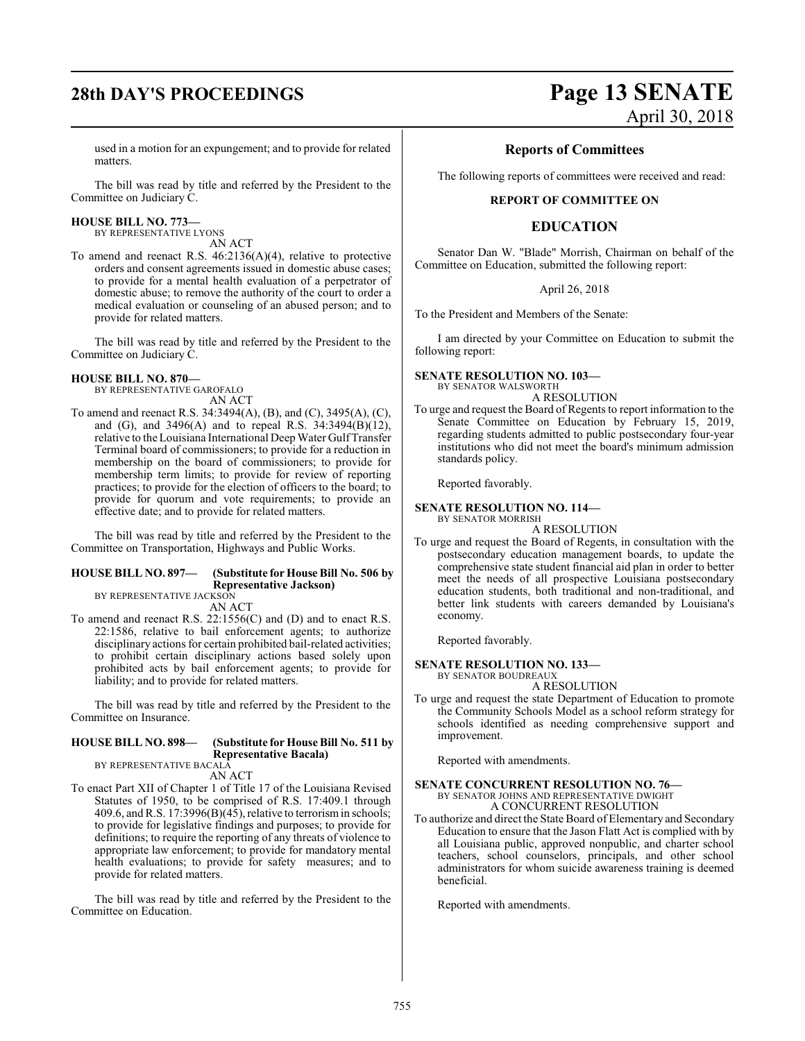used in a motion for an expungement; and to provide for related matters.

The bill was read by title and referred by the President to the Committee on Judiciary C.

**HOUSE BILL NO. 773—**
BY REPRESENTATIVE LYONS
AN ACT

To amend and reenact R.S. 46:2136(A)(4), relative to protective orders and consent agreements issued in domestic abuse cases; to provide for a mental health evaluation of a perpetrator of domestic abuse; to remove the authority of the court to order a medical evaluation or counseling of an abused person; and to provide for related matters.

The bill was read by title and referred by the President to the Committee on Judiciary C.

**HOUSE BILL NO. 870—**
BY REPRESENTATIVE GAROFALO
AN ACT

To amend and reenact R.S. 34:3494(A), (B), and (C), 3495(A), (C), and (G), and 3496(A) and to repeal R.S. 34:3494(B)(12), relative to the Louisiana International Deep Water Gulf Transfer Terminal board of commissioners; to provide for a reduction in membership on the board of commissioners; to provide for membership term limits; to provide for review of reporting practices; to provide for the election of officers to the board; to provide for quorum and vote requirements; to provide an effective date; and to provide for related matters.

The bill was read by title and referred by the President to the Committee on Transportation, Highways and Public Works.

**HOUSE BILL NO. 897— (Substitute for House Bill No. 506 by Representative Jackson)**
BY REPRESENTATIVE JACKSON
AN ACT

To amend and reenact R.S. 22:1556(C) and (D) and to enact R.S. 22:1586, relative to bail enforcement agents; to authorize disciplinary actions for certain prohibited bail-related activities; to prohibit certain disciplinary actions based solely upon prohibited acts by bail enforcement agents; to provide for liability; and to provide for related matters.

The bill was read by title and referred by the President to the Committee on Insurance.

**HOUSE BILL NO. 898— (Substitute for House Bill No. 511 by Representative Bacala)**
BY REPRESENTATIVE BACALA
AN ACT

To enact Part XII of Chapter 1 of Title 17 of the Louisiana Revised Statutes of 1950, to be comprised of R.S. 17:409.1 through 409.6, and R.S. 17:3996(B)(45), relative to terrorism in schools; to provide for legislative findings and purposes; to provide for definitions; to require the reporting of any threats of violence to appropriate law enforcement; to provide for mandatory mental health evaluations; to provide for safety measures; and to provide for related matters.

The bill was read by title and referred by the President to the Committee on Education.

## Reports of Committees

The following reports of committees were received and read:

### REPORT OF COMMITTEE ON

### EDUCATION

Senator Dan W. "Blade" Morrish, Chairman on behalf of the Committee on Education, submitted the following report:

April 26, 2018

To the President and Members of the Senate:

I am directed by your Committee on Education to submit the following report:

**SENATE RESOLUTION NO. 103—**
BY SENATOR WALSWORTH
A RESOLUTION

To urge and request the Board of Regents to report information to the Senate Committee on Education by February 15, 2019, regarding students admitted to public postsecondary four-year institutions who did not meet the board's minimum admission standards policy.

Reported favorably.

**SENATE RESOLUTION NO. 114—**
BY SENATOR MORRISH
A RESOLUTION

To urge and request the Board of Regents, in consultation with the postsecondary education management boards, to update the comprehensive state student financial aid plan in order to better meet the needs of all prospective Louisiana postsecondary education students, both traditional and non-traditional, and better link students with careers demanded by Louisiana's economy.

Reported favorably.

**SENATE RESOLUTION NO. 133—**
BY SENATOR BOUDREAUX
A RESOLUTION

To urge and request the state Department of Education to promote the Community Schools Model as a school reform strategy for schools identified as needing comprehensive support and improvement.

Reported with amendments.

**SENATE CONCURRENT RESOLUTION NO. 76—**
BY SENATOR JOHNS AND REPRESENTATIVE DWIGHT
A CONCURRENT RESOLUTION

To authorize and direct the State Board of Elementary and Secondary Education to ensure that the Jason Flatt Act is complied with by all Louisiana public, approved nonpublic, and charter school teachers, school counselors, principals, and other school administrators for whom suicide awareness training is deemed beneficial.

Reported with amendments.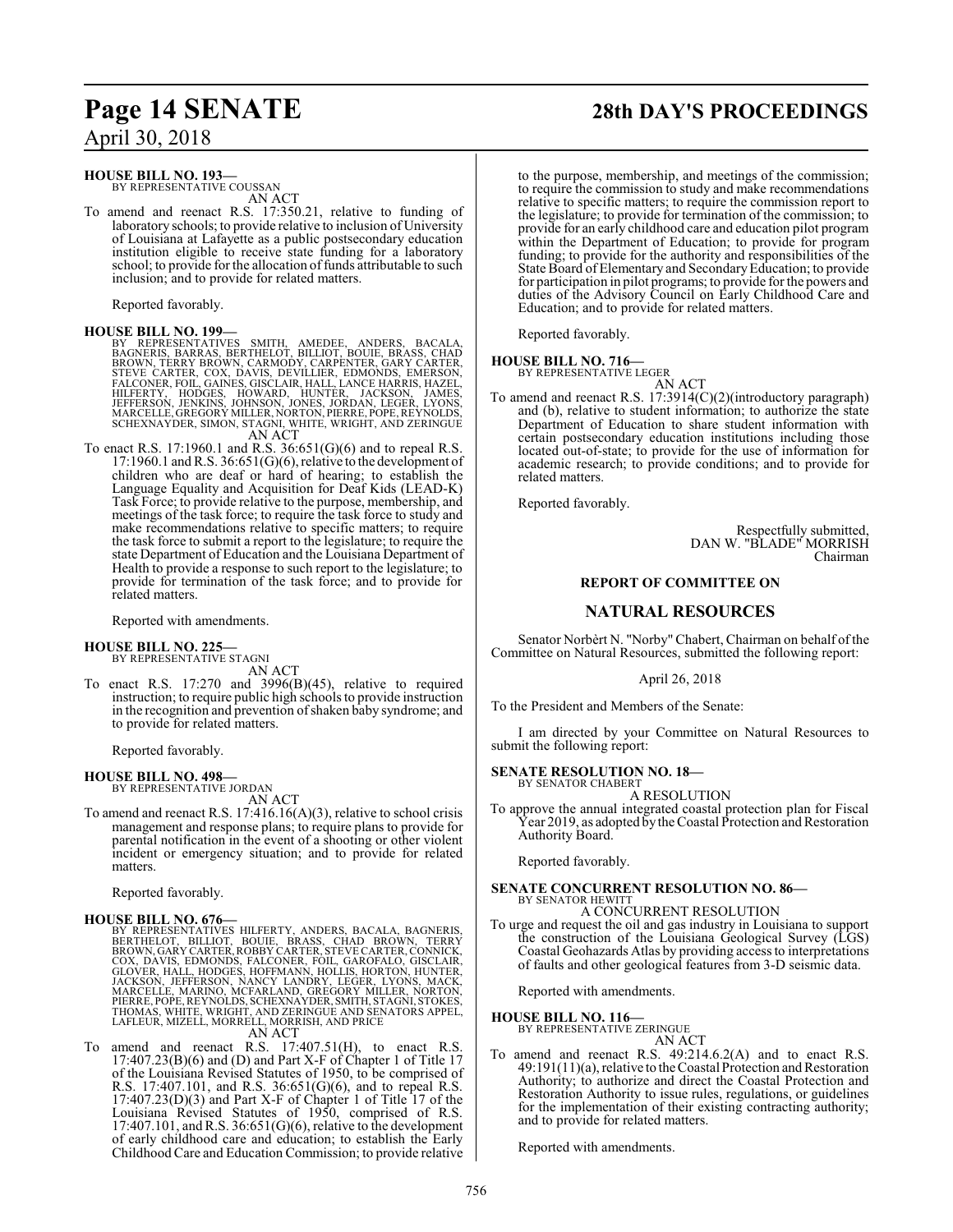**HOUSE BILL NO. 193—**
BY REPRESENTATIVE COUSSAN

AN ACT

To amend and reenact R.S. 17:350.21, relative to funding of laboratory schools; to provide relative to inclusion of University of Louisiana at Lafayette as a public postsecondary education institution eligible to receive state funding for a laboratory school; to provide for the allocation of funds attributable to such inclusion; and to provide for related matters.

Reported favorably.

**HOUSE BILL NO. 199—**
BY REPRESENTATIVES SMITH, AMEDEE, ANDERS, BACALA, BAGNERIS, BARRAS, BERTHELOT, BILLIOT, BOUIE, BRASS, CHAD BROWN, TERRY BROWN, CARMODY, CARPENTER, GARY CARTER, STEVE CARTER, COX, DAVIS, DEVILLIER, EDMONDS, EMERSON, FALCONER, FOIL, GAINES, GISCLAIR, HALL, LANCE HARRIS, HAZEL, HILFERTY, HODGES, HOWARD, HUNTER, JACKSON, JAMES, JEFFERSON, JENKINS, JOHNSON, JONES, JORDAN, LEGER, LYONS, MARCELLE, GREGORY MILLER, NORTON, PIERRE, POPE, REYNOLDS, SCHEXNAYDER, SIMON, STAGNI, WHITE, WRIGHT, AND ZERINGUE

AN ACT

To enact R.S. 17:1960.1 and R.S. 36:651(G)(6) and to repeal R.S. 17:1960.1 and R.S. 36:651(G)(6), relative to the development of children who are deaf or hard of hearing; to establish the Language Equality and Acquisition for Deaf Kids (LEAD-K) Task Force; to provide relative to the purpose, membership, and meetings of the task force; to require the task force to study and make recommendations relative to specific matters; to require the task force to submit a report to the legislature; to require the state Department of Education and the Louisiana Department of Health to provide a response to such report to the legislature; to provide for termination of the task force; and to provide for related matters.

Reported with amendments.

**HOUSE BILL NO. 225—**
BY REPRESENTATIVE STAGNI

AN ACT

To enact R.S. 17:270 and 3996(B)(45), relative to required instruction; to require public high schools to provide instruction in the recognition and prevention of shaken baby syndrome; and to provide for related matters.

Reported favorably.

**HOUSE BILL NO. 498—**
BY REPRESENTATIVE JORDAN

AN ACT

To amend and reenact R.S. 17:416.16(A)(3), relative to school crisis management and response plans; to require plans to provide for parental notification in the event of a shooting or other violent incident or emergency situation; and to provide for related matters.

Reported favorably.

**HOUSE BILL NO. 676—**
BY REPRESENTATIVES HILFERTY, ANDERS, BACALA, BAGNERIS, BERTHELOT, BILLIOT, BOUIE, BRASS, CHAD BROWN, TERRY BROWN, GARY CARTER, ROBBY CARTER, STEVE CARTER, CONNICK, COX, DAVIS, EDMONDS, FALCONER, FOIL, GAROFALO, GISCLAIR, GLOVER, HALL, HODGES, HOFFMANN, HOLLIS, HORTON, HUNTER, JACKSON, JEFFERSON, NANCY LANDRY, LEGER, LYONS, MACK, MARCELLE, MARINO, MCFARLAND, GREGORY MILLER, NORTON, PIERRE, POPE, REYNOLDS, SCHEXNAYDER, SMITH, STAGNI, STOKES, THOMAS, WHITE, WRIGHT, AND ZERINGUE AND SENATORS APPEL, LAFLEUR, MIZELL, MORRELL, MORRISH, AND PRICE

AN ACT

To amend and reenact R.S. 17:407.51(H), to enact R.S. 17:407.23(B)(6) and (D) and Part X-F of Chapter 1 of Title 17 of the Louisiana Revised Statutes of 1950, to be comprised of R.S. 17:407.101, and R.S. 36:651(G)(6), and to repeal R.S. 17:407.23(D)(3) and Part X-F of Chapter 1 of Title 17 of the Louisiana Revised Statutes of 1950, comprised of R.S. 17:407.101, and R.S. 36:651(G)(6), relative to the development of early childhood care and education; to establish the Early Childhood Care and Education Commission; to provide relative to the purpose, membership, and meetings of the commission; to require the commission to study and make recommendations relative to specific matters; to require the commission report to the legislature; to provide for termination of the commission; to provide for an early childhood care and education pilot program within the Department of Education; to provide for program funding; to provide for the authority and responsibilities of the State Board of Elementary and Secondary Education; to provide for participation in pilot programs; to provide for the powers and duties of the Advisory Council on Early Childhood Care and Education; and to provide for related matters.

Reported favorably.

**HOUSE BILL NO. 716—**
BY REPRESENTATIVE LEGER

AN ACT

To amend and reenact R.S. 17:3914(C)(2)(introductory paragraph) and (b), relative to student information; to authorize the state Department of Education to share student information with certain postsecondary education institutions including those located out-of-state; to provide for the use of information for academic research; to provide conditions; and to provide for related matters.

Reported favorably.

Respectfully submitted,
DAN W. "BLADE" MORRISH
Chairman

## REPORT OF COMMITTEE ON

## NATURAL RESOURCES

Senator Norbèrt N. "Norby" Chabert, Chairman on behalf of the Committee on Natural Resources, submitted the following report:

April 26, 2018

To the President and Members of the Senate:

I am directed by your Committee on Natural Resources to submit the following report:

**SENATE RESOLUTION NO. 18—**
BY SENATOR CHABERT

A RESOLUTION

To approve the annual integrated coastal protection plan for Fiscal Year 2019, as adopted by the Coastal Protection and Restoration Authority Board.

Reported favorably.

**SENATE CONCURRENT RESOLUTION NO. 86—**
BY SENATOR HEWITT

A CONCURRENT RESOLUTION

To urge and request the oil and gas industry in Louisiana to support the construction of the Louisiana Geological Survey (LGS) Coastal Geohazards Atlas by providing access to interpretations of faults and other geological features from 3-D seismic data.

Reported with amendments.

**HOUSE BILL NO. 116—**
BY REPRESENTATIVE ZERINGUE

AN ACT

To amend and reenact R.S. 49:214.6.2(A) and to enact R.S. 49:191(11)(a), relative to the Coastal Protection and Restoration Authority; to authorize and direct the Coastal Protection and Restoration Authority to issue rules, regulations, or guidelines for the implementation of their existing contracting authority; and to provide for related matters.

Reported with amendments.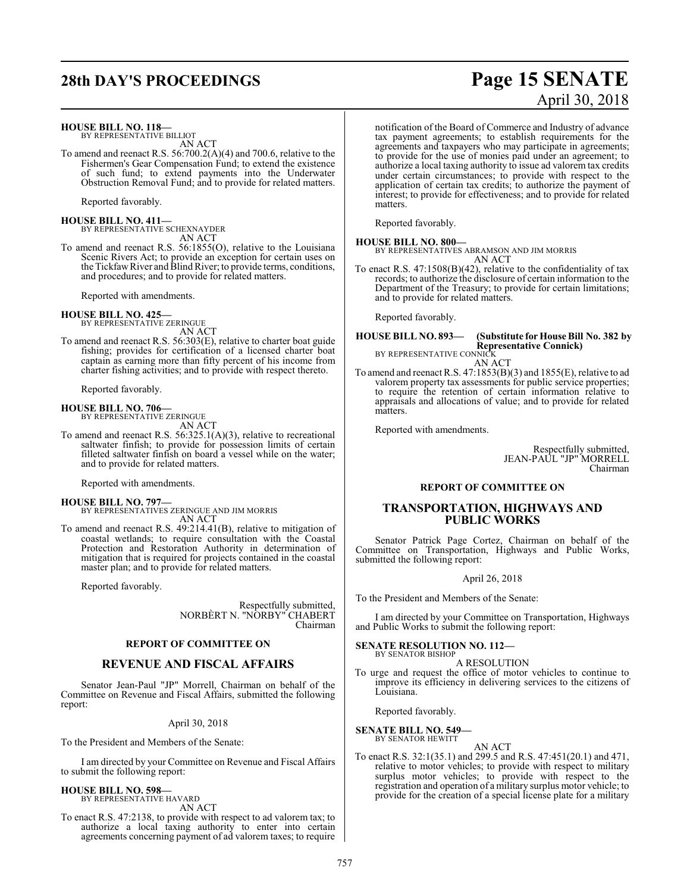**HOUSE BILL NO. 118—**
BY REPRESENTATIVE BILLIOT

AN ACT

To amend and reenact R.S. 56:700.2(A)(4) and 700.6, relative to the Fishermen's Gear Compensation Fund; to extend the existence of such fund; to extend payments into the Underwater Obstruction Removal Fund; and to provide for related matters.

Reported favorably.

**HOUSE BILL NO. 411—**
BY REPRESENTATIVE SCHEXNAYDER

AN ACT

To amend and reenact R.S. 56:1855(O), relative to the Louisiana Scenic Rivers Act; to provide an exception for certain uses on the Tickfaw River and Blind River; to provide terms, conditions, and procedures; and to provide for related matters.

Reported with amendments.

**HOUSE BILL NO. 425—**
BY REPRESENTATIVE ZERINGUE

AN ACT

To amend and reenact R.S. 56:303(E), relative to charter boat guide fishing; provides for certification of a licensed charter boat captain as earning more than fifty percent of his income from charter fishing activities; and to provide with respect thereto.

Reported favorably.

**HOUSE BILL NO. 706—**
BY REPRESENTATIVE ZERINGUE

AN ACT

To amend and reenact R.S. 56:325.1(A)(3), relative to recreational saltwater finfish; to provide for possession limits of certain filleted saltwater finfish on board a vessel while on the water; and to provide for related matters.

Reported with amendments.

**HOUSE BILL NO. 797—**
BY REPRESENTATIVES ZERINGUE AND JIM MORRIS

AN ACT

To amend and reenact R.S. 49:214.41(B), relative to mitigation of coastal wetlands; to require consultation with the Coastal Protection and Restoration Authority in determination of mitigation that is required for projects contained in the coastal master plan; and to provide for related matters.

Reported favorably.

Respectfully submitted,
NORBÈRT N. "NORBY" CHABERT
Chairman

**REPORT OF COMMITTEE ON**

## REVENUE AND FISCAL AFFAIRS

Senator Jean-Paul "JP" Morrell, Chairman on behalf of the Committee on Revenue and Fiscal Affairs, submitted the following report:

April 30, 2018

To the President and Members of the Senate:

I am directed by your Committee on Revenue and Fiscal Affairs to submit the following report:

**HOUSE BILL NO. 598—**
BY REPRESENTATIVE HAVARD

AN ACT

To enact R.S. 47:2138, to provide with respect to ad valorem tax; to authorize a local taxing authority to enter into certain agreements concerning payment of ad valorem taxes; to require notification of the Board of Commerce and Industry of advance tax payment agreements; to establish requirements for the agreements and taxpayers who may participate in agreements; to provide for the use of monies paid under an agreement; to authorize a local taxing authority to issue ad valorem tax credits under certain circumstances; to provide with respect to the application of certain tax credits; to authorize the payment of interest; to provide for effectiveness; and to provide for related matters.

Reported favorably.

**HOUSE BILL NO. 800—**
BY REPRESENTATIVES ABRAMSON AND JIM MORRIS

AN ACT

To enact R.S. 47:1508(B)(42), relative to the confidentiality of tax records; to authorize the disclosure of certain information to the Department of the Treasury; to provide for certain limitations; and to provide for related matters.

Reported favorably.

**HOUSE BILL NO. 893— (Substitute for House Bill No. 382 by Representative Connick)**
BY REPRESENTATIVE CONNICK

AN ACT

To amend and reenact R.S. 47:1853(B)(3) and 1855(E), relative to ad valorem property tax assessments for public service properties; to require the retention of certain information relative to appraisals and allocations of value; and to provide for related matters.

Reported with amendments.

Respectfully submitted,
JEAN-PAUL "JP" MORRELL
Chairman

**REPORT OF COMMITTEE ON**

## TRANSPORTATION, HIGHWAYS AND PUBLIC WORKS

Senator Patrick Page Cortez, Chairman on behalf of the Committee on Transportation, Highways and Public Works, submitted the following report:

April 26, 2018

To the President and Members of the Senate:

I am directed by your Committee on Transportation, Highways and Public Works to submit the following report:

**SENATE RESOLUTION NO. 112—**
BY SENATOR BISHOP

A RESOLUTION

To urge and request the office of motor vehicles to continue to improve its efficiency in delivering services to the citizens of Louisiana.

Reported favorably.

**SENATE BILL NO. 549—**
BY SENATOR HEWITT

AN ACT

To enact R.S. 32:1(35.1) and 299.5 and R.S. 47:451(20.1) and 471, relative to motor vehicles; to provide with respect to military surplus motor vehicles; to provide with respect to the registration and operation of a military surplus motor vehicle; to provide for the creation of a special license plate for a military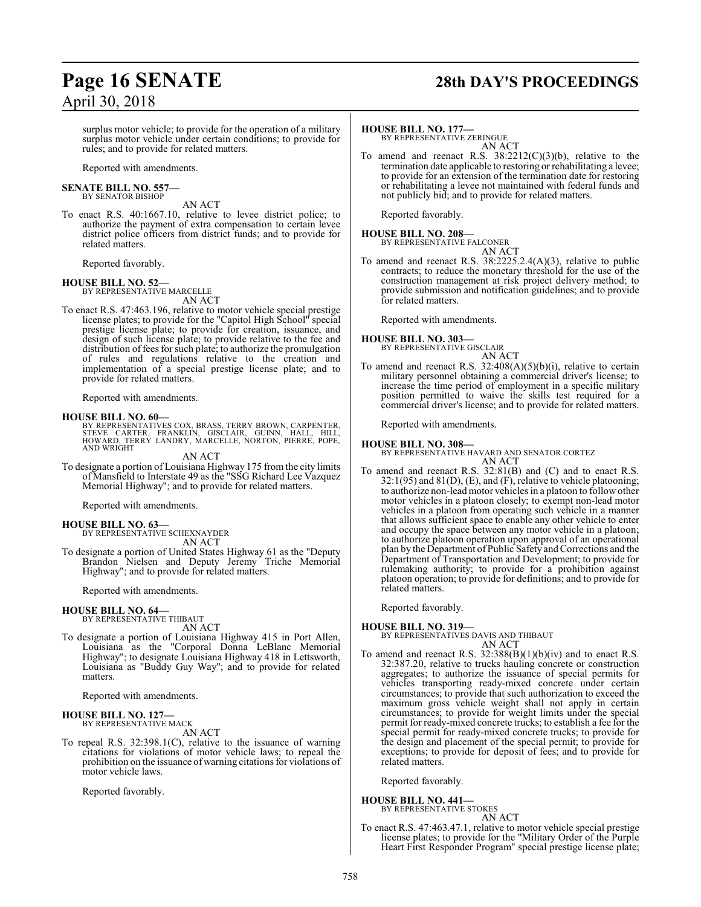surplus motor vehicle; to provide for the operation of a military surplus motor vehicle under certain conditions; to provide for rules; and to provide for related matters.

Reported with amendments.

**SENATE BILL NO. 557—**
BY SENATOR BISHOP

AN ACT

To enact R.S. 40:1667.10, relative to levee district police; to authorize the payment of extra compensation to certain levee district police officers from district funds; and to provide for related matters.

Reported favorably.

**HOUSE BILL NO. 52—**
BY REPRESENTATIVE MARCELLE

AN ACT

To enact R.S. 47:463.196, relative to motor vehicle special prestige license plates; to provide for the "Capitol High School" special prestige license plate; to provide for creation, issuance, and design of such license plate; to provide relative to the fee and distribution of fees for such plate; to authorize the promulgation of rules and regulations relative to the creation and implementation of a special prestige license plate; and to provide for related matters.

Reported with amendments.

**HOUSE BILL NO. 60—**
BY REPRESENTATIVES COX, BRASS, TERRY BROWN, CARPENTER, STEVE CARTER, FRANKLIN, GISCLAIR, GUINN, HALL, HILL, HOWARD, TERRY LANDRY, MARCELLE, NORTON, PIERRE, POPE, AND WRIGHT

AN ACT

To designate a portion of Louisiana Highway 175 from the city limits of Mansfield to Interstate 49 as the "SSG Richard Lee Vazquez Memorial Highway"; and to provide for related matters.

Reported with amendments.

**HOUSE BILL NO. 63—**
BY REPRESENTATIVE SCHEXNAYDER

AN ACT

To designate a portion of United States Highway 61 as the "Deputy Brandon Nielsen and Deputy Jeremy Triche Memorial Highway"; and to provide for related matters.

Reported with amendments.

**HOUSE BILL NO. 64—**
BY REPRESENTATIVE THIBAUT

AN ACT

To designate a portion of Louisiana Highway 415 in Port Allen, Louisiana as the "Corporal Donna LeBlanc Memorial Highway"; to designate Louisiana Highway 418 in Lettsworth, Louisiana as "Buddy Guy Way"; and to provide for related matters.

Reported with amendments.

**HOUSE BILL NO. 127—**
BY REPRESENTATIVE MACK

AN ACT

To repeal R.S. 32:398.1(C), relative to the issuance of warning citations for violations of motor vehicle laws; to repeal the prohibition on the issuance of warning citations for violations of motor vehicle laws.

Reported favorably.

**HOUSE BILL NO. 177—**
BY REPRESENTATIVE ZERINGUE

AN ACT

To amend and reenact R.S. 38:2212(C)(3)(b), relative to the termination date applicable to restoring or rehabilitating a levee; to provide for an extension of the termination date for restoring or rehabilitating a levee not maintained with federal funds and not publicly bid; and to provide for related matters.

Reported favorably.

**HOUSE BILL NO. 208—**
BY REPRESENTATIVE FALCONER

AN ACT

To amend and reenact R.S. 38:2225.2.4(A)(3), relative to public contracts; to reduce the monetary threshold for the use of the construction management at risk project delivery method; to provide submission and notification guidelines; and to provide for related matters.

Reported with amendments.

**HOUSE BILL NO. 303—**
BY REPRESENTATIVE GISCLAIR

AN ACT

To amend and reenact R.S. 32:408(A)(5)(b)(i), relative to certain military personnel obtaining a commercial driver's license; to increase the time period of employment in a specific military position permitted to waive the skills test required for a commercial driver's license; and to provide for related matters.

Reported with amendments.

**HOUSE BILL NO. 308—**
BY REPRESENTATIVE HAVARD AND SENATOR CORTEZ

AN ACT

To amend and reenact R.S. 32:81(B) and (C) and to enact R.S. 32:1(95) and 81(D), (E), and (F), relative to vehicle platooning; to authorize non-lead motor vehicles in a platoon to follow other motor vehicles in a platoon closely; to exempt non-lead motor vehicles in a platoon from operating such vehicle in a manner that allows sufficient space to enable any other vehicle to enter and occupy the space between any motor vehicle in a platoon; to authorize platoon operation upon approval of an operational plan by the Department of Public Safety and Corrections and the Department of Transportation and Development; to provide for rulemaking authority; to provide for a prohibition against platoon operation; to provide for definitions; and to provide for related matters.

Reported favorably.

**HOUSE BILL NO. 319—**
BY REPRESENTATIVES DAVIS AND THIBAUT

AN ACT

To amend and reenact R.S. 32:388(B)(1)(b)(iv) and to enact R.S. 32:387.20, relative to trucks hauling concrete or construction aggregates; to authorize the issuance of special permits for vehicles transporting ready-mixed concrete under certain circumstances; to provide that such authorization to exceed the maximum gross vehicle weight shall not apply in certain circumstances; to provide for weight limits under the special permit for ready-mixed concrete trucks; to establish a fee for the special permit for ready-mixed concrete trucks; to provide for the design and placement of the special permit; to provide for exceptions; to provide for deposit of fees; and to provide for related matters.

Reported favorably.

**HOUSE BILL NO. 441—**
BY REPRESENTATIVE STOKES

AN ACT

To enact R.S. 47:463.47.1, relative to motor vehicle special prestige license plates; to provide for the "Military Order of the Purple Heart First Responder Program" special prestige license plate;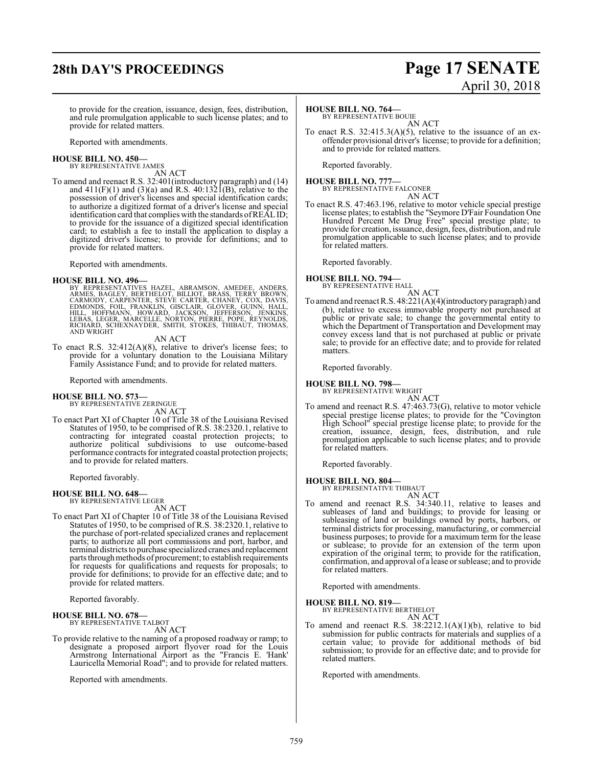to provide for the creation, issuance, design, fees, distribution, and rule promulgation applicable to such license plates; and to provide for related matters.

Reported with amendments.

**HOUSE BILL NO. 450—**
BY REPRESENTATIVE JAMES
AN ACT

To amend and reenact R.S. 32:401(introductory paragraph) and (14) and 411(F)(1) and (3)(a) and R.S. 40:1321(B), relative to the possession of driver's licenses and special identification cards; to authorize a digitized format of a driver's license and special identification card that complies with the standards of REAL ID; to provide for the issuance of a digitized special identification card; to establish a fee to install the application to display a digitized driver's license; to provide for definitions; and to provide for related matters.

Reported with amendments.

**HOUSE BILL NO. 496—**
BY REPRESENTATIVES HAZEL, ABRAMSON, AMEDEE, ANDERS, ARMES, BAGLEY, BERTHELOT, BILLIOT, BRASS, TERRY BROWN, CARMODY, CARPENTER, STEVE CARTER, CHANEY, COX, DAVIS, EDMONDS, FOIL, FRANKLIN, GISCLAIR, GLOVER, GUINN, HALL, HILL, HOFFMANN, HOWARD, JACKSON, JEFFERSON, JENKINS, LEBAS, LEGER, MARCELLE, NORTON, PIERRE, POPE, REYNOLDS, RICHARD, SCHEXNAYDER, SMITH, STOKES, THIBAUT, THOMAS, AND WRIGHT
AN ACT

To enact R.S. 32:412(A)(8), relative to driver's license fees; to provide for a voluntary donation to the Louisiana Military Family Assistance Fund; and to provide for related matters.

Reported with amendments.

**HOUSE BILL NO. 573—**
BY REPRESENTATIVE ZERINGUE
AN ACT

To enact Part XI of Chapter 10 of Title 38 of the Louisiana Revised Statutes of 1950, to be comprised of R.S. 38:2320.1, relative to contracting for integrated coastal protection projects; to authorize political subdivisions to use outcome-based performance contracts for integrated coastal protection projects; and to provide for related matters.

Reported favorably.

**HOUSE BILL NO. 648—**
BY REPRESENTATIVE LEGER
AN ACT

To enact Part XI of Chapter 10 of Title 38 of the Louisiana Revised Statutes of 1950, to be comprised of R.S. 38:2320.1, relative to the purchase of port-related specialized cranes and replacement parts; to authorize all port commissions and port, harbor, and terminal districts to purchase specialized cranes and replacement parts through methods of procurement; to establish requirements for requests for qualifications and requests for proposals; to provide for definitions; to provide for an effective date; and to provide for related matters.

Reported favorably.

**HOUSE BILL NO. 678—**
BY REPRESENTATIVE TALBOT
AN ACT

To provide relative to the naming of a proposed roadway or ramp; to designate a proposed airport flyover road for the Louis Armstrong International Airport as the "Francis E. 'Hank' Lauricella Memorial Road"; and to provide for related matters.

Reported with amendments.

**HOUSE BILL NO. 764—**
BY REPRESENTATIVE BOUIE
AN ACT

To enact R.S. 32:415.3(A)(5), relative to the issuance of an ex-offender provisional driver's license; to provide for a definition; and to provide for related matters.

Reported favorably.

**HOUSE BILL NO. 777—**
BY REPRESENTATIVE FALCONER
AN ACT

To enact R.S. 47:463.196, relative to motor vehicle special prestige license plates; to establish the "Seymore D'Fair Foundation One Hundred Percent Me Drug Free" special prestige plate; to provide for creation, issuance, design, fees, distribution, and rule promulgation applicable to such license plates; and to provide for related matters.

Reported favorably.

**HOUSE BILL NO. 794—**
BY REPRESENTATIVE HALL
AN ACT

To amend and reenact R.S. 48:221(A)(4)(introductory paragraph) and (b), relative to excess immovable property not purchased at public or private sale; to change the governmental entity to which the Department of Transportation and Development may convey excess land that is not purchased at public or private sale; to provide for an effective date; and to provide for related matters.

Reported favorably.

**HOUSE BILL NO. 798—**
BY REPRESENTATIVE WRIGHT
AN ACT

To amend and reenact R.S. 47:463.73(G), relative to motor vehicle special prestige license plates; to provide for the "Covington High School" special prestige license plate; to provide for the creation, issuance, design, fees, distribution, and rule promulgation applicable to such license plates; and to provide for related matters.

Reported favorably.

**HOUSE BILL NO. 804—**
BY REPRESENTATIVE THIBAUT
AN ACT

To amend and reenact R.S. 34:340.11, relative to leases and subleases of land and buildings; to provide for leasing or subleasing of land or buildings owned by ports, harbors, or terminal districts for processing, manufacturing, or commercial business purposes; to provide for a maximum term for the lease or sublease; to provide for an extension of the term upon expiration of the original term; to provide for the ratification, confirmation, and approval of a lease or sublease; and to provide for related matters.

Reported with amendments.

**HOUSE BILL NO. 819—**
BY REPRESENTATIVE BERTHELOT
AN ACT

To amend and reenact R.S. 38:2212.1(A)(1)(b), relative to bid submission for public contracts for materials and supplies of a certain value; to provide for additional methods of bid submission; to provide for an effective date; and to provide for related matters.

Reported with amendments.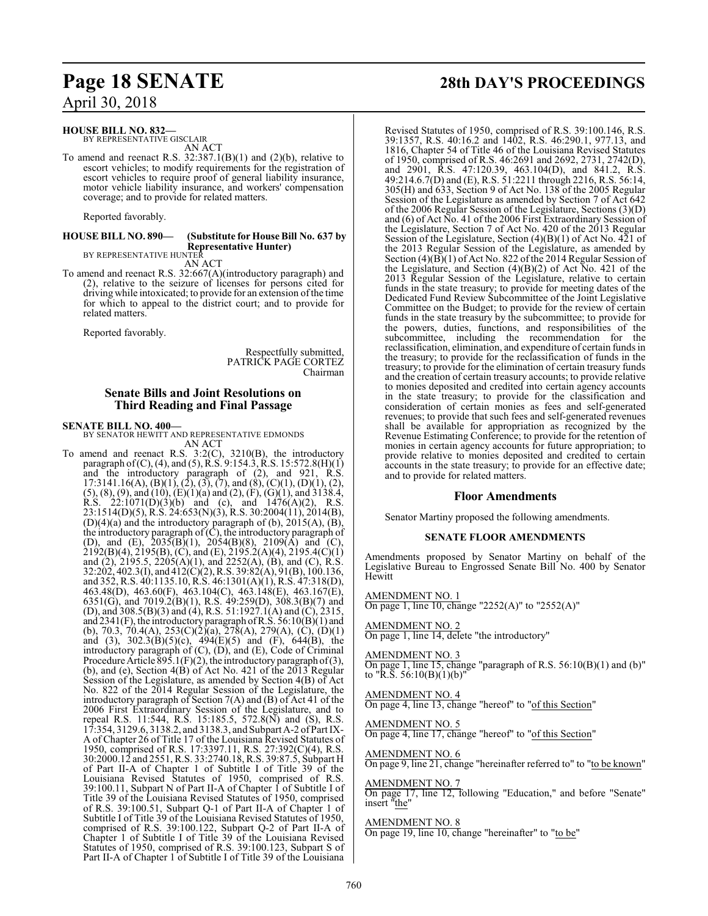**HOUSE BILL NO. 832—**
BY REPRESENTATIVE GISCLAIR
AN ACT

To amend and reenact R.S. 32:387.1(B)(1) and (2)(b), relative to escort vehicles; to modify requirements for the registration of escort vehicles to require proof of general liability insurance, motor vehicle liability insurance, and workers' compensation coverage; and to provide for related matters.

Reported favorably.

**HOUSE BILL NO. 890— (Substitute for House Bill No. 637 by Representative Hunter)**
BY REPRESENTATIVE HUNTER
AN ACT

To amend and reenact R.S. 32:667(A)(introductory paragraph) and (2), relative to the seizure of licenses for persons cited for driving while intoxicated; to provide for an extension of the time for which to appeal to the district court; and to provide for related matters.

Reported favorably.

Respectfully submitted,
PATRICK PAGE CORTEZ
Chairman

## Senate Bills and Joint Resolutions on Third Reading and Final Passage

**SENATE BILL NO. 400—**
BY SENATOR HEWITT AND REPRESENTATIVE EDMONDS
AN ACT

To amend and reenact R.S. 3:2(C), 3210(B), the introductory paragraph of (C), (4), and (5), R.S. 9:154.3, R.S. 15:572.8(H)(1) and the introductory paragraph of (2), and 921, R.S. 17:3141.16(A), (B)(1), (2), (3), (7), and (8), (C)(1), (D)(1), (2), (5), (8), (9), and (10), (E)(1)(a) and (2), (F), (G)(1), and 3138.4, R.S. 22:1071(D)(3)(b) and (c), and 1476(A)(2), R.S. 23:1514(D)(5), R.S. 24:653(N)(3), R.S. 30:2004(11), 2014(B), (D)(4)(a) and the introductory paragraph of (b), 2015(A), (B), the introductory paragraph of (C), the introductory paragraph of (D), and (E), 2035(B)(1), 2054(B)(8), 2109(A) and (C), 2192(B)(4), 2195(B), (C), and (E), 2195.2(A)(4), 2195.4(C)(1) and (2), 2195.5, 2205(A)(1), and 2252(A), (B), and (C), R.S. 32:202, 402.3(I), and 412(C)(2), R.S. 39:82(A), 91(B), 100.136, and 352, R.S. 40:1135.10, R.S. 46:1301(A)(1), R.S. 47:318(D), 463.48(D), 463.60(F), 463.104(C), 463.148(E), 463.167(E), 6351(G), and 7019.2(B)(1), R.S. 49:259(D), 308.3(B)(7) and (D), and 308.5(B)(3) and (4), R.S. 51:1927.1(A) and (C), 2315, and 2341(F), the introductory paragraph of R.S. 56:10(B)(1) and (b), 70.3, 70.4(A), 253(C)(2)(a), 278(A), 279(A), (C), (D)(1) and (3), 302.3(B)(5)(c), 494(E)(5) and (F), 644(B), the introductory paragraph of (C), (D), and (E), Code of Criminal Procedure Article 895.1(F)(2), the introductory paragraph of (3), (b), and (e), Section 4(B) of Act No. 421 of the 2013 Regular Session of the Legislature, as amended by Section 4(B) of Act No. 822 of the 2014 Regular Session of the Legislature, the introductory paragraph of Section 7(A) and (B) of Act 41 of the 2006 First Extraordinary Session of the Legislature, and to repeal R.S. 11:544, R.S. 15:185.5, 572.8(N) and (S), R.S. 17:354, 3129.6, 3138.2, and 3138.3, and Subpart A-2 of Part IX-A of Chapter 26 of Title 17 of the Louisiana Revised Statutes of 1950, comprised of R.S. 17:3397.11, R.S. 27:392(C)(4), R.S. 30:2000.12 and 2551, R.S. 33:2740.18, R.S. 39:87.5, Subpart H of Part II-A of Chapter 1 of Subtitle I of Title 39 of the Louisiana Revised Statutes of 1950, comprised of R.S. 39:100.11, Subpart N of Part II-A of Chapter 1 of Subtitle I of Title 39 of the Louisiana Revised Statutes of 1950, comprised of R.S. 39:100.51, Subpart Q-1 of Part II-A of Chapter 1 of Subtitle I of Title 39 of the Louisiana Revised Statutes of 1950, comprised of R.S. 39:100.122, Subpart Q-2 of Part II-A of Chapter 1 of Subtitle I of Title 39 of the Louisiana Revised Statutes of 1950, comprised of R.S. 39:100.123, Subpart S of Part II-A of Chapter 1 of Subtitle I of Title 39 of the Louisiana Revised Statutes of 1950, comprised of R.S. 39:100.146, R.S. 39:1357, R.S. 40:16.2 and 1402, R.S. 46:290.1, 977.13, and 1816, Chapter 54 of Title 46 of the Louisiana Revised Statutes of 1950, comprised of R.S. 46:2691 and 2692, 2731, 2742(D), and 2901, R.S. 47:120.39, 463.104(D), and 841.2, R.S. 49:214.6.7(D) and (E), R.S. 51:2211 through 2216, R.S. 56:14, 305(H) and 633, Section 9 of Act No. 138 of the 2005 Regular Session of the Legislature as amended by Section 7 of Act 642 of the 2006 Regular Session of the Legislature, Sections (3)(D) and (6) of Act No. 41 of the 2006 First Extraordinary Session of the Legislature, Section 7 of Act No. 420 of the 2013 Regular Session of the Legislature, Section (4)(B)(1) of Act No. 421 of the 2013 Regular Session of the Legislature, as amended by Section (4)(B)(1) of Act No. 822 of the 2014 Regular Session of the Legislature, and Section (4)(B)(2) of Act No. 421 of the 2013 Regular Session of the Legislature, relative to certain funds in the state treasury; to provide for meeting dates of the Dedicated Fund Review Subcommittee of the Joint Legislative Committee on the Budget; to provide for the review of certain funds in the state treasury by the subcommittee; to provide for the powers, duties, functions, and responsibilities of the subcommittee, including the recommendation for the reclassification, elimination, and expenditure of certain funds in the treasury; to provide for the reclassification of funds in the treasury; to provide for the elimination of certain treasury funds and the creation of certain treasury accounts; to provide relative to monies deposited and credited into certain agency accounts in the state treasury; to provide for the classification and consideration of certain monies as fees and self-generated revenues; to provide that such fees and self-generated revenues shall be available for appropriation as recognized by the Revenue Estimating Conference; to provide for the retention of monies in certain agency accounts for future appropriation; to provide relative to monies deposited and credited to certain accounts in the state treasury; to provide for an effective date; and to provide for related matters.

## Floor Amendments

Senator Martiny proposed the following amendments.

**SENATE FLOOR AMENDMENTS**

Amendments proposed by Senator Martiny on behalf of the Legislative Bureau to Engrossed Senate Bill No. 400 by Senator Hewitt

AMENDMENT NO. 1
On page 1, line 10, change "2252(A)" to "2552(A)"

AMENDMENT NO. 2
On page 1, line 14, delete "the introductory"

AMENDMENT NO. 3
On page 1, line 15, change "paragraph of R.S. 56:10(B)(1) and (b)" to "R.S. 56:10(B)(1)(b)"

AMENDMENT NO. 4
On page 4, line 13, change "hereof" to "of this Section"

AMENDMENT NO. 5
On page 4, line 17, change "hereof" to "of this Section"

AMENDMENT NO. 6
On page 9, line 21, change "hereinafter referred to" to "to be known"

AMENDMENT NO. 7
On page 17, line 12, following "Education," and before "Senate" insert "the"

AMENDMENT NO. 8
On page 19, line 10, change "hereinafter" to "to be"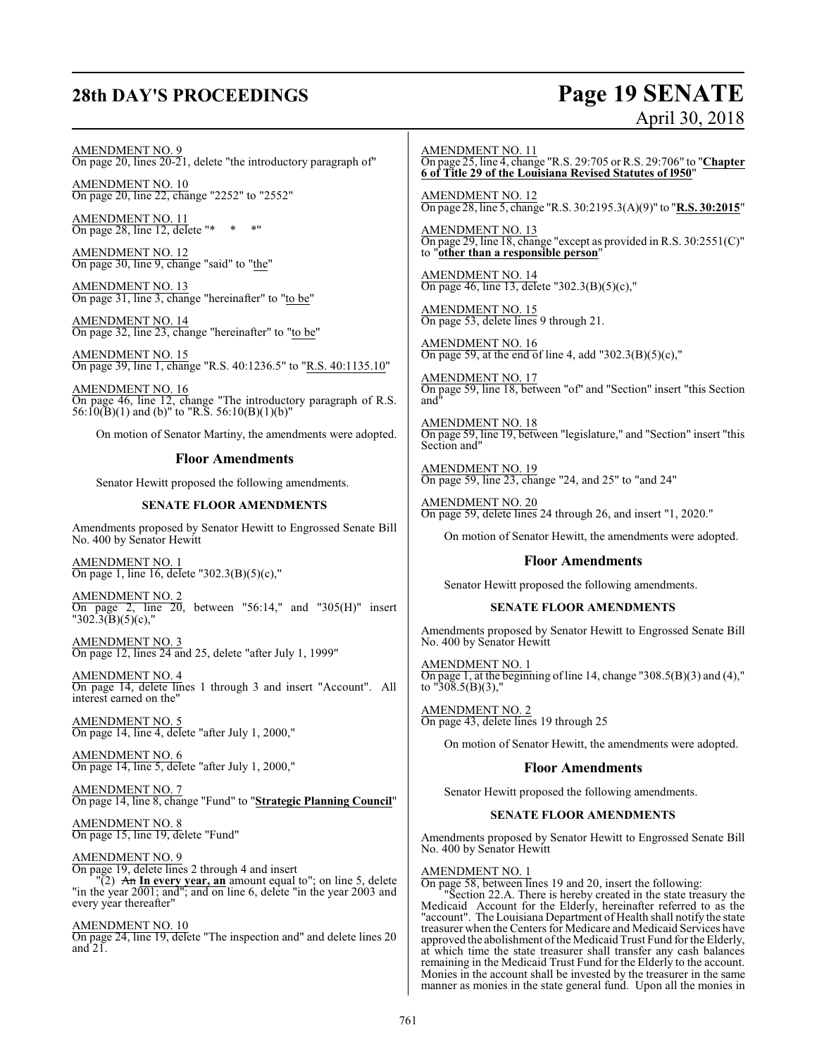AMENDMENT NO. 9
On page 20, lines 20-21, delete "the introductory paragraph of"

AMENDMENT NO. 10
On page 20, line 22, change "2252" to "2552"

AMENDMENT NO. 11
On page 28, line 12, delete "* * *"

AMENDMENT NO. 12
On page 30, line 9, change "said" to "the"

AMENDMENT NO. 13
On page 31, line 3, change "hereinafter" to "to be"

AMENDMENT NO. 14
On page 32, line 23, change "hereinafter" to "to be"

AMENDMENT NO. 15
On page 39, line 1, change "R.S. 40:1236.5" to "R.S. 40:1135.10"

AMENDMENT NO. 16
On page 46, line 12, change "The introductory paragraph of R.S. 56:10(B)(1) and (b)" to "R.S. 56:10(B)(1)(b)"

On motion of Senator Martiny, the amendments were adopted.

## Floor Amendments

Senator Hewitt proposed the following amendments.

### SENATE FLOOR AMENDMENTS

Amendments proposed by Senator Hewitt to Engrossed Senate Bill No. 400 by Senator Hewitt

AMENDMENT NO. 1
On page 1, line 16, delete "302.3(B)(5)(c),"

AMENDMENT NO. 2
On page 2, line 20, between "56:14," and "305(H)" insert "302.3(B)(5)(c),"

AMENDMENT NO. 3
On page 12, lines 24 and 25, delete "after July 1, 1999"

AMENDMENT NO. 4
On page 14, delete lines 1 through 3 and insert "Account". All interest earned on the"

AMENDMENT NO. 5
On page 14, line 4, delete "after July 1, 2000,"

AMENDMENT NO. 6
On page 14, line 5, delete "after July 1, 2000,"

AMENDMENT NO. 7
On page 14, line 8, change "Fund" to "**Strategic Planning Council**"

AMENDMENT NO. 8
On page 15, line 19, delete "Fund"

AMENDMENT NO. 9
On page 19, delete lines 2 through 4 and insert
"(2) ~~An~~ **In every year, an** amount equal to"; on line 5, delete "in the year 2001; and"; and on line 6, delete "in the year 2003 and every year thereafter"

AMENDMENT NO. 10
On page 24, line 19, delete "The inspection and" and delete lines 20 and 21.

AMENDMENT NO. 11
On page 25, line 4, change "R.S. 29:705 or R.S. 29:706" to "**Chapter 6 of Title 29 of the Louisiana Revised Statutes of l950**"

AMENDMENT NO. 12
On page 28, line 5, change "R.S. 30:2195.3(A)(9)" to "**R.S. 30:2015**"

AMENDMENT NO. 13
On page 29, line 18, change "except as provided in R.S. 30:2551(C)" to "**other than a responsible person**"

AMENDMENT NO. 14
On page 46, line 13, delete "302.3(B)(5)(c),"

AMENDMENT NO. 15
On page 53, delete lines 9 through 21.

AMENDMENT NO. 16
On page 59, at the end of line 4, add "302.3(B)(5)(c),"

AMENDMENT NO. 17
On page 59, line 18, between "of" and "Section" insert "this Section and"

AMENDMENT NO. 18
On page 59, line 19, between "legislature," and "Section" insert "this Section and"

AMENDMENT NO. 19
On page 59, line 23, change "24, and 25" to "and 24"

AMENDMENT NO. 20
On page 59, delete lines 24 through 26, and insert "1, 2020."

On motion of Senator Hewitt, the amendments were adopted.

## Floor Amendments

Senator Hewitt proposed the following amendments.

### SENATE FLOOR AMENDMENTS

Amendments proposed by Senator Hewitt to Engrossed Senate Bill No. 400 by Senator Hewitt

AMENDMENT NO. 1
On page 1, at the beginning of line 14, change "308.5(B)(3) and (4)," to "308.5(B)(3),"

AMENDMENT NO. 2
On page 43, delete lines 19 through 25

On motion of Senator Hewitt, the amendments were adopted.

## Floor Amendments

Senator Hewitt proposed the following amendments.

### SENATE FLOOR AMENDMENTS

Amendments proposed by Senator Hewitt to Engrossed Senate Bill No. 400 by Senator Hewitt

AMENDMENT NO. 1
On page 58, between lines 19 and 20, insert the following:
"Section 22.A. There is hereby created in the state treasury the Medicaid Account for the Elderly, hereinafter referred to as the "account". The Louisiana Department of Health shall notify the state treasurer when the Centers for Medicare and Medicaid Services have approved the abolishment of the Medicaid Trust Fund for the Elderly, at which time the state treasurer shall transfer any cash balances remaining in the Medicaid Trust Fund for the Elderly to the account. Monies in the account shall be invested by the treasurer in the same manner as monies in the state general fund. Upon all the monies in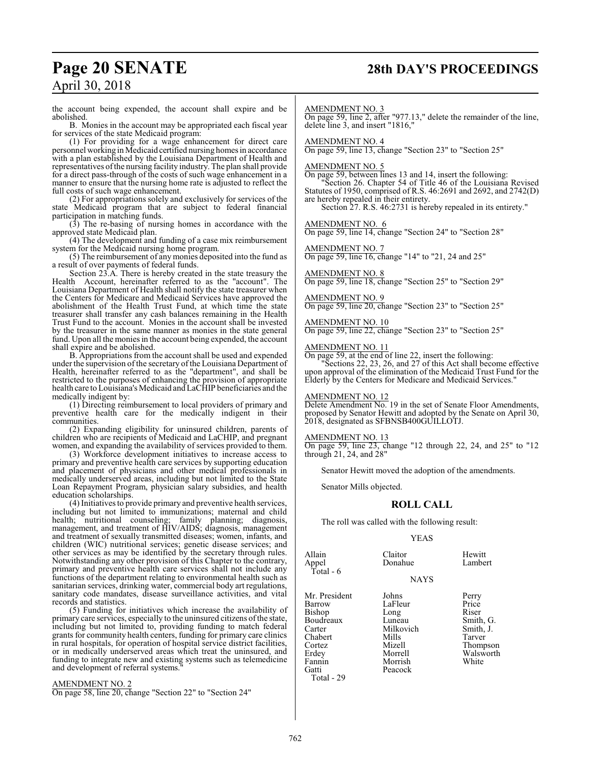the account being expended, the account shall expire and be abolished.

B. Monies in the account may be appropriated each fiscal year for services of the state Medicaid program:

(1) For providing for a wage enhancement for direct care personnel working in Medicaid certified nursing homes in accordance with a plan established by the Louisiana Department of Health and representatives of the nursing facility industry. The plan shall provide for a direct pass-through of the costs of such wage enhancement in a manner to ensure that the nursing home rate is adjusted to reflect the full costs of such wage enhancement.

(2) For appropriations solely and exclusively for services of the state Medicaid program that are subject to federal financial participation in matching funds.

(3) The re-basing of nursing homes in accordance with the approved state Medicaid plan.

(4) The development and funding of a case mix reimbursement system for the Medicaid nursing home program.

(5) The reimbursement of any monies deposited into the fund as a result of over payments of federal funds.

Section 23.A. There is hereby created in the state treasury the Health Account, hereinafter referred to as the "account". The Louisiana Department of Health shall notify the state treasurer when the Centers for Medicare and Medicaid Services have approved the abolishment of the Health Trust Fund, at which time the state treasurer shall transfer any cash balances remaining in the Health Trust Fund to the account. Monies in the account shall be invested by the treasurer in the same manner as monies in the state general fund. Upon all the monies in the account being expended, the account shall expire and be abolished.

B. Appropriations from the account shall be used and expended under the supervision of the secretary of the Louisiana Department of Health, hereinafter referred to as the "department", and shall be restricted to the purposes of enhancing the provision of appropriate health care to Louisiana's Medicaid and LaCHIP beneficiaries and the medically indigent by:

(1) Directing reimbursement to local providers of primary and preventive health care for the medically indigent in their communities.

(2) Expanding eligibility for uninsured children, parents of children who are recipients of Medicaid and LaCHIP, and pregnant women, and expanding the availability of services provided to them.

(3) Workforce development initiatives to increase access to primary and preventive health care services by supporting education and placement of physicians and other medical professionals in medically underserved areas, including but not limited to the State Loan Repayment Program, physician salary subsidies, and health education scholarships.

(4) Initiatives to provide primary and preventive health services, including but not limited to immunizations; maternal and child health; nutritional counseling; family planning; diagnosis, management, and treatment of HIV/AIDS; diagnosis, management and treatment of sexually transmitted diseases; women, infants, and children (WIC) nutritional services; genetic disease services; and other services as may be identified by the secretary through rules. Notwithstanding any other provision of this Chapter to the contrary, primary and preventive health care services shall not include any functions of the department relating to environmental health such as sanitarian services, drinking water, commercial body art regulations, sanitary code mandates, disease surveillance activities, and vital records and statistics.

(5) Funding for initiatives which increase the availability of primary care services, especially to the uninsured citizens of the state, including but not limited to, providing funding to match federal grants for community health centers, funding for primary care clinics in rural hospitals, for operation of hospital service district facilities, or in medically underserved areas which treat the uninsured, and funding to integrate new and existing systems such as telemedicine and development of referral systems."

AMENDMENT NO. 2

On page 58, line 20, change "Section 22" to "Section 24"

AMENDMENT NO. 3

On page 59, line 2, after "977.13," delete the remainder of the line, delete line 3, and insert "1816,"

AMENDMENT NO. 4

On page 59, line 13, change "Section 23" to "Section 25"

AMENDMENT NO. 5

On page 59, between lines 13 and 14, insert the following:

"Section 26. Chapter 54 of Title 46 of the Louisiana Revised Statutes of 1950, comprised of R.S. 46:2691 and 2692, and 2742(D) are hereby repealed in their entirety.

Section 27. R.S. 46:2731 is hereby repealed in its entirety."

AMENDMENT NO. 6

On page 59, line 14, change "Section 24" to "Section 28"

AMENDMENT NO. 7

On page 59, line 16, change "14" to "21, 24 and 25"

AMENDMENT NO. 8

On page 59, line 18, change "Section 25" to "Section 29"

AMENDMENT NO. 9

On page 59, line 20, change "Section 23" to "Section 25"

AMENDMENT NO. 10

On page 59, line 22, change "Section 23" to "Section 25"

AMENDMENT NO. 11

On page 59, at the end of line 22, insert the following:

"Sections 22, 23, 26, and 27 of this Act shall become effective upon approval of the elimination of the Medicaid Trust Fund for the Elderly by the Centers for Medicare and Medicaid Services."

AMENDMENT NO. 12

Delete Amendment No. 19 in the set of Senate Floor Amendments, proposed by Senator Hewitt and adopted by the Senate on April 30, 2018, designated as SFBNSB400GUILLOTJ.

AMENDMENT NO. 13

On page 59, line 23, change "12 through 22, 24, and 25" to "12 through 21, 24, and 28"

Senator Hewitt moved the adoption of the amendments.

Senator Mills objected.

## ROLL CALL

The roll was called with the following result:

YEAS

| | | |
|---|---|---|
| Allain | Claitor | Hewitt |
| Appel | Donahue | Lambert |
| Total - 6 | | |

NAYS

| | | |
|---|---|---|
| Mr. President | Johns | Perry |
| Barrow | LaFleur | Price |
| Bishop | Long | Riser |
| Boudreaux | Luneau | Smith, G. |
| Carter | Milkovich | Smith, J. |
| Chabert | Mills | Tarver |
| Cortez | Mizell | Thompson |
| Erdey | Morrell | Walsworth |
| Fannin | Morrish | White |
| Gatti | Peacock | |
| Total - 29 | | |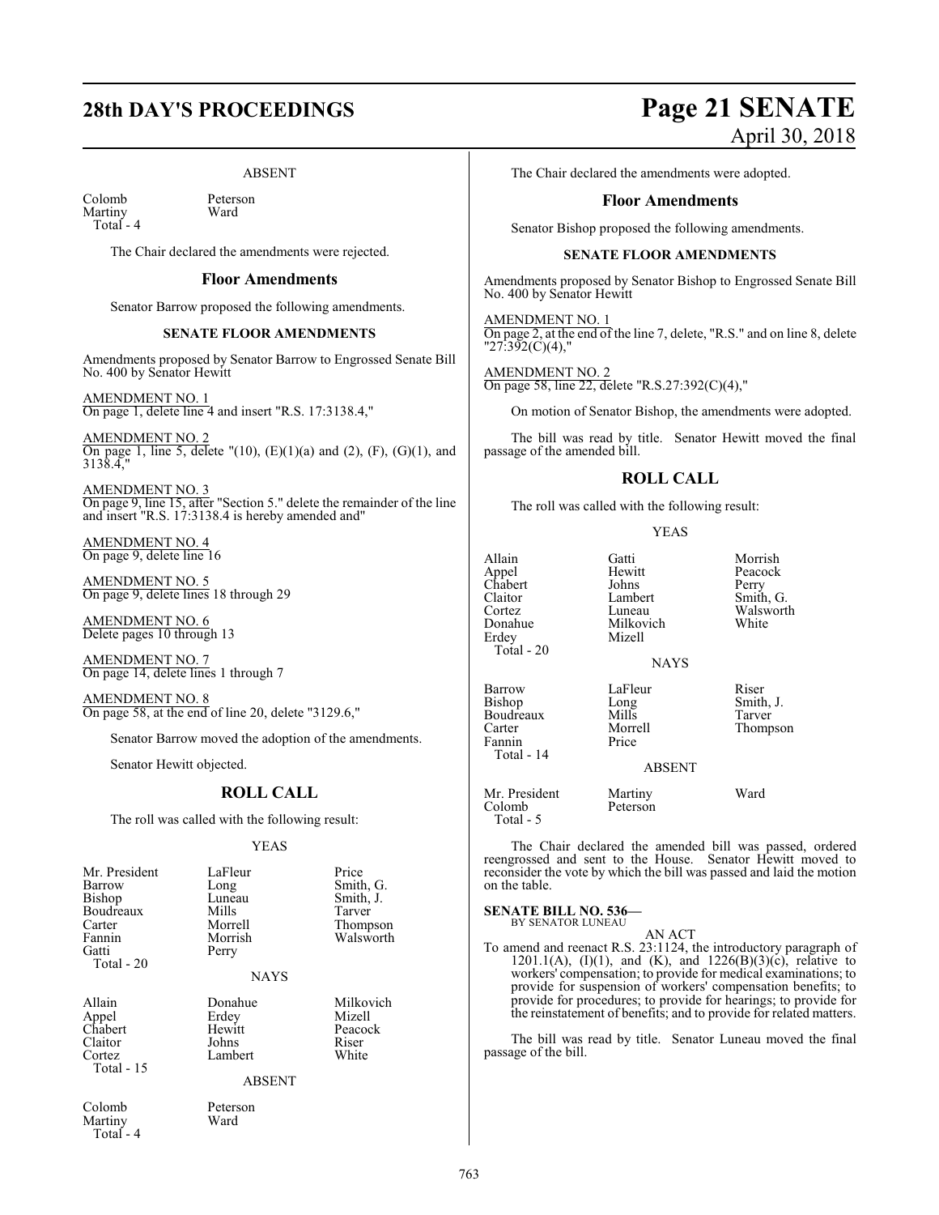ABSENT

| | |
|---|---|
| Colomb | Peterson |
| Martiny | Ward |
| Total - 4 | |

The Chair declared the amendments were rejected.

## Floor Amendments

Senator Barrow proposed the following amendments.

### SENATE FLOOR AMENDMENTS

Amendments proposed by Senator Barrow to Engrossed Senate Bill No. 400 by Senator Hewitt

AMENDMENT NO. 1
On page 1, delete line 4 and insert "R.S. 17:3138.4,"

AMENDMENT NO. 2
On page 1, line 5, delete "(10), (E)(1)(a) and (2), (F), (G)(1), and 3138.4,"

AMENDMENT NO. 3
On page 9, line 15, after "Section 5." delete the remainder of the line and insert "R.S. 17:3138.4 is hereby amended and"

AMENDMENT NO. 4
On page 9, delete line 16

AMENDMENT NO. 5
On page 9, delete lines 18 through 29

AMENDMENT NO. 6
Delete pages 10 through 13

AMENDMENT NO. 7
On page 14, delete lines 1 through 7

AMENDMENT NO. 8
On page 58, at the end of line 20, delete "3129.6,"

Senator Barrow moved the adoption of the amendments.

Senator Hewitt objected.

## ROLL CALL

The roll was called with the following result:

YEAS

| | | |
|---|---|---|
| Mr. President | LaFleur | Price |
| Barrow | Long | Smith, G. |
| Bishop | Luneau | Smith, J. |
| Boudreaux | Mills | Tarver |
| Carter | Morrell | Thompson |
| Fannin | Morrish | Walsworth |
| Gatti | Perry | |
| Total - 20 | | |

NAYS

| | | |
|---|---|---|
| Allain | Donahue | Milkovich |
| Appel | Erdey | Mizell |
| Chabert | Hewitt | Peacock |
| Claitor | Johns | Riser |
| Cortez | Lambert | White |
| Total - 15 | | |

ABSENT

| | |
|---|---|
| Colomb | Peterson |
| Martiny | Ward |
| Total - 4 | |

The Chair declared the amendments were adopted.

## Floor Amendments

Senator Bishop proposed the following amendments.

### SENATE FLOOR AMENDMENTS

Amendments proposed by Senator Bishop to Engrossed Senate Bill No. 400 by Senator Hewitt

AMENDMENT NO. 1
On page 2, at the end of the line 7, delete, "R.S." and on line 8, delete "27:392(C)(4),"

AMENDMENT NO. 2
On page 58, line 22, delete "R.S.27:392(C)(4),"

On motion of Senator Bishop, the amendments were adopted.

The bill was read by title. Senator Hewitt moved the final passage of the amended bill.

## ROLL CALL

The roll was called with the following result:

YEAS

| | | |
|---|---|---|
| Allain | Gatti | Morrish |
| Appel | Hewitt | Peacock |
| Chabert | Johns | Perry |
| Claitor | Lambert | Smith, G. |
| Cortez | Luneau | Walsworth |
| Donahue | Milkovich | White |
| Erdey | Mizell | |
| Total - 20 | | |

NAYS

| | | |
|---|---|---|
| Barrow | LaFleur | Riser |
| Bishop | Long | Smith, J. |
| Boudreaux | Mills | Tarver |
| Carter | Morrell | Thompson |
| Fannin | Price | |
| Total - 14 | | |

ABSENT

| | | |
|---|---|---|
| Mr. President | Martiny | Ward |
| Colomb | Peterson | |
| Total - 5 | | |

The Chair declared the amended bill was passed, ordered reengrossed and sent to the House. Senator Hewitt moved to reconsider the vote by which the bill was passed and laid the motion on the table.

**SENATE BILL NO. 536—**
BY SENATOR LUNEAU

AN ACT

To amend and reenact R.S. 23:1124, the introductory paragraph of 1201.1(A), (I)(1), and (K), and 1226(B)(3)(c), relative to workers' compensation; to provide for medical examinations; to provide for suspension of workers' compensation benefits; to provide for procedures; to provide for hearings; to provide for the reinstatement of benefits; and to provide for related matters.

The bill was read by title. Senator Luneau moved the final passage of the bill.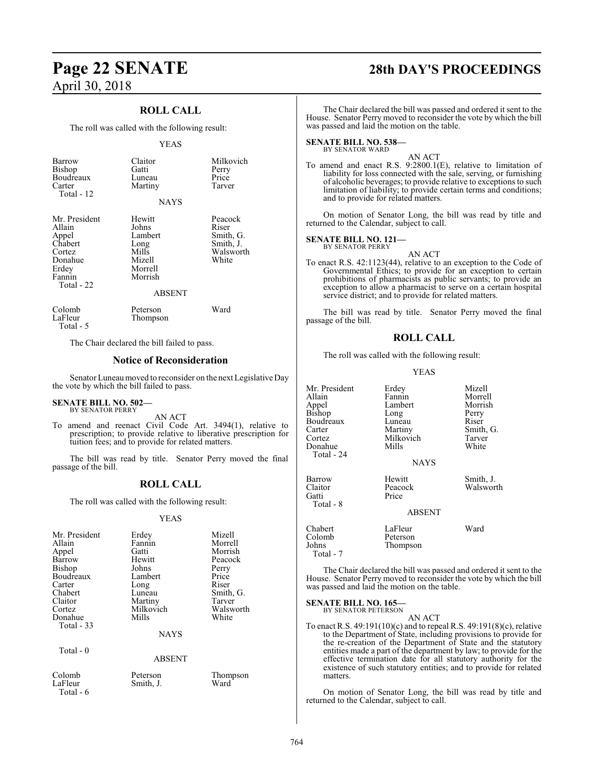## ROLL CALL

The roll was called with the following result:

YEAS

| | | |
|---|---|---|
| Barrow | Claitor | Milkovich |
| Bishop | Gatti | Perry |
| Boudreaux | Luneau | Price |
| Carter | Martiny | Tarver |
| Total - 12 | | |

NAYS

| | | |
|---|---|---|
| Mr. President | Hewitt | Peacock |
| Allain | Johns | Riser |
| Appel | Lambert | Smith, G. |
| Chabert | Long | Smith, J. |
| Cortez | Mills | Walsworth |
| Donahue | Mizell | White |
| Erdey | Morrell | |
| Fannin | Morrish | |
| Total - 22 | | |

ABSENT

| | | |
|---|---|---|
| Colomb | Peterson | Ward |
| LaFleur | Thompson | |
| Total - 5 | | |

The Chair declared the bill failed to pass.

### Notice of Reconsideration

Senator Luneau moved to reconsider on the next Legislative Day the vote by which the bill failed to pass.

**SENATE BILL NO. 502—**
BY SENATOR PERRY

AN ACT

To amend and reenact Civil Code Art. 3494(1), relative to prescription; to provide relative to liberative prescription for tuition fees; and to provide for related matters.

The bill was read by title. Senator Perry moved the final passage of the bill.

## ROLL CALL

The roll was called with the following result:

YEAS

| | | |
|---|---|---|
| Mr. President | Erdey | Mizell |
| Allain | Fannin | Morrell |
| Appel | Gatti | Morrish |
| Barrow | Hewitt | Peacock |
| Bishop | Johns | Perry |
| Boudreaux | Lambert | Price |
| Carter | Long | Riser |
| Chabert | Luneau | Smith, G. |
| Claitor | Martiny | Tarver |
| Cortez | Milkovich | Walsworth |
| Donahue | Mills | White |
| Total - 33 | | |

NAYS

Total - 0

ABSENT

| | | |
|---|---|---|
| Colomb | Peterson | Thompson |
| LaFleur | Smith, J. | Ward |
| Total - 6 | | |

The Chair declared the bill was passed and ordered it sent to the House. Senator Perry moved to reconsider the vote by which the bill was passed and laid the motion on the table.

**SENATE BILL NO. 538—**
BY SENATOR WARD

AN ACT

To amend and enact R.S. 9:2800.1(E), relative to limitation of liability for loss connected with the sale, serving, or furnishing of alcoholic beverages; to provide relative to exceptions to such limitation of liability; to provide certain terms and conditions; and to provide for related matters.

On motion of Senator Long, the bill was read by title and returned to the Calendar, subject to call.

**SENATE BILL NO. 121—**
BY SENATOR PERRY

AN ACT

To enact R.S. 42:1123(44), relative to an exception to the Code of Governmental Ethics; to provide for an exception to certain prohibitions of pharmacists as public servants; to provide an exception to allow a pharmacist to serve on a certain hospital service district; and to provide for related matters.

The bill was read by title. Senator Perry moved the final passage of the bill.

## ROLL CALL

The roll was called with the following result:

YEAS

| | | |
|---|---|---|
| Mr. President | Erdey | Mizell |
| Allain | Fannin | Morrell |
| Appel | Lambert | Morrish |
| Bishop | Long | Perry |
| Boudreaux | Luneau | Riser |
| Carter | Martiny | Smith, G. |
| Cortez | Milkovich | Tarver |
| Donahue | Mills | White |
| Total - 24 | | |

NAYS

| | | |
|---|---|---|
| Barrow | Hewitt | Smith, J. |
| Claitor | Peacock | Walsworth |
| Gatti | Price | |
| Total - 8 | | |

ABSENT

| | | |
|---|---|---|
| Chabert | LaFleur | Ward |
| Colomb | Peterson | |
| Johns | Thompson | |
| Total - 7 | | |

The Chair declared the bill was passed and ordered it sent to the House. Senator Perry moved to reconsider the vote by which the bill was passed and laid the motion on the table.

**SENATE BILL NO. 165—**
BY SENATOR PETERSON

AN ACT

To enact R.S. 49:191(10)(c) and to repeal R.S. 49:191(8)(c), relative to the Department of State, including provisions to provide for the re-creation of the Department of State and the statutory entities made a part of the department by law; to provide for the effective termination date for all statutory authority for the existence of such statutory entities; and to provide for related matters.

On motion of Senator Long, the bill was read by title and returned to the Calendar, subject to call.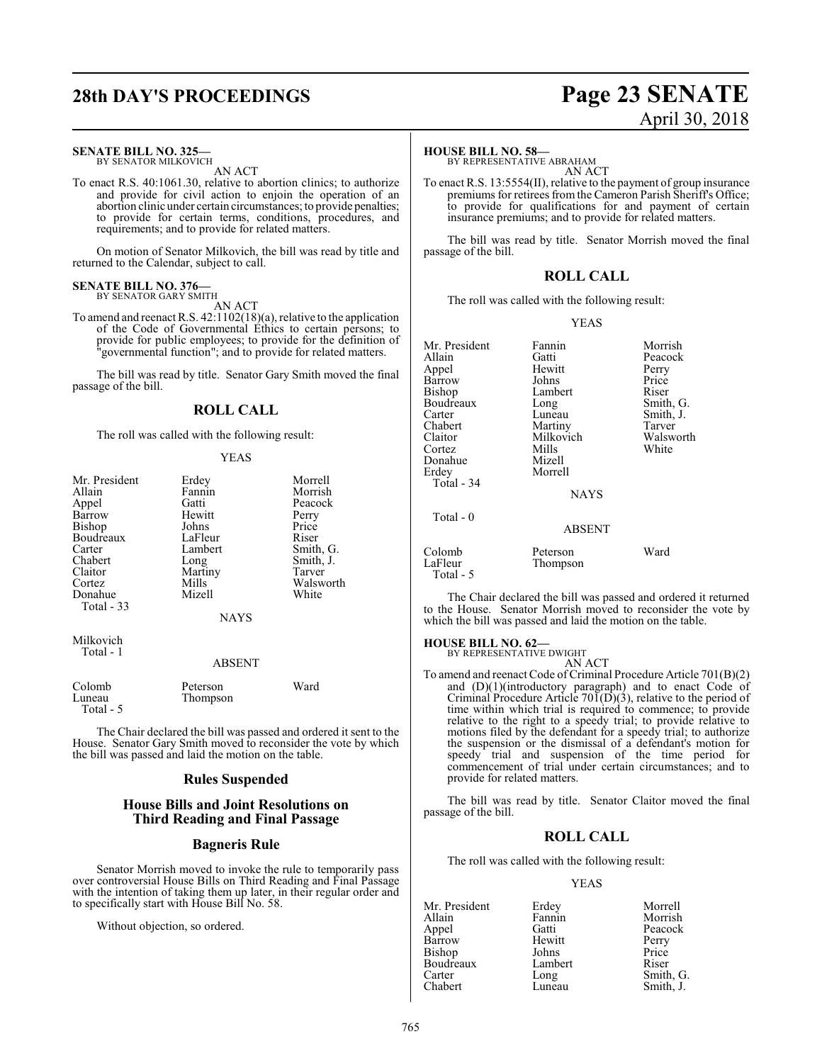**SENATE BILL NO. 325—**
BY SENATOR MILKOVICH

AN ACT

To enact R.S. 40:1061.30, relative to abortion clinics; to authorize and provide for civil action to enjoin the operation of an abortion clinic under certain circumstances; to provide penalties; to provide for certain terms, conditions, procedures, and requirements; and to provide for related matters.

On motion of Senator Milkovich, the bill was read by title and returned to the Calendar, subject to call.

**SENATE BILL NO. 376—**
BY SENATOR GARY SMITH

AN ACT

To amend and reenact R.S. 42:1102(18)(a), relative to the application of the Code of Governmental Ethics to certain persons; to provide for public employees; to provide for the definition of "governmental function"; and to provide for related matters.

The bill was read by title. Senator Gary Smith moved the final passage of the bill.

## ROLL CALL

The roll was called with the following result:

YEAS

| | | |
|---|---|---|
| Mr. President | Erdey | Morrell |
| Allain | Fannin | Morrish |
| Appel | Gatti | Peacock |
| Barrow | Hewitt | Perry |
| Bishop | Johns | Price |
| Boudreaux | LaFleur | Riser |
| Carter | Lambert | Smith, G. |
| Chabert | Long | Smith, J. |
| Claitor | Martiny | Tarver |
| Cortez | Mills | Walsworth |
| Donahue | Mizell | White |

Total - 33

NAYS

Milkovich

Total - 1

ABSENT

| | | |
|---|---|---|
| Colomb | Peterson | Ward |
| Luneau | Thompson | |

Total - 5

The Chair declared the bill was passed and ordered it sent to the House. Senator Gary Smith moved to reconsider the vote by which the bill was passed and laid the motion on the table.

## Rules Suspended

## House Bills and Joint Resolutions on Third Reading and Final Passage

## Bagneris Rule

Senator Morrish moved to invoke the rule to temporarily pass over controversial House Bills on Third Reading and Final Passage with the intention of taking them up later, in their regular order and to specifically start with House Bill No. 58.

Without objection, so ordered.

**HOUSE BILL NO. 58—**
BY REPRESENTATIVE ABRAHAM

AN ACT

To enact R.S. 13:5554(II), relative to the payment of group insurance premiums for retirees from the Cameron Parish Sheriff's Office; to provide for qualifications for and payment of certain insurance premiums; and to provide for related matters.

The bill was read by title. Senator Morrish moved the final passage of the bill.

## ROLL CALL

The roll was called with the following result:

YEAS

| | | |
|---|---|---|
| Mr. President | Fannin | Morrish |
| Allain | Gatti | Peacock |
| Appel | Hewitt | Perry |
| Barrow | Johns | Price |
| Bishop | Lambert | Riser |
| Boudreaux | Long | Smith, G. |
| Carter | Luneau | Smith, J. |
| Chabert | Martiny | Tarver |
| Claitor | Milkovich | Walsworth |
| Cortez | Mills | White |
| Donahue | Mizell | |
| Erdey | Morrell | |

Total - 34

NAYS

Total - 0

ABSENT

| | | |
|---|---|---|
| Colomb | Peterson | Ward |
| LaFleur | Thompson | |

Total - 5

The Chair declared the bill was passed and ordered it returned to the House. Senator Morrish moved to reconsider the vote by which the bill was passed and laid the motion on the table.

**HOUSE BILL NO. 62—**
BY REPRESENTATIVE DWIGHT

AN ACT

To amend and reenact Code of Criminal Procedure Article 701(B)(2) and (D)(1)(introductory paragraph) and to enact Code of Criminal Procedure Article 701(D)(3), relative to the period of time within which trial is required to commence; to provide relative to the right to a speedy trial; to provide relative to motions filed by the defendant for a speedy trial; to authorize the suspension or the dismissal of a defendant's motion for speedy trial and suspension of the time period for commencement of trial under certain circumstances; and to provide for related matters.

The bill was read by title. Senator Claitor moved the final passage of the bill.

## ROLL CALL

The roll was called with the following result:

YEAS

| | | |
|---|---|---|
| Mr. President | Erdey | Morrell |
| Allain | Fannin | Morrish |
| Appel | Gatti | Peacock |
| Barrow | Hewitt | Perry |
| Bishop | Johns | Price |
| Boudreaux | Lambert | Riser |
| Carter | Long | Smith, G. |
| Chabert | Luneau | Smith, J. |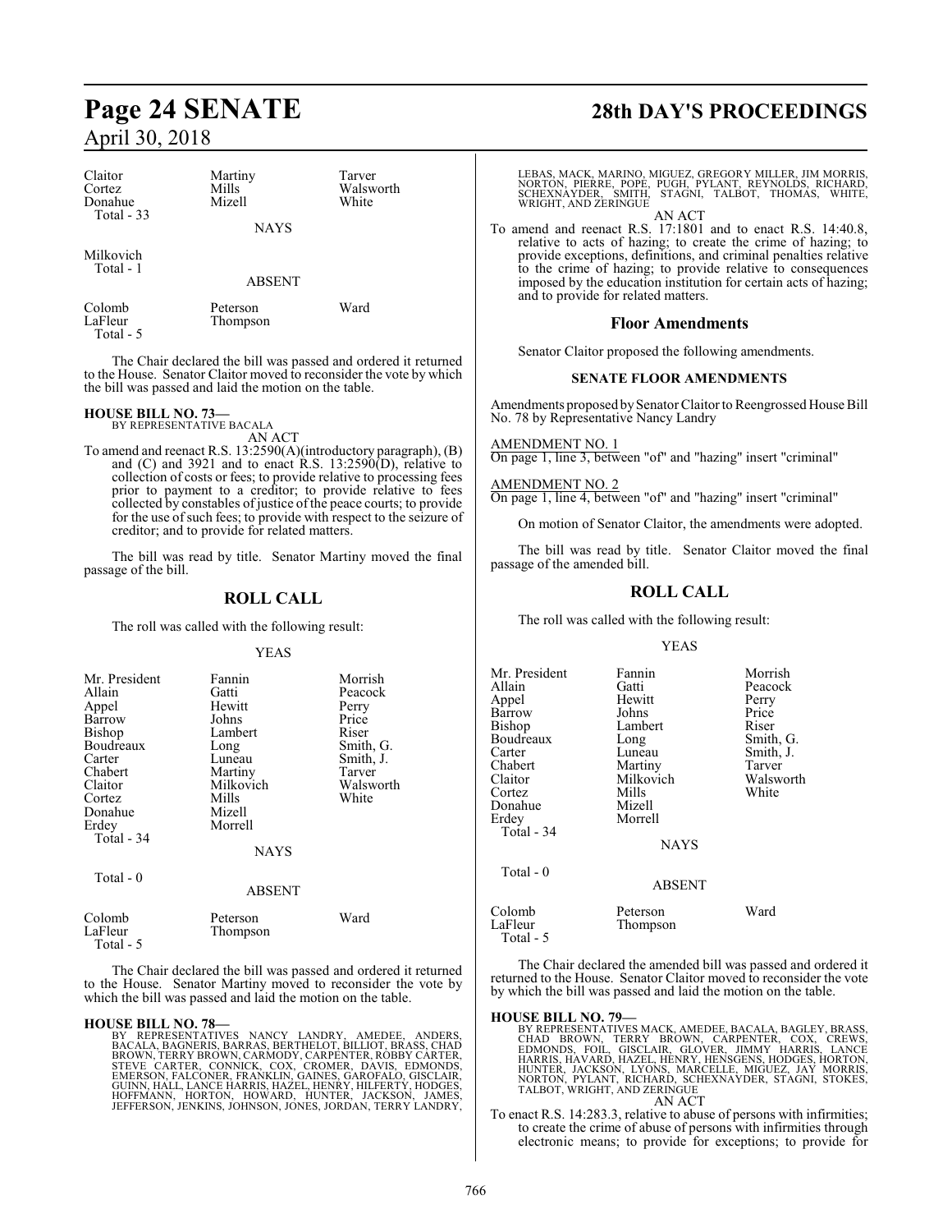| Claitor | Martiny | Tarver |
|---|---|---|
| Cortez | Mills | Walsworth |
| Donahue | Mizell | White |
| Total - 33 | | |

NAYS

| Milkovich |
|---|
| Total - 1 |

ABSENT

| Colomb | Peterson | Ward |
|---|---|---|
| LaFleur | Thompson | |
| Total - 5 | | |

The Chair declared the bill was passed and ordered it returned to the House. Senator Claitor moved to reconsider the vote by which the bill was passed and laid the motion on the table.

**HOUSE BILL NO. 73—**
BY REPRESENTATIVE BACALA
AN ACT

To amend and reenact R.S. 13:2590(A)(introductory paragraph), (B) and (C) and 3921 and to enact R.S. 13:2590(D), relative to collection of costs or fees; to provide relative to processing fees prior to payment to a creditor; to provide relative to fees collected by constables of justice of the peace courts; to provide for the use of such fees; to provide with respect to the seizure of creditor; and to provide for related matters.

The bill was read by title. Senator Martiny moved the final passage of the bill.

## ROLL CALL

The roll was called with the following result:

YEAS

| Mr. President | Fannin | Morrish |
|---|---|---|
| Allain | Gatti | Peacock |
| Appel | Hewitt | Perry |
| Barrow | Johns | Price |
| Bishop | Lambert | Riser |
| Boudreaux | Long | Smith, G. |
| Carter | Luneau | Smith, J. |
| Chabert | Martiny | Tarver |
| Claitor | Milkovich | Walsworth |
| Cortez | Mills | White |
| Donahue | Mizell | |
| Erdey | Morrell | |
| Total - 34 | | |

NAYS

Total - 0

ABSENT

| Colomb | Peterson | Ward |
|---|---|---|
| LaFleur | Thompson | |
| Total - 5 | | |

The Chair declared the bill was passed and ordered it returned to the House. Senator Martiny moved to reconsider the vote by which the bill was passed and laid the motion on the table.

**HOUSE BILL NO. 78—**
BY REPRESENTATIVES NANCY LANDRY, AMEDEE, ANDERS, BACALA, BAGNERIS, BARRAS, BERTHELOT, BILLIOT, BRASS, CHAD BROWN, TERRY BROWN, CARMODY, CARPENTER, ROBBY CARTER, STEVE CARTER, CONNICK, COX, CROMER, DAVIS, EDMONDS, EMERSON, FALCONER, FRANKLIN, GAINES, GAROFALO, GISCLAIR, GUINN, HALL, LANCE HARRIS, HAZEL, HENRY, HILFERTY, HODGES, HOFFMANN, HORTON, HOWARD, HUNTER, JACKSON, JAMES, JEFFERSON, JENKINS, JOHNSON, JONES, JORDAN, TERRY LANDRY, LEBAS, MACK, MARINO, MIGUEZ, GREGORY MILLER, JIM MORRIS, NORTON, PIERRE, POPE, PUGH, PYLANT, REYNOLDS, RICHARD, SCHEXNAYDER, SMITH, STAGNI, TALBOT, THOMAS, WHITE, WRIGHT, AND ZERINGUE
AN ACT

To amend and reenact R.S. 17:1801 and to enact R.S. 14:40.8, relative to acts of hazing; to create the crime of hazing; to provide exceptions, definitions, and criminal penalties relative to the crime of hazing; to provide relative to consequences imposed by the education institution for certain acts of hazing; and to provide for related matters.

## Floor Amendments

Senator Claitor proposed the following amendments.

### SENATE FLOOR AMENDMENTS

Amendments proposed by Senator Claitor to Reengrossed House Bill No. 78 by Representative Nancy Landry

AMENDMENT NO. 1
On page 1, line 3, between "of" and "hazing" insert "criminal"

AMENDMENT NO. 2
On page 1, line 4, between "of" and "hazing" insert "criminal"

On motion of Senator Claitor, the amendments were adopted.

The bill was read by title. Senator Claitor moved the final passage of the amended bill.

## ROLL CALL

The roll was called with the following result:

YEAS

| Mr. President | Fannin | Morrish |
|---|---|---|
| Allain | Gatti | Peacock |
| Appel | Hewitt | Perry |
| Barrow | Johns | Price |
| Bishop | Lambert | Riser |
| Boudreaux | Long | Smith, G. |
| Carter | Luneau | Smith, J. |
| Chabert | Martiny | Tarver |
| Claitor | Milkovich | Walsworth |
| Cortez | Mills | White |
| Donahue | Mizell | |
| Erdey | Morrell | |
| Total - 34 | | |

NAYS

Total - 0

ABSENT

| Colomb | Peterson | Ward |
|---|---|---|
| LaFleur | Thompson | |
| Total - 5 | | |

The Chair declared the amended bill was passed and ordered it returned to the House. Senator Claitor moved to reconsider the vote by which the bill was passed and laid the motion on the table.

**HOUSE BILL NO. 79—**
BY REPRESENTATIVES MACK, AMEDEE, BACALA, BAGLEY, BRASS, CHAD BROWN, TERRY BROWN, CARPENTER, COX, CREWS, EDMONDS, FOIL, GISCLAIR, GLOVER, JIMMY HARRIS, LANCE HARRIS, HAVARD, HAZEL, HENRY, HENSGENS, HODGES, HORTON, HUNTER, JACKSON, LYONS, MARCELLE, MIGUEZ, JAY MORRIS, NORTON, PYLANT, RICHARD, SCHEXNAYDER, STAGNI, STOKES, TALBOT, WRIGHT, AND ZERINGUE
AN ACT

To enact R.S. 14:283.3, relative to abuse of persons with infirmities; to create the crime of abuse of persons with infirmities through electronic means; to provide for exceptions; to provide for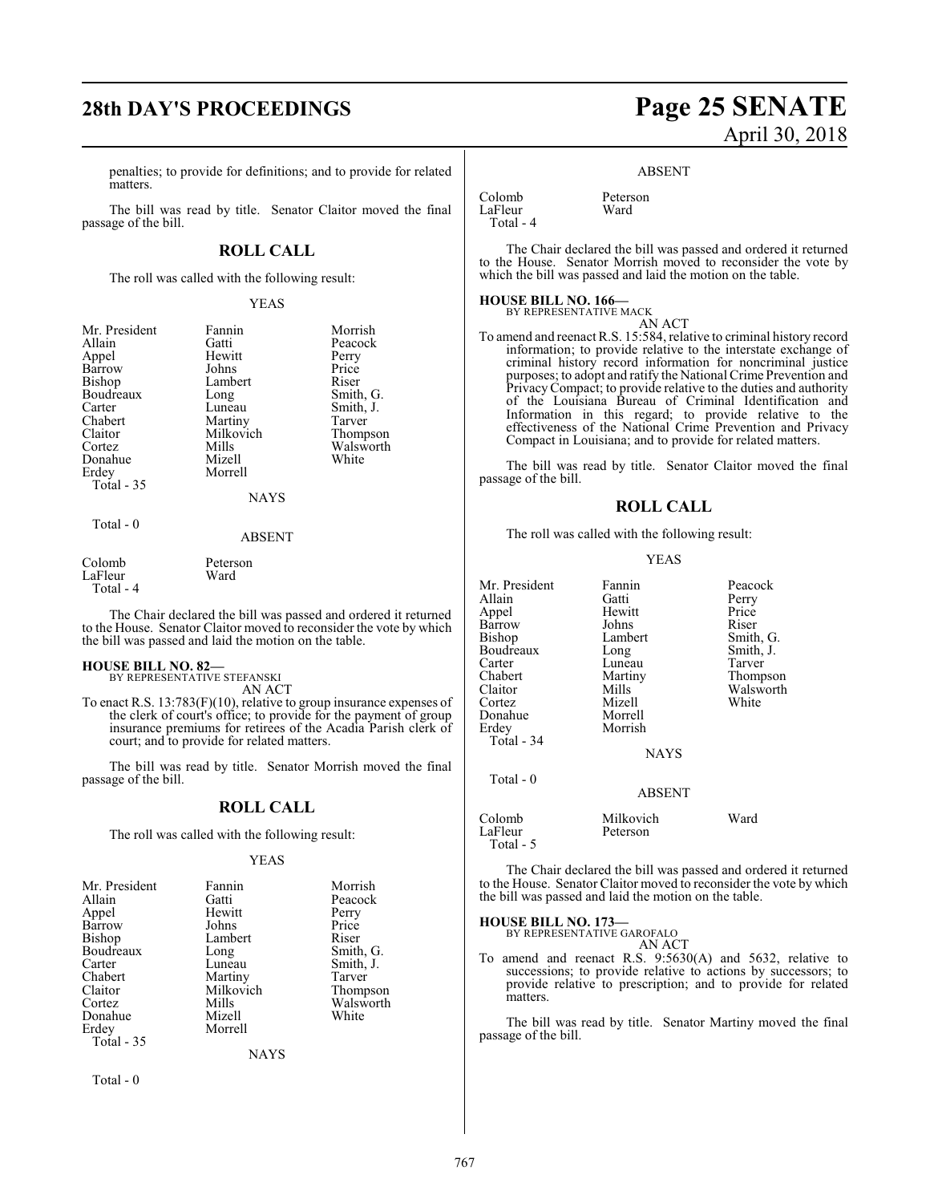penalties; to provide for definitions; and to provide for related matters.

The bill was read by title. Senator Claitor moved the final passage of the bill.

## ROLL CALL

The roll was called with the following result:

YEAS

| | | |
|---|---|---|
| Mr. President | Fannin | Morrish |
| Allain | Gatti | Peacock |
| Appel | Hewitt | Perry |
| Barrow | Johns | Price |
| Bishop | Lambert | Riser |
| Boudreaux | Long | Smith, G. |
| Carter | Luneau | Smith, J. |
| Chabert | Martiny | Tarver |
| Claitor | Milkovich | Thompson |
| Cortez | Mills | Walsworth |
| Donahue | Mizell | White |
| Erdey | Morrell | |

Total - 35

NAYS

Total - 0

ABSENT

| | |
|---|---|
| Colomb | Peterson |
| LaFleur | Ward |

Total - 4

The Chair declared the bill was passed and ordered it returned to the House. Senator Claitor moved to reconsider the vote by which the bill was passed and laid the motion on the table.

**HOUSE BILL NO. 82—**
BY REPRESENTATIVE STEFANSKI

AN ACT

To enact R.S. 13:783(F)(10), relative to group insurance expenses of the clerk of court's office; to provide for the payment of group insurance premiums for retirees of the Acadia Parish clerk of court; and to provide for related matters.

The bill was read by title. Senator Morrish moved the final passage of the bill.

## ROLL CALL

The roll was called with the following result:

YEAS

| | | |
|---|---|---|
| Mr. President | Fannin | Morrish |
| Allain | Gatti | Peacock |
| Appel | Hewitt | Perry |
| Barrow | Johns | Price |
| Bishop | Lambert | Riser |
| Boudreaux | Long | Smith, G. |
| Carter | Luneau | Smith, J. |
| Chabert | Martiny | Tarver |
| Claitor | Milkovich | Thompson |
| Cortez | Mills | Walsworth |
| Donahue | Mizell | White |
| Erdey | Morrell | |

Total - 35

NAYS

Total - 0

ABSENT

| | |
|---|---|
| Colomb | Peterson |
| LaFleur | Ward |

Total - 4

The Chair declared the bill was passed and ordered it returned to the House. Senator Morrish moved to reconsider the vote by which the bill was passed and laid the motion on the table.

**HOUSE BILL NO. 166—**
BY REPRESENTATIVE MACK

AN ACT

To amend and reenact R.S. 15:584, relative to criminal history record information; to provide relative to the interstate exchange of criminal history record information for noncriminal justice purposes; to adopt and ratify the National Crime Prevention and Privacy Compact; to provide relative to the duties and authority of the Louisiana Bureau of Criminal Identification and Information in this regard; to provide relative to the effectiveness of the National Crime Prevention and Privacy Compact in Louisiana; and to provide for related matters.

The bill was read by title. Senator Claitor moved the final passage of the bill.

## ROLL CALL

The roll was called with the following result:

YEAS

| | | |
|---|---|---|
| Mr. President | Fannin | Peacock |
| Allain | Gatti | Perry |
| Appel | Hewitt | Price |
| Barrow | Johns | Riser |
| Bishop | Lambert | Smith, G. |
| Boudreaux | Long | Smith, J. |
| Carter | Luneau | Tarver |
| Chabert | Martiny | Thompson |
| Claitor | Mills | Walsworth |
| Cortez | Mizell | White |
| Donahue | Morrell | |
| Erdey | Morrish | |

Total - 34

NAYS

Total - 0

ABSENT

| | | |
|---|---|---|
| Colomb | Milkovich | Ward |
| LaFleur | Peterson | |

Total - 5

The Chair declared the bill was passed and ordered it returned to the House. Senator Claitor moved to reconsider the vote by which the bill was passed and laid the motion on the table.

**HOUSE BILL NO. 173—**
BY REPRESENTATIVE GAROFALO

AN ACT

To amend and reenact R.S. 9:5630(A) and 5632, relative to successions; to provide relative to actions by successors; to provide relative to prescription; and to provide for related matters.

The bill was read by title. Senator Martiny moved the final passage of the bill.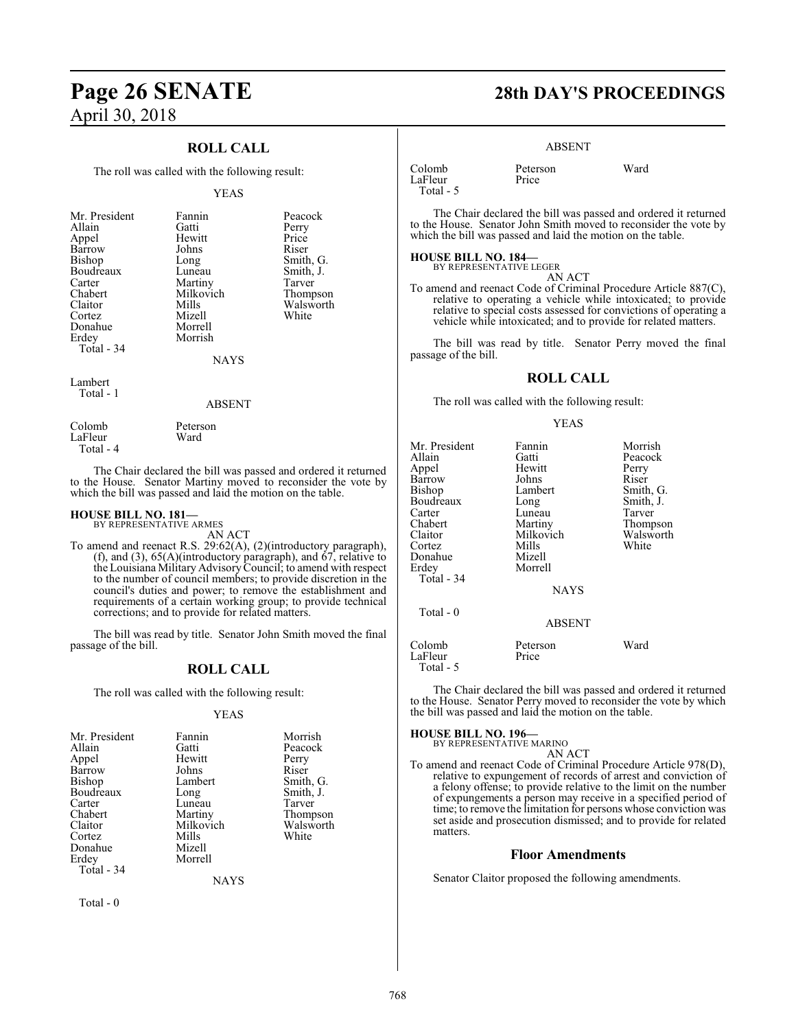## ROLL CALL

The roll was called with the following result:

YEAS

| | | |
|---|---|---|
| Mr. President | Fannin | Peacock |
| Allain | Gatti | Perry |
| Appel | Hewitt | Price |
| Barrow | Johns | Riser |
| Bishop | Long | Smith, G. |
| Boudreaux | Luneau | Smith, J. |
| Carter | Martiny | Tarver |
| Chabert | Milkovich | Thompson |
| Claitor | Mills | Walsworth |
| Cortez | Mizell | White |
| Donahue | Morrell | |
| Erdey | Morrish | |
| Total - 34 | | |

NAYS

Lambert
Total - 1

ABSENT

| | |
|---|---|
| Colomb | Peterson |
| LaFleur | Ward |
| Total - 4 | |

The Chair declared the bill was passed and ordered it returned to the House. Senator Martiny moved to reconsider the vote by which the bill was passed and laid the motion on the table.

**HOUSE BILL NO. 181—**
BY REPRESENTATIVE ARMES

AN ACT

To amend and reenact R.S. 29:62(A), (2)(introductory paragraph), (f), and (3), 65(A)(introductory paragraph), and 67, relative to the Louisiana Military Advisory Council; to amend with respect to the number of council members; to provide discretion in the council's duties and power; to remove the establishment and requirements of a certain working group; to provide technical corrections; and to provide for related matters.

The bill was read by title. Senator John Smith moved the final passage of the bill.

## ROLL CALL

The roll was called with the following result:

YEAS

| | | |
|---|---|---|
| Mr. President | Fannin | Morrish |
| Allain | Gatti | Peacock |
| Appel | Hewitt | Perry |
| Barrow | Johns | Riser |
| Bishop | Lambert | Smith, G. |
| Boudreaux | Long | Smith, J. |
| Carter | Luneau | Tarver |
| Chabert | Martiny | Thompson |
| Claitor | Milkovich | Walsworth |
| Cortez | Mills | White |
| Donahue | Mizell | |
| Erdey | Morrell | |
| Total - 34 | | |

NAYS

Total - 0

ABSENT

| | | |
|---|---|---|
| Colomb | Peterson | Ward |
| LaFleur | Price | |
| Total - 5 | | |

The Chair declared the bill was passed and ordered it returned to the House. Senator John Smith moved to reconsider the vote by which the bill was passed and laid the motion on the table.

**HOUSE BILL NO. 184—**
BY REPRESENTATIVE LEGER

AN ACT

To amend and reenact Code of Criminal Procedure Article 887(C), relative to operating a vehicle while intoxicated; to provide relative to special costs assessed for convictions of operating a vehicle while intoxicated; and to provide for related matters.

The bill was read by title. Senator Perry moved the final passage of the bill.

## ROLL CALL

The roll was called with the following result:

YEAS

| | | |
|---|---|---|
| Mr. President | Fannin | Morrish |
| Allain | Gatti | Peacock |
| Appel | Hewitt | Perry |
| Barrow | Johns | Riser |
| Bishop | Lambert | Smith, G. |
| Boudreaux | Long | Smith, J. |
| Carter | Luneau | Tarver |
| Chabert | Martiny | Thompson |
| Claitor | Milkovich | Walsworth |
| Cortez | Mills | White |
| Donahue | Mizell | |
| Erdey | Morrell | |
| Total - 34 | | |

NAYS

Total - 0

ABSENT

| | | |
|---|---|---|
| Colomb | Peterson | Ward |
| LaFleur | Price | |
| Total - 5 | | |

The Chair declared the bill was passed and ordered it returned to the House. Senator Perry moved to reconsider the vote by which the bill was passed and laid the motion on the table.

**HOUSE BILL NO. 196—**
BY REPRESENTATIVE MARINO

AN ACT

To amend and reenact Code of Criminal Procedure Article 978(D), relative to expungement of records of arrest and conviction of a felony offense; to provide relative to the limit on the number of expungements a person may receive in a specified period of time; to remove the limitation for persons whose conviction was set aside and prosecution dismissed; and to provide for related matters.

## Floor Amendments

Senator Claitor proposed the following amendments.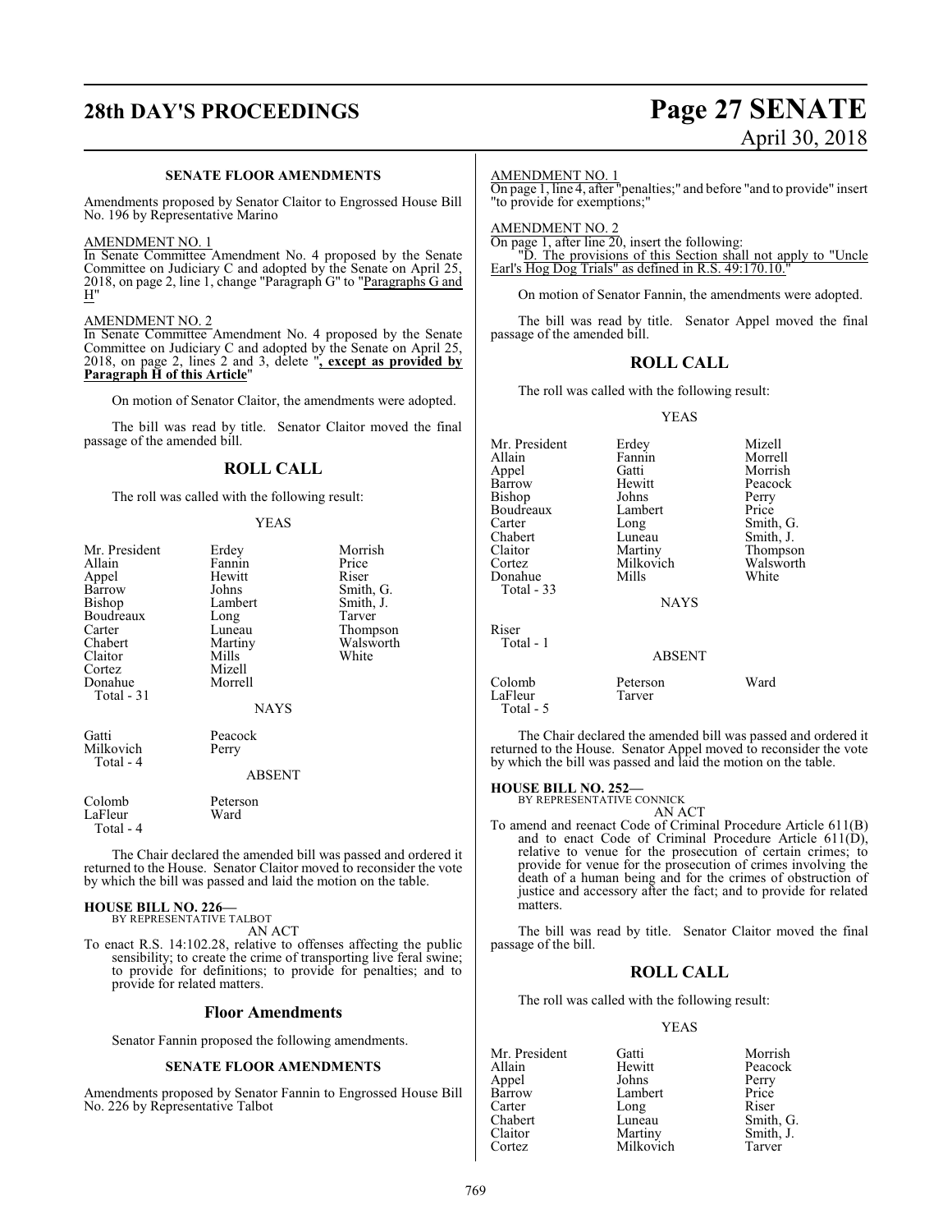**SENATE FLOOR AMENDMENTS**

Amendments proposed by Senator Claitor to Engrossed House Bill No. 196 by Representative Marino

AMENDMENT NO. 1

In Senate Committee Amendment No. 4 proposed by the Senate Committee on Judiciary C and adopted by the Senate on April 25, 2018, on page 2, line 1, change "Paragraph G" to "Paragraphs G and H"

AMENDMENT NO. 2

In Senate Committee Amendment No. 4 proposed by the Senate Committee on Judiciary C and adopted by the Senate on April 25, 2018, on page 2, lines 2 and 3, delete "**, except as provided by Paragraph H of this Article**"

On motion of Senator Claitor, the amendments were adopted.

The bill was read by title. Senator Claitor moved the final passage of the amended bill.

## ROLL CALL

The roll was called with the following result:

YEAS

| | | |
|---|---|---|
| Mr. President | Erdey | Morrish |
| Allain | Fannin | Price |
| Appel | Hewitt | Riser |
| Barrow | Johns | Smith, G. |
| Bishop | Lambert | Smith, J. |
| Boudreaux | Long | Tarver |
| Carter | Luneau | Thompson |
| Chabert | Martiny | Walsworth |
| Claitor | Mills | White |
| Cortez | Mizell | |
| Donahue | Morrell | |
| Total - 31 | | |

NAYS

| | |
|---|---|
| Gatti | Peacock |
| Milkovich | Perry |
| Total - 4 | |

ABSENT

| | |
|---|---|
| Colomb | Peterson |
| LaFleur | Ward |
| Total - 4 | |

The Chair declared the amended bill was passed and ordered it returned to the House. Senator Claitor moved to reconsider the vote by which the bill was passed and laid the motion on the table.

**HOUSE BILL NO. 226—**
BY REPRESENTATIVE TALBOT
AN ACT

To enact R.S. 14:102.28, relative to offenses affecting the public sensibility; to create the crime of transporting live feral swine; to provide for definitions; to provide for penalties; and to provide for related matters.

## Floor Amendments

Senator Fannin proposed the following amendments.

**SENATE FLOOR AMENDMENTS**

Amendments proposed by Senator Fannin to Engrossed House Bill No. 226 by Representative Talbot

AMENDMENT NO. 1

On page 1, line 4, after "penalties;" and before "and to provide" insert "to provide for exemptions;"

AMENDMENT NO. 2

On page 1, after line 20, insert the following:

"D. The provisions of this Section shall not apply to "Uncle Earl's Hog Dog Trials" as defined in R.S. 49:170.10."

On motion of Senator Fannin, the amendments were adopted.

The bill was read by title. Senator Appel moved the final passage of the amended bill.

## ROLL CALL

The roll was called with the following result:

YEAS

| | | |
|---|---|---|
| Mr. President | Erdey | Mizell |
| Allain | Fannin | Morrell |
| Appel | Gatti | Morrish |
| Barrow | Hewitt | Peacock |
| Bishop | Johns | Perry |
| Boudreaux | Lambert | Price |
| Carter | Long | Smith, G. |
| Chabert | Luneau | Smith, J. |
| Claitor | Martiny | Thompson |
| Cortez | Milkovich | Walsworth |
| Donahue | Mills | White |
| Total - 33 | | |

NAYS

| |
|---|
| Riser |
| Total - 1 |

ABSENT

| | | |
|---|---|---|
| Colomb | Peterson | Ward |
| LaFleur | Tarver | |
| Total - 5 | | |

The Chair declared the amended bill was passed and ordered it returned to the House. Senator Appel moved to reconsider the vote by which the bill was passed and laid the motion on the table.

**HOUSE BILL NO. 252—**
BY REPRESENTATIVE CONNICK
AN ACT

To amend and reenact Code of Criminal Procedure Article 611(B) and to enact Code of Criminal Procedure Article 611(D), relative to venue for the prosecution of certain crimes; to provide for venue for the prosecution of crimes involving the death of a human being and for the crimes of obstruction of justice and accessory after the fact; and to provide for related matters.

The bill was read by title. Senator Claitor moved the final passage of the bill.

## ROLL CALL

The roll was called with the following result:

YEAS

| | | |
|---|---|---|
| Mr. President | Gatti | Morrish |
| Allain | Hewitt | Peacock |
| Appel | Johns | Perry |
| Barrow | Lambert | Price |
| Carter | Long | Riser |
| Chabert | Luneau | Smith, G. |
| Claitor | Martiny | Smith, J. |
| Cortez | Milkovich | Tarver |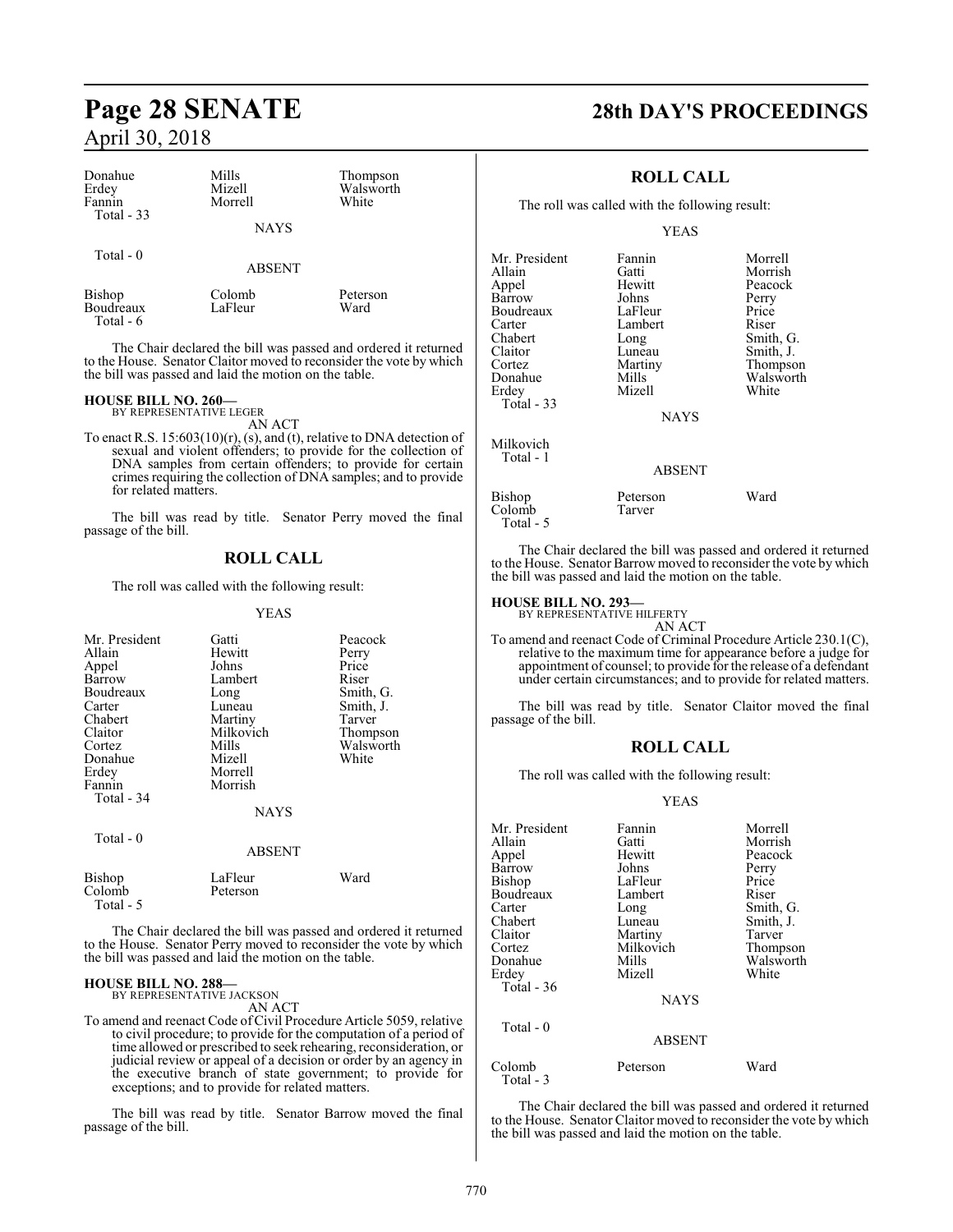| Donahue | Mills | Thompson |
|---|---|---|
| Erdey | Mizell | Walsworth |
| Fannin | Morrell | White |
| Total - 33 | | |

NAYS

Total - 0

ABSENT

| Bishop | Colomb | Peterson |
|---|---|---|
| Boudreaux | LaFleur | Ward |
| Total - 6 | | |

The Chair declared the bill was passed and ordered it returned to the House. Senator Claitor moved to reconsider the vote by which the bill was passed and laid the motion on the table.

**HOUSE BILL NO. 260—**
BY REPRESENTATIVE LEGER

AN ACT

To enact R.S. 15:603(10)(r), (s), and (t), relative to DNA detection of sexual and violent offenders; to provide for the collection of DNA samples from certain offenders; to provide for certain crimes requiring the collection of DNA samples; and to provide for related matters.

The bill was read by title. Senator Perry moved the final passage of the bill.

## ROLL CALL

The roll was called with the following result:

YEAS

| Mr. President | Gatti | Peacock |
|---|---|---|
| Allain | Hewitt | Perry |
| Appel | Johns | Price |
| Barrow | Lambert | Riser |
| Boudreaux | Long | Smith, G. |
| Carter | Luneau | Smith, J. |
| Chabert | Martiny | Tarver |
| Claitor | Milkovich | Thompson |
| Cortez | Mills | Walsworth |
| Donahue | Mizell | White |
| Erdey | Morrell | |
| Fannin | Morrish | |
| Total - 34 | | |

NAYS

Total - 0

ABSENT

| Bishop | LaFleur | Ward |
|---|---|---|
| Colomb | Peterson | |
| Total - 5 | | |

The Chair declared the bill was passed and ordered it returned to the House. Senator Perry moved to reconsider the vote by which the bill was passed and laid the motion on the table.

**HOUSE BILL NO. 288—**
BY REPRESENTATIVE JACKSON

AN ACT

To amend and reenact Code of Civil Procedure Article 5059, relative to civil procedure; to provide for the computation of a period of time allowed or prescribed to seek rehearing, reconsideration, or judicial review or appeal of a decision or order by an agency in the executive branch of state government; to provide for exceptions; and to provide for related matters.

The bill was read by title. Senator Barrow moved the final passage of the bill.

## ROLL CALL

The roll was called with the following result:

YEAS

| Mr. President | Fannin | Morrell |
|---|---|---|
| Allain | Gatti | Morrish |
| Appel | Hewitt | Peacock |
| Barrow | Johns | Perry |
| Boudreaux | LaFleur | Price |
| Carter | Lambert | Riser |
| Chabert | Long | Smith, G. |
| Claitor | Luneau | Smith, J. |
| Cortez | Martiny | Thompson |
| Donahue | Mills | Walsworth |
| Erdey | Mizell | White |
| Total - 33 | | |

NAYS

Milkovich
Total - 1

ABSENT

| Bishop | Peterson | Ward |
|---|---|---|
| Colomb | Tarver | |
| Total - 5 | | |

The Chair declared the bill was passed and ordered it returned to the House. Senator Barrow moved to reconsider the vote by which the bill was passed and laid the motion on the table.

**HOUSE BILL NO. 293—**
BY REPRESENTATIVE HILFERTY

AN ACT

To amend and reenact Code of Criminal Procedure Article 230.1(C), relative to the maximum time for appearance before a judge for appointment of counsel; to provide for the release of a defendant under certain circumstances; and to provide for related matters.

The bill was read by title. Senator Claitor moved the final passage of the bill.

## ROLL CALL

The roll was called with the following result:

YEAS

| Mr. President | Fannin | Morrell |
|---|---|---|
| Allain | Gatti | Morrish |
| Appel | Hewitt | Peacock |
| Barrow | Johns | Perry |
| Bishop | LaFleur | Price |
| Boudreaux | Lambert | Riser |
| Carter | Long | Smith, G. |
| Chabert | Luneau | Smith, J. |
| Claitor | Martiny | Tarver |
| Cortez | Milkovich | Thompson |
| Donahue | Mills | Walsworth |
| Erdey | Mizell | White |
| Total - 36 | | |

NAYS

Total - 0

ABSENT

| Colomb | Peterson | Ward |
|---|---|---|
| Total - 3 | | |

The Chair declared the bill was passed and ordered it returned to the House. Senator Claitor moved to reconsider the vote by which the bill was passed and laid the motion on the table.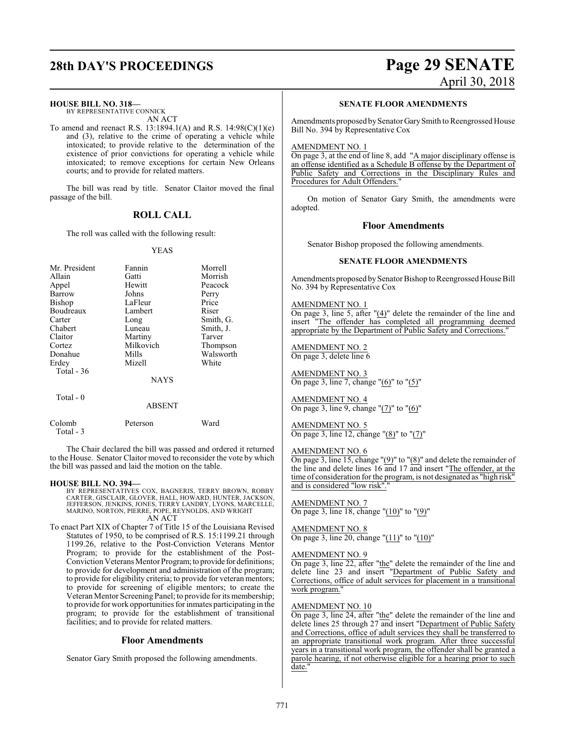**HOUSE BILL NO. 318—**
BY REPRESENTATIVE CONNICK
AN ACT

To amend and reenact R.S. 13:1894.1(A) and R.S. 14:98(C)(1)(e) and (3), relative to the crime of operating a vehicle while intoxicated; to provide relative to the determination of the existence of prior convictions for operating a vehicle while intoxicated; to remove exceptions for certain New Orleans courts; and to provide for related matters.

The bill was read by title. Senator Claitor moved the final passage of the bill.

## ROLL CALL

The roll was called with the following result:

YEAS

| | | |
|---|---|---|
| Mr. President | Fannin | Morrell |
| Allain | Gatti | Morrish |
| Appel | Hewitt | Peacock |
| Barrow | Johns | Perry |
| Bishop | LaFleur | Price |
| Boudreaux | Lambert | Riser |
| Carter | Long | Smith, G. |
| Chabert | Luneau | Smith, J. |
| Claitor | Martiny | Tarver |
| Cortez | Milkovich | Thompson |
| Donahue | Mills | Walsworth |
| Erdey | Mizell | White |
| Total - 36 | | |

NAYS

Total - 0

ABSENT

| | | |
|---|---|---|
| Colomb | Peterson | Ward |
| Total - 3 | | |

The Chair declared the bill was passed and ordered it returned to the House. Senator Claitor moved to reconsider the vote by which the bill was passed and laid the motion on the table.

**HOUSE BILL NO. 394—**
BY REPRESENTATIVES COX, BAGNERIS, TERRY BROWN, ROBBY CARTER, GISCLAIR, GLOVER, HALL, HOWARD, HUNTER, JACKSON, JEFFERSON, JENKINS, JONES, TERRY LANDRY, LYONS, MARCELLE, MARINO, NORTON, PIERRE, POPE, REYNOLDS, AND WRIGHT
AN ACT

To enact Part XIX of Chapter 7 of Title 15 of the Louisiana Revised Statutes of 1950, to be comprised of R.S. 15:1199.21 through 1199.26, relative to the Post-Conviction Veterans Mentor Program; to provide for the establishment of the Post-Conviction Veterans Mentor Program; to provide for definitions; to provide for development and administration of the program; to provide for eligibility criteria; to provide for veteran mentors; to provide for screening of eligible mentors; to create the Veteran Mentor Screening Panel; to provide for its membership; to provide for work opportunities for inmates participating in the program; to provide for the establishment of transitional facilities; and to provide for related matters.

## Floor Amendments

Senator Gary Smith proposed the following amendments.

### SENATE FLOOR AMENDMENTS

Amendments proposed by Senator Gary Smith to Reengrossed House Bill No. 394 by Representative Cox

AMENDMENT NO. 1
On page 3, at the end of line 8, add "A major disciplinary offense is an offense identified as a Schedule B offense by the Department of Public Safety and Corrections in the Disciplinary Rules and Procedures for Adult Offenders."

On motion of Senator Gary Smith, the amendments were adopted.

## Floor Amendments

Senator Bishop proposed the following amendments.

### SENATE FLOOR AMENDMENTS

Amendments proposed by Senator Bishop to Reengrossed House Bill No. 394 by Representative Cox

AMENDMENT NO. 1
On page 3, line 5, after "(4)" delete the remainder of the line and insert "The offender has completed all programming deemed appropriate by the Department of Public Safety and Corrections."

AMENDMENT NO. 2
On page 3, delete line 6

AMENDMENT NO. 3
On page 3, line 7, change "(6)" to "(5)"

AMENDMENT NO. 4
On page 3, line 9, change "(7)" to "(6)"

AMENDMENT NO. 5
On page 3, line 12, change "(8)" to "(7)"

AMENDMENT NO. 6
On page 3, line 15, change "(9)" to "(8)" and delete the remainder of the line and delete lines 16 and 17 and insert "The offender, at the time of consideration for the program, is not designated as "high risk" and is considered "low risk"."

AMENDMENT NO. 7
On page 3, line 18, change "(10)" to "(9)"

AMENDMENT NO. 8
On page 3, line 20, change "(11)" to "(10)"

AMENDMENT NO. 9
On page 3, line 22, after "the" delete the remainder of the line and delete line 23 and insert "Department of Public Safety and Corrections, office of adult services for placement in a transitional work program."

AMENDMENT NO. 10
On page 3, line 24, after "the" delete the remainder of the line and delete lines 25 through 27 and insert "Department of Public Safety and Corrections, office of adult services they shall be transferred to an appropriate transitional work program. After three successful years in a transitional work program, the offender shall be granted a parole hearing, if not otherwise eligible for a hearing prior to such date."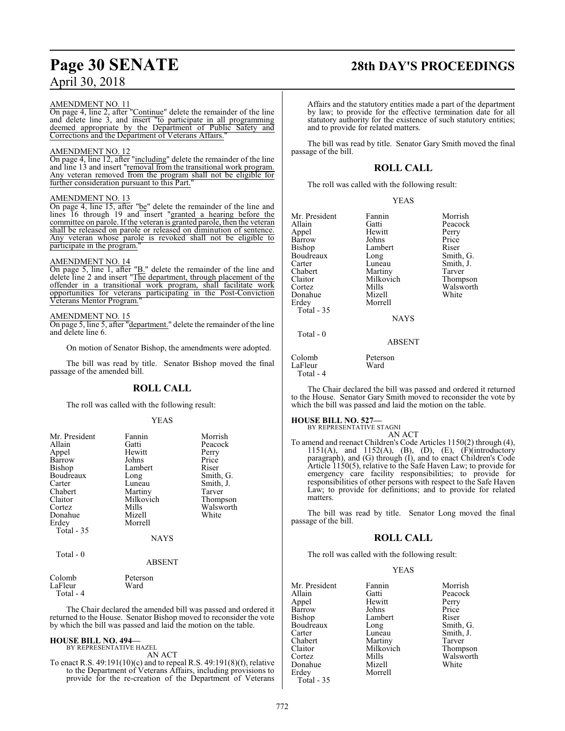AMENDMENT NO. 11

On page 4, line 2, after "Continue" delete the remainder of the line and delete line 3, and insert "to participate in all programming deemed appropriate by the Department of Public Safety and Corrections and the Department of Veterans Affairs."

AMENDMENT NO. 12

On page 4, line 12, after "including" delete the remainder of the line and line 13 and insert "removal from the transitional work program. Any veteran removed from the program shall not be eligible for further consideration pursuant to this Part."

AMENDMENT NO. 13

On page 4, line 15, after "be" delete the remainder of the line and lines 16 through 19 and insert "granted a hearing before the committee on parole. If the veteran is granted parole, then the veteran shall be released on parole or released on diminution of sentence. Any veteran whose parole is revoked shall not be eligible to participate in the program."

AMENDMENT NO. 14

On page 5, line 1, after "B." delete the remainder of the line and delete line 2 and insert "The department, through placement of the offender in a transitional work program, shall facilitate work opportunities for veterans participating in the Post-Conviction Veterans Mentor Program."

AMENDMENT NO. 15

On page 5, line 5, after "department." delete the remainder of the line and delete line 6.

On motion of Senator Bishop, the amendments were adopted.

The bill was read by title. Senator Bishop moved the final passage of the amended bill.

## ROLL CALL

The roll was called with the following result:

YEAS

| | | |
|---|---|---|
| Mr. President | Fannin | Morrish |
| Allain | Gatti | Peacock |
| Appel | Hewitt | Perry |
| Barrow | Johns | Price |
| Bishop | Lambert | Riser |
| Boudreaux | Long | Smith, G. |
| Carter | Luneau | Smith, J. |
| Chabert | Martiny | Tarver |
| Claitor | Milkovich | Thompson |
| Cortez | Mills | Walsworth |
| Donahue | Mizell | White |
| Erdey | Morrell | |
| Total - 35 | | |

NAYS

Total - 0

ABSENT

| | |
|---|---|
| Colomb | Peterson |
| LaFleur | Ward |
| Total - 4 | |

The Chair declared the amended bill was passed and ordered it returned to the House. Senator Bishop moved to reconsider the vote by which the bill was passed and laid the motion on the table.

**HOUSE BILL NO. 494—**
BY REPRESENTATIVE HAZEL

AN ACT

To enact R.S. 49:191(10)(c) and to repeal R.S. 49:191(8)(f), relative to the Department of Veterans Affairs, including provisions to provide for the re-creation of the Department of Veterans Affairs and the statutory entities made a part of the department by law; to provide for the effective termination date for all statutory authority for the existence of such statutory entities; and to provide for related matters.

The bill was read by title. Senator Gary Smith moved the final passage of the bill.

## ROLL CALL

The roll was called with the following result:

YEAS

| | | |
|---|---|---|
| Mr. President | Fannin | Morrish |
| Allain | Gatti | Peacock |
| Appel | Hewitt | Perry |
| Barrow | Johns | Price |
| Bishop | Lambert | Riser |
| Boudreaux | Long | Smith, G. |
| Carter | Luneau | Smith, J. |
| Chabert | Martiny | Tarver |
| Claitor | Milkovich | Thompson |
| Cortez | Mills | Walsworth |
| Donahue | Mizell | White |
| Erdey | Morrell | |
| Total - 35 | | |

NAYS

Total - 0

ABSENT

| | |
|---|---|
| Colomb | Peterson |
| LaFleur | Ward |
| Total - 4 | |

The Chair declared the bill was passed and ordered it returned to the House. Senator Gary Smith moved to reconsider the vote by which the bill was passed and laid the motion on the table.

**HOUSE BILL NO. 527—**
BY REPRESENTATIVE STAGNI

AN ACT

To amend and reenact Children's Code Articles 1150(2) through (4), 1151(A), and 1152(A), (B), (D), (E), (F)(introductory paragraph), and (G) through (I), and to enact Children's Code Article 1150(5), relative to the Safe Haven Law; to provide for emergency care facility responsibilities; to provide for responsibilities of other persons with respect to the Safe Haven Law; to provide for definitions; and to provide for related matters.

The bill was read by title. Senator Long moved the final passage of the bill.

## ROLL CALL

The roll was called with the following result:

YEAS

| | | |
|---|---|---|
| Mr. President | Fannin | Morrish |
| Allain | Gatti | Peacock |
| Appel | Hewitt | Perry |
| Barrow | Johns | Price |
| Bishop | Lambert | Riser |
| Boudreaux | Long | Smith, G. |
| Carter | Luneau | Smith, J. |
| Chabert | Martiny | Tarver |
| Claitor | Milkovich | Thompson |
| Cortez | Mills | Walsworth |
| Donahue | Mizell | White |
| Erdey | Morrell | |
| Total - 35 | | |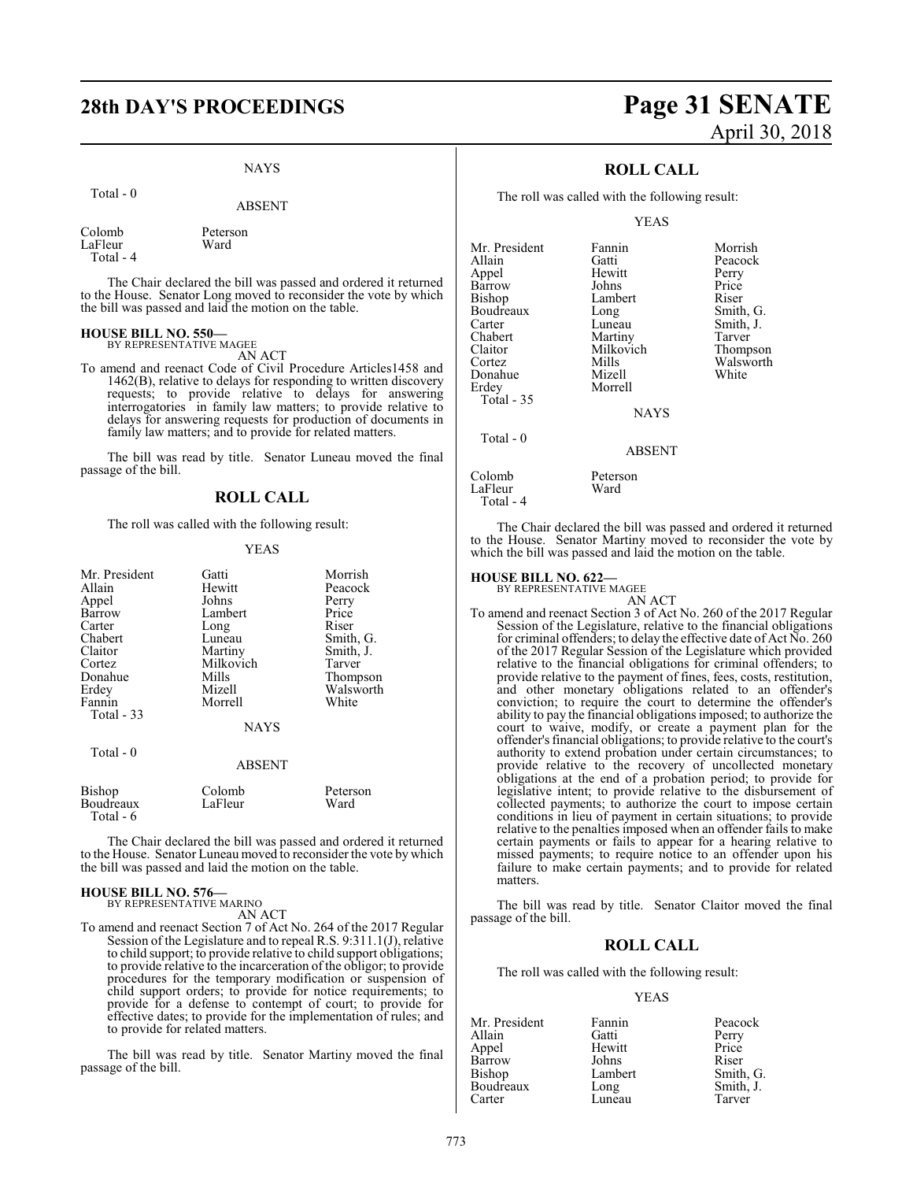NAYS

Total - 0

ABSENT

| | |
|---|---|
| Colomb | Peterson |
| LaFleur | Ward |
| Total - 4 | |

The Chair declared the bill was passed and ordered it returned to the House. Senator Long moved to reconsider the vote by which the bill was passed and laid the motion on the table.

**HOUSE BILL NO. 550—**
BY REPRESENTATIVE MAGEE

AN ACT

To amend and reenact Code of Civil Procedure Articles1458 and 1462(B), relative to delays for responding to written discovery requests; to provide relative to delays for answering interrogatories in family law matters; to provide relative to delays for answering requests for production of documents in family law matters; and to provide for related matters.

The bill was read by title. Senator Luneau moved the final passage of the bill.

## ROLL CALL

The roll was called with the following result:

YEAS

| | | |
|---|---|---|
| Mr. President | Gatti | Morrish |
| Allain | Hewitt | Peacock |
| Appel | Johns | Perry |
| Barrow | Lambert | Price |
| Carter | Long | Riser |
| Chabert | Luneau | Smith, G. |
| Claitor | Martiny | Smith, J. |
| Cortez | Milkovich | Tarver |
| Donahue | Mills | Thompson |
| Erdey | Mizell | Walsworth |
| Fannin | Morrell | White |
| Total - 33 | | |

NAYS

Total - 0

ABSENT

| | | |
|---|---|---|
| Bishop | Colomb | Peterson |
| Boudreaux | LaFleur | Ward |
| Total - 6 | | |

The Chair declared the bill was passed and ordered it returned to the House. Senator Luneau moved to reconsider the vote by which the bill was passed and laid the motion on the table.

**HOUSE BILL NO. 576—**
BY REPRESENTATIVE MARINO

AN ACT

To amend and reenact Section 7 of Act No. 264 of the 2017 Regular Session of the Legislature and to repeal R.S. 9:311.1(J), relative to child support; to provide relative to child support obligations; to provide relative to the incarceration of the obligor; to provide procedures for the temporary modification or suspension of child support orders; to provide for notice requirements; to provide for a defense to contempt of court; to provide for effective dates; to provide for the implementation of rules; and to provide for related matters.

The bill was read by title. Senator Martiny moved the final passage of the bill.

## ROLL CALL

The roll was called with the following result:

YEAS

| | | |
|---|---|---|
| Mr. President | Fannin | Morrish |
| Allain | Gatti | Peacock |
| Appel | Hewitt | Perry |
| Barrow | Johns | Price |
| Bishop | Lambert | Riser |
| Boudreaux | Long | Smith, G. |
| Carter | Luneau | Smith, J. |
| Chabert | Martiny | Tarver |
| Claitor | Milkovich | Thompson |
| Cortez | Mills | Walsworth |
| Donahue | Mizell | White |
| Erdey | Morrell | |
| Total - 35 | | |

NAYS

Total - 0

ABSENT

| | |
|---|---|
| Colomb | Peterson |
| LaFleur | Ward |
| Total - 4 | |

The Chair declared the bill was passed and ordered it returned to the House. Senator Martiny moved to reconsider the vote by which the bill was passed and laid the motion on the table.

**HOUSE BILL NO. 622—**
BY REPRESENTATIVE MAGEE

AN ACT

To amend and reenact Section 3 of Act No. 260 of the 2017 Regular Session of the Legislature, relative to the financial obligations for criminal offenders; to delay the effective date of Act No. 260 of the 2017 Regular Session of the Legislature which provided relative to the financial obligations for criminal offenders; to provide relative to the payment of fines, fees, costs, restitution, and other monetary obligations related to an offender's conviction; to require the court to determine the offender's ability to pay the financial obligations imposed; to authorize the court to waive, modify, or create a payment plan for the offender's financial obligations; to provide relative to the court's authority to extend probation under certain circumstances; to provide relative to the recovery of uncollected monetary obligations at the end of a probation period; to provide for legislative intent; to provide relative to the disbursement of collected payments; to authorize the court to impose certain conditions in lieu of payment in certain situations; to provide relative to the penalties imposed when an offender fails to make certain payments or fails to appear for a hearing relative to missed payments; to require notice to an offender upon his failure to make certain payments; and to provide for related matters.

The bill was read by title. Senator Claitor moved the final passage of the bill.

## ROLL CALL

The roll was called with the following result:

YEAS

| | | |
|---|---|---|
| Mr. President | Fannin | Peacock |
| Allain | Gatti | Perry |
| Appel | Hewitt | Price |
| Barrow | Johns | Riser |
| Bishop | Lambert | Smith, G. |
| Boudreaux | Long | Smith, J. |
| Carter | Luneau | Tarver |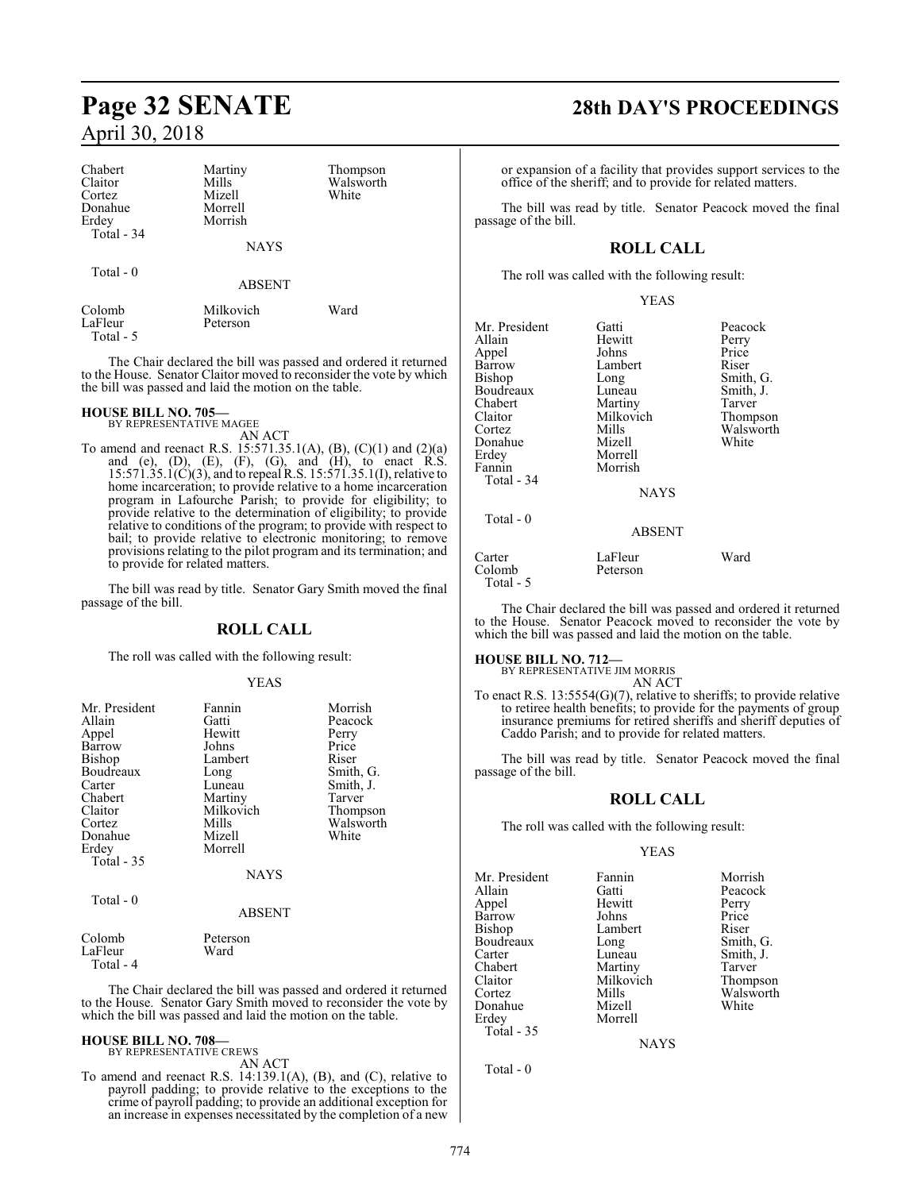| Chabert | Martiny | Thompson |
|---|---|---|
| Claitor | Mills | Walsworth |
| Cortez | Mizell | White |
| Donahue | Morrell | |
| Erdey | Morrish | |
| Total - 34 | | |

NAYS

Total - 0

ABSENT

| Colomb | Milkovich | Ward |
|---|---|---|
| LaFleur | Peterson | |
| Total - 5 | | |

The Chair declared the bill was passed and ordered it returned to the House. Senator Claitor moved to reconsider the vote by which the bill was passed and laid the motion on the table.

**HOUSE BILL NO. 705—**
BY REPRESENTATIVE MAGEE

AN ACT

To amend and reenact R.S. 15:571.35.1(A), (B), (C)(1) and (2)(a) and (e), (D), (E), (F), (G), and (H), to enact R.S. 15:571.35.1(C)(3), and to repeal R.S. 15:571.35.1(I), relative to home incarceration; to provide relative to a home incarceration program in Lafourche Parish; to provide for eligibility; to provide relative to the determination of eligibility; to provide relative to conditions of the program; to provide with respect to bail; to provide relative to electronic monitoring; to remove provisions relating to the pilot program and its termination; and to provide for related matters.

The bill was read by title. Senator Gary Smith moved the final passage of the bill.

## ROLL CALL

The roll was called with the following result:

YEAS

| Mr. President | Fannin | Morrish |
|---|---|---|
| Allain | Gatti | Peacock |
| Appel | Hewitt | Perry |
| Barrow | Johns | Price |
| Bishop | Lambert | Riser |
| Boudreaux | Long | Smith, G. |
| Carter | Luneau | Smith, J. |
| Chabert | Martiny | Tarver |
| Claitor | Milkovich | Thompson |
| Cortez | Mills | Walsworth |
| Donahue | Mizell | White |
| Erdey | Morrell | |
| Total - 35 | | |

NAYS

Total - 0

ABSENT

| Colomb | Peterson |
|---|---|
| LaFleur | Ward |
| Total - 4 | |

The Chair declared the bill was passed and ordered it returned to the House. Senator Gary Smith moved to reconsider the vote by which the bill was passed and laid the motion on the table.

**HOUSE BILL NO. 708—**
BY REPRESENTATIVE CREWS

AN ACT

To amend and reenact R.S. 14:139.1(A), (B), and (C), relative to payroll padding; to provide relative to the exceptions to the crime of payroll padding; to provide an additional exception for an increase in expenses necessitated by the completion of a new or expansion of a facility that provides support services to the office of the sheriff; and to provide for related matters.

The bill was read by title. Senator Peacock moved the final passage of the bill.

## ROLL CALL

The roll was called with the following result:

YEAS

| Mr. President | Gatti | Peacock |
|---|---|---|
| Allain | Hewitt | Perry |
| Appel | Johns | Price |
| Barrow | Lambert | Riser |
| Bishop | Long | Smith, G. |
| Boudreaux | Luneau | Smith, J. |
| Chabert | Martiny | Tarver |
| Claitor | Milkovich | Thompson |
| Cortez | Mills | Walsworth |
| Donahue | Mizell | White |
| Erdey | Morrell | |
| Fannin | Morrish | |
| Total - 34 | | |

NAYS

Total - 0

ABSENT

| Carter | LaFleur | Ward |
|---|---|---|
| Colomb | Peterson | |
| Total - 5 | | |

The Chair declared the bill was passed and ordered it returned to the House. Senator Peacock moved to reconsider the vote by which the bill was passed and laid the motion on the table.

**HOUSE BILL NO. 712—**
BY REPRESENTATIVE JIM MORRIS

AN ACT

To enact R.S. 13:5554(G)(7), relative to sheriffs; to provide relative to retiree health benefits; to provide for the payments of group insurance premiums for retired sheriffs and sheriff deputies of Caddo Parish; and to provide for related matters.

The bill was read by title. Senator Peacock moved the final passage of the bill.

## ROLL CALL

The roll was called with the following result:

YEAS

| Mr. President | Fannin | Morrish |
|---|---|---|
| Allain | Gatti | Peacock |
| Appel | Hewitt | Perry |
| Barrow | Johns | Price |
| Bishop | Lambert | Riser |
| Boudreaux | Long | Smith, G. |
| Carter | Luneau | Smith, J. |
| Chabert | Martiny | Tarver |
| Claitor | Milkovich | Thompson |
| Cortez | Mills | Walsworth |
| Donahue | Mizell | White |
| Erdey | Morrell | |
| Total - 35 | | |

NAYS

Total - 0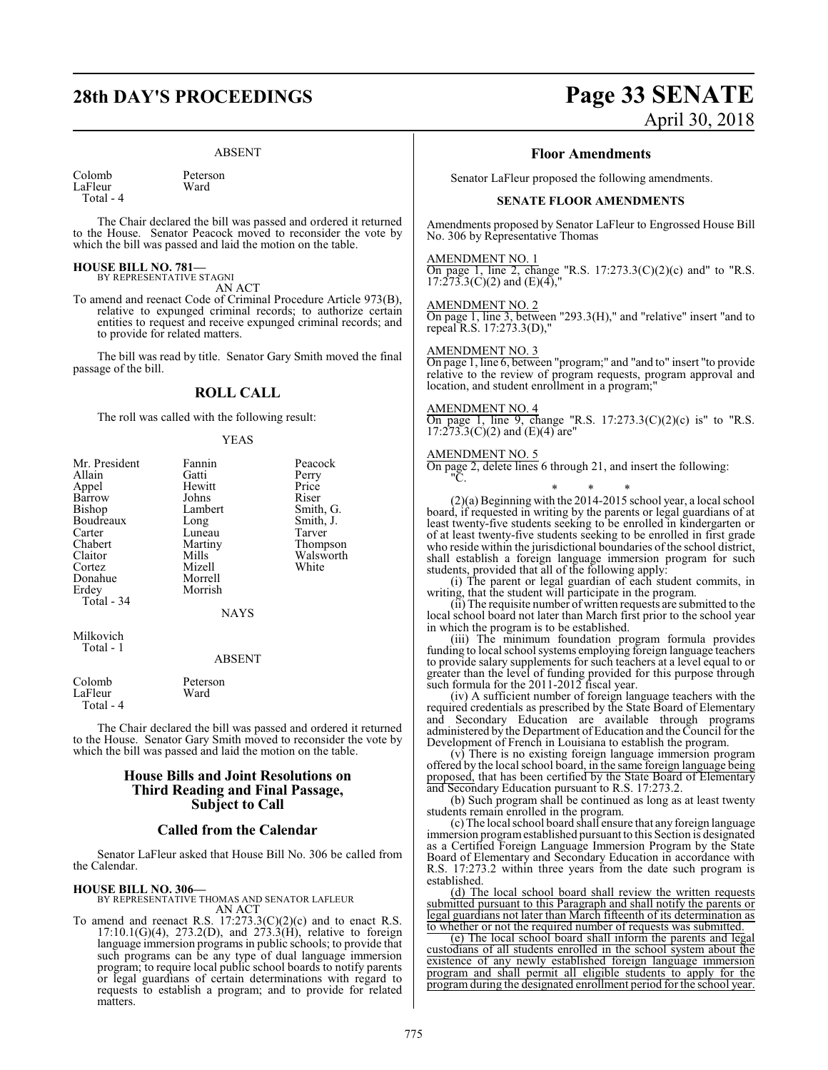ABSENT

| | |
|---|---|
| Colomb | Peterson |
| LaFleur | Ward |
| Total - 4 | |

The Chair declared the bill was passed and ordered it returned to the House. Senator Peacock moved to reconsider the vote by which the bill was passed and laid the motion on the table.

**HOUSE BILL NO. 781—**
BY REPRESENTATIVE STAGNI
AN ACT

To amend and reenact Code of Criminal Procedure Article 973(B), relative to expunged criminal records; to authorize certain entities to request and receive expunged criminal records; and to provide for related matters.

The bill was read by title. Senator Gary Smith moved the final passage of the bill.

## ROLL CALL

The roll was called with the following result:

YEAS

| | | |
|---|---|---|
| Mr. President | Fannin | Peacock |
| Allain | Gatti | Perry |
| Appel | Hewitt | Price |
| Barrow | Johns | Riser |
| Bishop | Lambert | Smith, G. |
| Boudreaux | Long | Smith, J. |
| Carter | Luneau | Tarver |
| Chabert | Martiny | Thompson |
| Claitor | Mills | Walsworth |
| Cortez | Mizell | White |
| Donahue | Morrell | |
| Erdey | Morrish | |
| Total - 34 | | |

NAYS

Milkovich
Total - 1

ABSENT

| | |
|---|---|
| Colomb | Peterson |
| LaFleur | Ward |
| Total - 4 | |

The Chair declared the bill was passed and ordered it returned to the House. Senator Gary Smith moved to reconsider the vote by which the bill was passed and laid the motion on the table.

## House Bills and Joint Resolutions on Third Reading and Final Passage, Subject to Call

## Called from the Calendar

Senator LaFleur asked that House Bill No. 306 be called from the Calendar.

**HOUSE BILL NO. 306—**
BY REPRESENTATIVE THOMAS AND SENATOR LAFLEUR
AN ACT

To amend and reenact R.S. 17:273.3(C)(2)(c) and to enact R.S. 17:10.1(G)(4), 273.2(D), and 273.3(H), relative to foreign language immersion programs in public schools; to provide that such programs can be any type of dual language immersion program; to require local public school boards to notify parents or legal guardians of certain determinations with regard to requests to establish a program; and to provide for related matters.

## Floor Amendments

Senator LaFleur proposed the following amendments.

### SENATE FLOOR AMENDMENTS

Amendments proposed by Senator LaFleur to Engrossed House Bill No. 306 by Representative Thomas

AMENDMENT NO. 1
On page 1, line 2, change "R.S. 17:273.3(C)(2)(c) and" to "R.S. 17:273.3(C)(2) and (E)(4),"

AMENDMENT NO. 2
On page 1, line 3, between "293.3(H)," and "relative" insert "and to repeal R.S. 17:273.3(D),"

AMENDMENT NO. 3
On page 1, line 6, between "program;" and "and to" insert "to provide relative to the review of program requests, program approval and location, and student enrollment in a program;"

AMENDMENT NO. 4
On page 1, line 9, change "R.S. 17:273.3(C)(2)(c) is" to "R.S. 17:273.3(C)(2) and (E)(4) are"

AMENDMENT NO. 5
On page 2, delete lines 6 through 21, and insert the following:
"C.

\* \* \*

(2)(a) Beginning with the 2014-2015 school year, a local school board, if requested in writing by the parents or legal guardians of at least twenty-five students seeking to be enrolled in kindergarten or of at least twenty-five students seeking to be enrolled in first grade who reside within the jurisdictional boundaries of the school district, shall establish a foreign language immersion program for such students, provided that all of the following apply:

(i) The parent or legal guardian of each student commits, in writing, that the student will participate in the program.

(ii) The requisite number of written requests are submitted to the local school board not later than March first prior to the school year in which the program is to be established.

(iii) The minimum foundation program formula provides funding to local school systems employing foreign language teachers to provide salary supplements for such teachers at a level equal to or greater than the level of funding provided for this purpose through such formula for the 2011-2012 fiscal year.

(iv) A sufficient number of foreign language teachers with the required credentials as prescribed by the State Board of Elementary and Secondary Education are available through programs administered by the Department of Education and the Council for the Development of French in Louisiana to establish the program.

(v) There is no existing foreign language immersion program offered by the local school board, <u>in the same foreign language being proposed,</u> that has been certified by the State Board of Elementary and Secondary Education pursuant to R.S. 17:273.2.

(b) Such program shall be continued as long as at least twenty students remain enrolled in the program.

(c) The local school board shall ensure that any foreign language immersion program established pursuant to this Section is designated as a Certified Foreign Language Immersion Program by the State Board of Elementary and Secondary Education in accordance with R.S. 17:273.2 within three years from the date such program is established.

<u>(d) The local school board shall review the written requests submitted pursuant to this Paragraph and shall notify the parents or legal guardians not later than March fifteenth of its determination as to whether or not the required number of requests was submitted.</u>

<u>(e) The local school board shall inform the parents and legal custodians of all students enrolled in the school system about the existence of any newly established foreign language immersion program and shall permit all eligible students to apply for the program during the designated enrollment period for the school year.</u>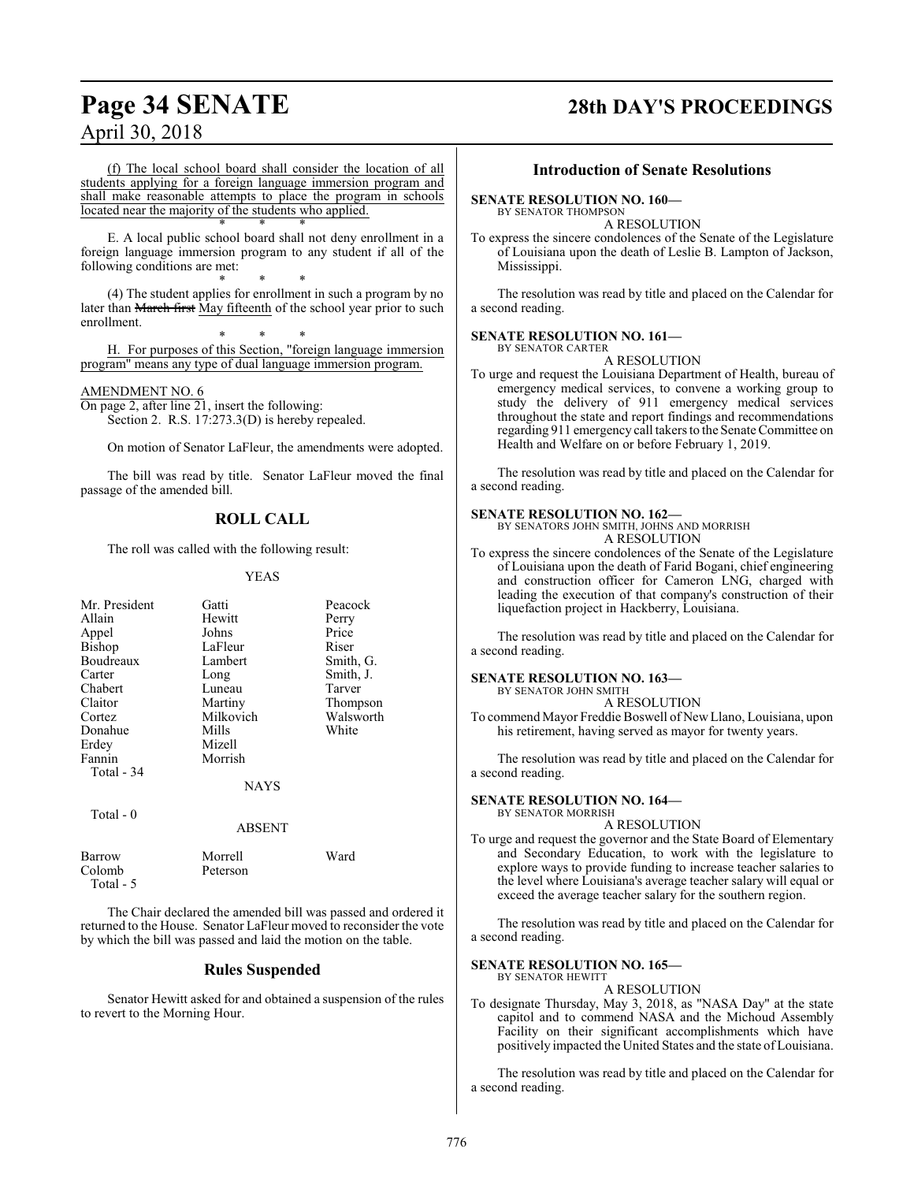(f) The local school board shall consider the location of all students applying for a foreign language immersion program and shall make reasonable attempts to place the program in schools located near the majority of the students who applied.

\* \* \*

E. A local public school board shall not deny enrollment in a foreign language immersion program to any student if all of the following conditions are met:

\* \* \*

(4) The student applies for enrollment in such a program by no later than ~~March first~~ May fifteenth of the school year prior to such enrollment.

\* \* \*

H. For purposes of this Section, "foreign language immersion program" means any type of dual language immersion program.

AMENDMENT NO. 6

On page 2, after line 21, insert the following:

Section 2. R.S. 17:273.3(D) is hereby repealed.

On motion of Senator LaFleur, the amendments were adopted.

The bill was read by title. Senator LaFleur moved the final passage of the amended bill.

## ROLL CALL

The roll was called with the following result:

YEAS

| | | |
|---|---|---|
| Mr. President | Gatti | Peacock |
| Allain | Hewitt | Perry |
| Appel | Johns | Price |
| Bishop | LaFleur | Riser |
| Boudreaux | Lambert | Smith, G. |
| Carter | Long | Smith, J. |
| Chabert | Luneau | Tarver |
| Claitor | Martiny | Thompson |
| Cortez | Milkovich | Walsworth |
| Donahue | Mills | White |
| Erdey | Mizell | |
| Fannin | Morrish | |

Total - 34

NAYS

Total - 0

ABSENT

| | | |
|---|---|---|
| Barrow | Morrell | Ward |
| Colomb | Peterson | |

Total - 5

The Chair declared the amended bill was passed and ordered it returned to the House. Senator LaFleur moved to reconsider the vote by which the bill was passed and laid the motion on the table.

## Rules Suspended

Senator Hewitt asked for and obtained a suspension of the rules to revert to the Morning Hour.

## Introduction of Senate Resolutions

**SENATE RESOLUTION NO. 160—**
BY SENATOR THOMPSON

A RESOLUTION

To express the sincere condolences of the Senate of the Legislature of Louisiana upon the death of Leslie B. Lampton of Jackson, Mississippi.

The resolution was read by title and placed on the Calendar for a second reading.

**SENATE RESOLUTION NO. 161—**
BY SENATOR CARTER

A RESOLUTION

To urge and request the Louisiana Department of Health, bureau of emergency medical services, to convene a working group to study the delivery of 911 emergency medical services throughout the state and report findings and recommendations regarding 911 emergency call takers to the Senate Committee on Health and Welfare on or before February 1, 2019.

The resolution was read by title and placed on the Calendar for a second reading.

**SENATE RESOLUTION NO. 162—**
BY SENATORS JOHN SMITH, JOHNS AND MORRISH

A RESOLUTION

To express the sincere condolences of the Senate of the Legislature of Louisiana upon the death of Farid Bogani, chief engineering and construction officer for Cameron LNG, charged with leading the execution of that company's construction of their liquefaction project in Hackberry, Louisiana.

The resolution was read by title and placed on the Calendar for a second reading.

**SENATE RESOLUTION NO. 163—**
BY SENATOR JOHN SMITH

A RESOLUTION

To commend Mayor Freddie Boswell of New Llano, Louisiana, upon his retirement, having served as mayor for twenty years.

The resolution was read by title and placed on the Calendar for a second reading.

**SENATE RESOLUTION NO. 164—**
BY SENATOR MORRISH

A RESOLUTION

To urge and request the governor and the State Board of Elementary and Secondary Education, to work with the legislature to explore ways to provide funding to increase teacher salaries to the level where Louisiana's average teacher salary will equal or exceed the average teacher salary for the southern region.

The resolution was read by title and placed on the Calendar for a second reading.

**SENATE RESOLUTION NO. 165—**
BY SENATOR HEWITT

A RESOLUTION

To designate Thursday, May 3, 2018, as "NASA Day" at the state capitol and to commend NASA and the Michoud Assembly Facility on their significant accomplishments which have positively impacted the United States and the state of Louisiana.

The resolution was read by title and placed on the Calendar for a second reading.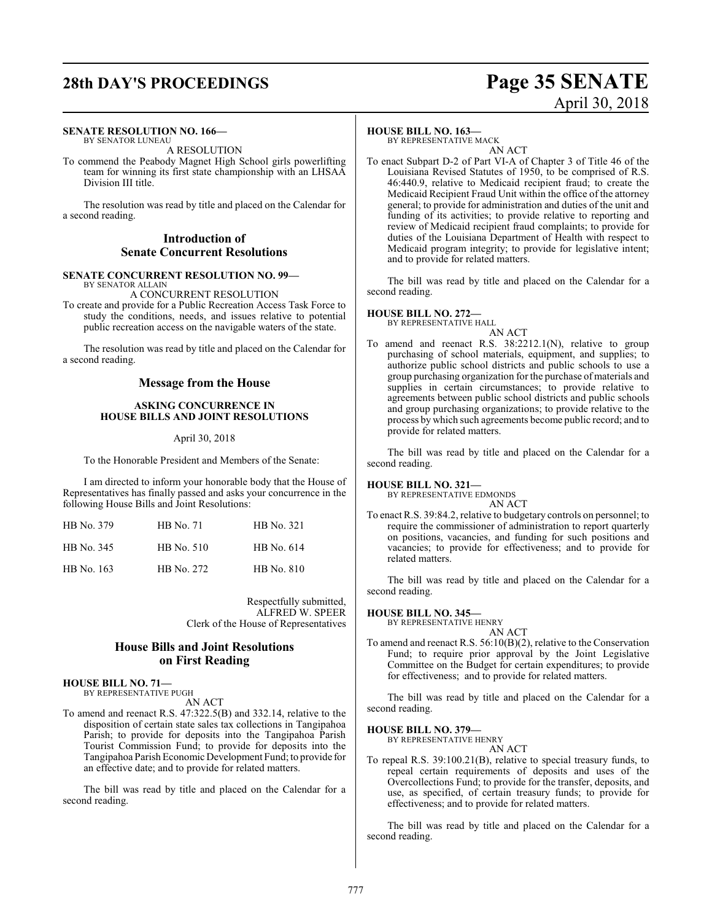**SENATE RESOLUTION NO. 166—**
BY SENATOR LUNEAU

A RESOLUTION

To commend the Peabody Magnet High School girls powerlifting team for winning its first state championship with an LHSAA Division III title.

The resolution was read by title and placed on the Calendar for a second reading.

## Introduction of Senate Concurrent Resolutions

**SENATE CONCURRENT RESOLUTION NO. 99—**
BY SENATOR ALLAIN

A CONCURRENT RESOLUTION

To create and provide for a Public Recreation Access Task Force to study the conditions, needs, and issues relative to potential public recreation access on the navigable waters of the state.

The resolution was read by title and placed on the Calendar for a second reading.

## Message from the House

### ASKING CONCURRENCE IN HOUSE BILLS AND JOINT RESOLUTIONS

April 30, 2018

To the Honorable President and Members of the Senate:

I am directed to inform your honorable body that the House of Representatives has finally passed and asks your concurrence in the following House Bills and Joint Resolutions:

| | | |
|---|---|---|
| HB No. 379 | HB No. 71 | HB No. 321 |
| HB No. 345 | HB No. 510 | HB No. 614 |
| HB No. 163 | HB No. 272 | HB No. 810 |

Respectfully submitted,
ALFRED W. SPEER
Clerk of the House of Representatives

## House Bills and Joint Resolutions on First Reading

**HOUSE BILL NO. 71—**
BY REPRESENTATIVE PUGH

AN ACT

To amend and reenact R.S. 47:322.5(B) and 332.14, relative to the disposition of certain state sales tax collections in Tangipahoa Parish; to provide for deposits into the Tangipahoa Parish Tourist Commission Fund; to provide for deposits into the Tangipahoa Parish Economic Development Fund; to provide for an effective date; and to provide for related matters.

The bill was read by title and placed on the Calendar for a second reading.

**HOUSE BILL NO. 163—**
BY REPRESENTATIVE MACK

AN ACT

To enact Subpart D-2 of Part VI-A of Chapter 3 of Title 46 of the Louisiana Revised Statutes of 1950, to be comprised of R.S. 46:440.9, relative to Medicaid recipient fraud; to create the Medicaid Recipient Fraud Unit within the office of the attorney general; to provide for administration and duties of the unit and funding of its activities; to provide relative to reporting and review of Medicaid recipient fraud complaints; to provide for duties of the Louisiana Department of Health with respect to Medicaid program integrity; to provide for legislative intent; and to provide for related matters.

The bill was read by title and placed on the Calendar for a second reading.

**HOUSE BILL NO. 272—**
BY REPRESENTATIVE HALL

AN ACT

To amend and reenact R.S. 38:2212.1(N), relative to group purchasing of school materials, equipment, and supplies; to authorize public school districts and public schools to use a group purchasing organization for the purchase of materials and supplies in certain circumstances; to provide relative to agreements between public school districts and public schools and group purchasing organizations; to provide relative to the process by which such agreements become public record; and to provide for related matters.

The bill was read by title and placed on the Calendar for a second reading.

**HOUSE BILL NO. 321—**
BY REPRESENTATIVE EDMONDS

AN ACT

To enact R.S. 39:84.2, relative to budgetary controls on personnel; to require the commissioner of administration to report quarterly on positions, vacancies, and funding for such positions and vacancies; to provide for effectiveness; and to provide for related matters.

The bill was read by title and placed on the Calendar for a second reading.

**HOUSE BILL NO. 345—**
BY REPRESENTATIVE HENRY

AN ACT

To amend and reenact R.S. 56:10(B)(2), relative to the Conservation Fund; to require prior approval by the Joint Legislative Committee on the Budget for certain expenditures; to provide for effectiveness; and to provide for related matters.

The bill was read by title and placed on the Calendar for a second reading.

**HOUSE BILL NO. 379—**
BY REPRESENTATIVE HENRY

AN ACT

To repeal R.S. 39:100.21(B), relative to special treasury funds, to repeal certain requirements of deposits and uses of the Overcollections Fund; to provide for the transfer, deposits, and use, as specified, of certain treasury funds; to provide for effectiveness; and to provide for related matters.

The bill was read by title and placed on the Calendar for a second reading.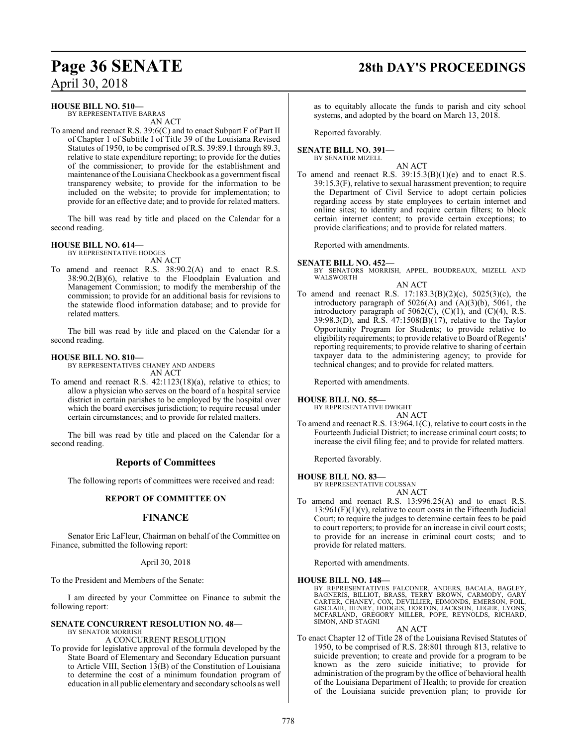**HOUSE BILL NO. 510—**
BY REPRESENTATIVE BARRAS
AN ACT

To amend and reenact R.S. 39:6(C) and to enact Subpart F of Part II of Chapter 1 of Subtitle I of Title 39 of the Louisiana Revised Statutes of 1950, to be comprised of R.S. 39:89.1 through 89.3, relative to state expenditure reporting; to provide for the duties of the commissioner; to provide for the establishment and maintenance of the Louisiana Checkbook as a government fiscal transparency website; to provide for the information to be included on the website; to provide for implementation; to provide for an effective date; and to provide for related matters.

The bill was read by title and placed on the Calendar for a second reading.

**HOUSE BILL NO. 614—**
BY REPRESENTATIVE HODGES
AN ACT

To amend and reenact R.S. 38:90.2(A) and to enact R.S. 38:90.2(B)(6), relative to the Floodplain Evaluation and Management Commission; to modify the membership of the commission; to provide for an additional basis for revisions to the statewide flood information database; and to provide for related matters.

The bill was read by title and placed on the Calendar for a second reading.

**HOUSE BILL NO. 810—**
BY REPRESENTATIVES CHANEY AND ANDERS
AN ACT

To amend and reenact R.S. 42:1123(18)(a), relative to ethics; to allow a physician who serves on the board of a hospital service district in certain parishes to be employed by the hospital over which the board exercises jurisdiction; to require recusal under certain circumstances; and to provide for related matters.

The bill was read by title and placed on the Calendar for a second reading.

## Reports of Committees

The following reports of committees were received and read:

### REPORT OF COMMITTEE ON

## FINANCE

Senator Eric LaFleur, Chairman on behalf of the Committee on Finance, submitted the following report:

April 30, 2018

To the President and Members of the Senate:

I am directed by your Committee on Finance to submit the following report:

**SENATE CONCURRENT RESOLUTION NO. 48—**
BY SENATOR MORRISH
A CONCURRENT RESOLUTION

To provide for legislative approval of the formula developed by the State Board of Elementary and Secondary Education pursuant to Article VIII, Section 13(B) of the Constitution of Louisiana to determine the cost of a minimum foundation program of education in all public elementary and secondary schools as well as to equitably allocate the funds to parish and city school systems, and adopted by the board on March 13, 2018.

Reported favorably.

**SENATE BILL NO. 391—**
BY SENATOR MIZELL
AN ACT

To amend and reenact R.S. 39:15.3(B)(1)(e) and to enact R.S. 39:15.3(F), relative to sexual harassment prevention; to require the Department of Civil Service to adopt certain policies regarding access by state employees to certain internet and online sites; to identity and require certain filters; to block certain internet content; to provide certain exceptions; to provide clarifications; and to provide for related matters.

Reported with amendments.

**SENATE BILL NO. 452—**
BY SENATORS MORRISH, APPEL, BOUDREAUX, MIZELL AND WALSWORTH
AN ACT

To amend and reenact R.S. 17:183.3(B)(2)(c), 5025(3)(c), the introductory paragraph of 5026(A) and (A)(3)(b), 5061, the introductory paragraph of 5062(C), (C)(1), and (C)(4), R.S. 39:98.3(D), and R.S. 47:1508(B)(17), relative to the Taylor Opportunity Program for Students; to provide relative to eligibility requirements; to provide relative to Board of Regents' reporting requirements; to provide relative to sharing of certain taxpayer data to the administering agency; to provide for technical changes; and to provide for related matters.

Reported with amendments.

**HOUSE BILL NO. 55—**
BY REPRESENTATIVE DWIGHT
AN ACT

To amend and reenact R.S. 13:964.1(C), relative to court costs in the Fourteenth Judicial District; to increase criminal court costs; to increase the civil filing fee; and to provide for related matters.

Reported favorably.

**HOUSE BILL NO. 83—**
BY REPRESENTATIVE COUSSAN
AN ACT

To amend and reenact R.S. 13:996.25(A) and to enact R.S. 13:961(F)(1)(v), relative to court costs in the Fifteenth Judicial Court; to require the judges to determine certain fees to be paid to court reporters; to provide for an increase in civil court costs; to provide for an increase in criminal court costs; and to provide for related matters.

Reported with amendments.

**HOUSE BILL NO. 148—**
BY REPRESENTATIVES FALCONER, ANDERS, BACALA, BAGLEY, BAGNERIS, BILLIOT, BRASS, TERRY BROWN, CARMODY, GARY CARTER, CHANEY, COX, DEVILLIER, EDMONDS, EMERSON, FOIL, GISCLAIR, HENRY, HODGES, HORTON, JACKSON, LEGER, LYONS, MCFARLAND, GREGORY MILLER, POPE, REYNOLDS, RICHARD, SIMON, AND STAGNI
AN ACT

To enact Chapter 12 of Title 28 of the Louisiana Revised Statutes of 1950, to be comprised of R.S. 28:801 through 813, relative to suicide prevention; to create and provide for a program to be known as the zero suicide initiative; to provide for administration of the program by the office of behavioral health of the Louisiana Department of Health; to provide for creation of the Louisiana suicide prevention plan; to provide for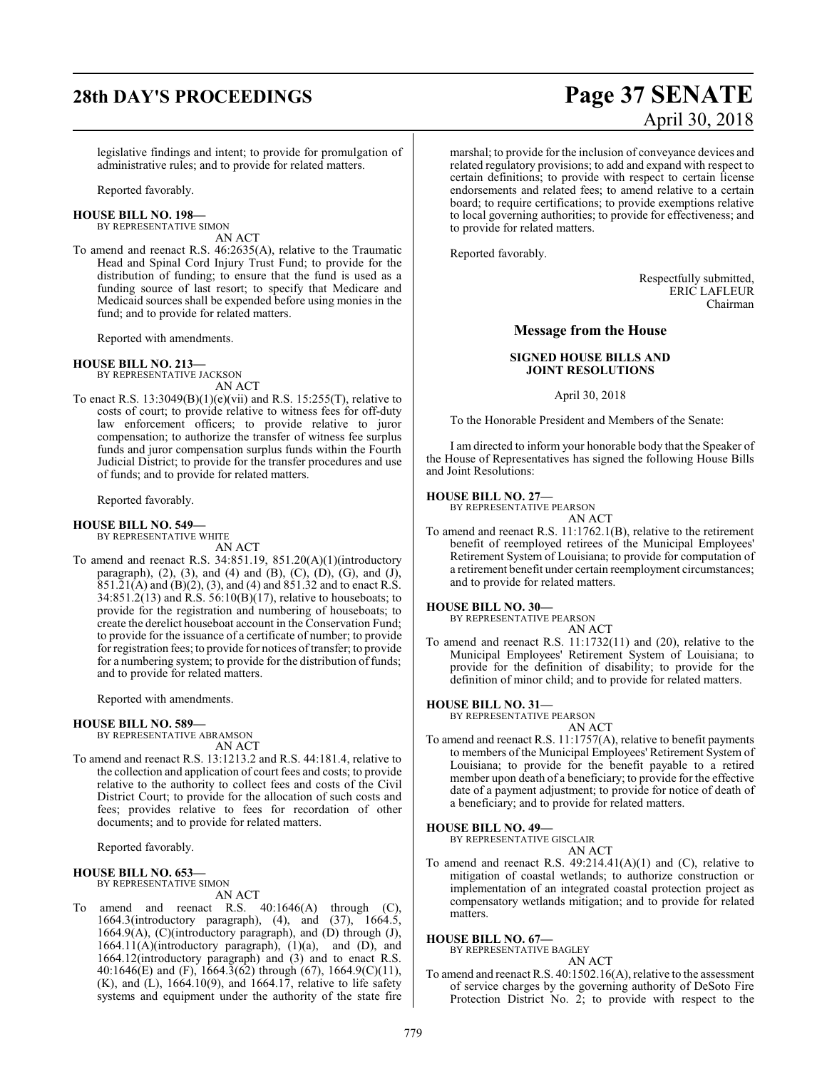legislative findings and intent; to provide for promulgation of administrative rules; and to provide for related matters.

Reported favorably.

**HOUSE BILL NO. 198—**
BY REPRESENTATIVE SIMON
AN ACT

To amend and reenact R.S. 46:2635(A), relative to the Traumatic Head and Spinal Cord Injury Trust Fund; to provide for the distribution of funding; to ensure that the fund is used as a funding source of last resort; to specify that Medicare and Medicaid sources shall be expended before using monies in the fund; and to provide for related matters.

Reported with amendments.

**HOUSE BILL NO. 213—**
BY REPRESENTATIVE JACKSON
AN ACT

To enact R.S. 13:3049(B)(1)(e)(vii) and R.S. 15:255(T), relative to costs of court; to provide relative to witness fees for off-duty law enforcement officers; to provide relative to juror compensation; to authorize the transfer of witness fee surplus funds and juror compensation surplus funds within the Fourth Judicial District; to provide for the transfer procedures and use of funds; and to provide for related matters.

Reported favorably.

**HOUSE BILL NO. 549—**
BY REPRESENTATIVE WHITE
AN ACT

To amend and reenact R.S. 34:851.19, 851.20(A)(1)(introductory paragraph), (2), (3), and (4) and (B), (C), (D), (G), and (J), 851.21(A) and (B)(2), (3), and (4) and 851.32 and to enact R.S. 34:851.2(13) and R.S. 56:10(B)(17), relative to houseboats; to provide for the registration and numbering of houseboats; to create the derelict houseboat account in the Conservation Fund; to provide for the issuance of a certificate of number; to provide for registration fees; to provide for notices of transfer; to provide for a numbering system; to provide for the distribution of funds; and to provide for related matters.

Reported with amendments.

**HOUSE BILL NO. 589—**
BY REPRESENTATIVE ABRAMSON
AN ACT

To amend and reenact R.S. 13:1213.2 and R.S. 44:181.4, relative to the collection and application of court fees and costs; to provide relative to the authority to collect fees and costs of the Civil District Court; to provide for the allocation of such costs and fees; provides relative to fees for recordation of other documents; and to provide for related matters.

Reported favorably.

**HOUSE BILL NO. 653—**
BY REPRESENTATIVE SIMON
AN ACT

To amend and reenact R.S. 40:1646(A) through (C), 1664.3(introductory paragraph), (4), and (37), 1664.5, 1664.9(A), (C)(introductory paragraph), and (D) through (J), 1664.11(A)(introductory paragraph), (1)(a), and (D), and 1664.12(introductory paragraph) and (3) and to enact R.S. 40:1646(E) and (F), 1664.3(62) through (67), 1664.9(C)(11), (K), and (L), 1664.10(9), and 1664.17, relative to life safety systems and equipment under the authority of the state fire marshal; to provide for the inclusion of conveyance devices and related regulatory provisions; to add and expand with respect to certain definitions; to provide with respect to certain license endorsements and related fees; to amend relative to a certain board; to require certifications; to provide exemptions relative to local governing authorities; to provide for effectiveness; and to provide for related matters.

Reported favorably.

Respectfully submitted,
ERIC LAFLEUR
Chairman

## Message from the House

### SIGNED HOUSE BILLS AND JOINT RESOLUTIONS

April 30, 2018

To the Honorable President and Members of the Senate:

I am directed to inform your honorable body that the Speaker of the House of Representatives has signed the following House Bills and Joint Resolutions:

**HOUSE BILL NO. 27—**
BY REPRESENTATIVE PEARSON
AN ACT

To amend and reenact R.S. 11:1762.1(B), relative to the retirement benefit of reemployed retirees of the Municipal Employees' Retirement System of Louisiana; to provide for computation of a retirement benefit under certain reemployment circumstances; and to provide for related matters.

**HOUSE BILL NO. 30—**
BY REPRESENTATIVE PEARSON
AN ACT

To amend and reenact R.S. 11:1732(11) and (20), relative to the Municipal Employees' Retirement System of Louisiana; to provide for the definition of disability; to provide for the definition of minor child; and to provide for related matters.

**HOUSE BILL NO. 31—**
BY REPRESENTATIVE PEARSON
AN ACT

To amend and reenact R.S. 11:1757(A), relative to benefit payments to members of the Municipal Employees' Retirement System of Louisiana; to provide for the benefit payable to a retired member upon death of a beneficiary; to provide for the effective date of a payment adjustment; to provide for notice of death of a beneficiary; and to provide for related matters.

**HOUSE BILL NO. 49—**
BY REPRESENTATIVE GISCLAIR
AN ACT

To amend and reenact R.S. 49:214.41(A)(1) and (C), relative to mitigation of coastal wetlands; to authorize construction or implementation of an integrated coastal protection project as compensatory wetlands mitigation; and to provide for related matters.

**HOUSE BILL NO. 67—**
BY REPRESENTATIVE BAGLEY
AN ACT

To amend and reenact R.S. 40:1502.16(A), relative to the assessment of service charges by the governing authority of DeSoto Fire Protection District No. 2; to provide with respect to the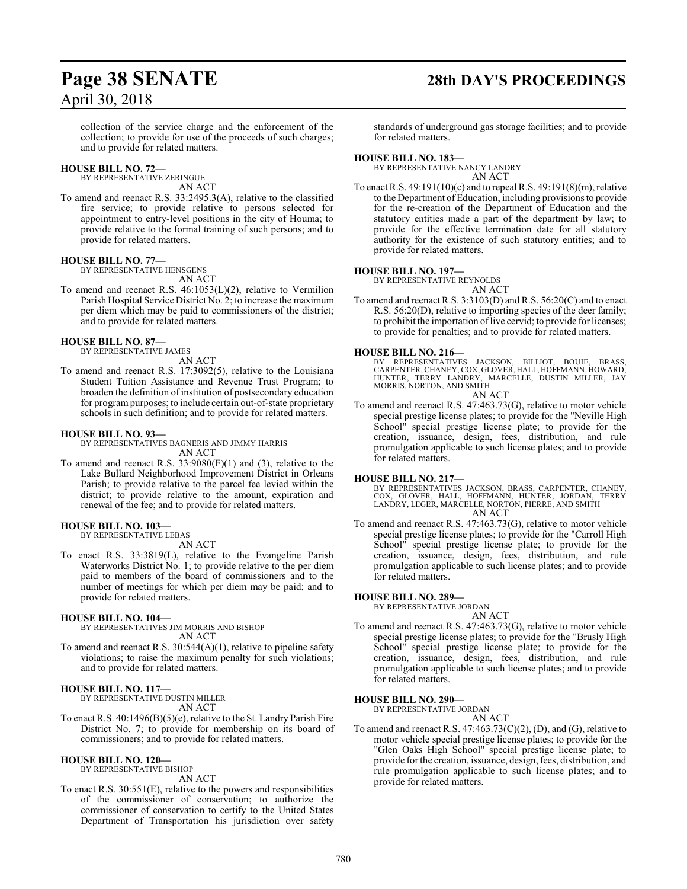collection of the service charge and the enforcement of the collection; to provide for use of the proceeds of such charges; and to provide for related matters.

**HOUSE BILL NO. 72—**
BY REPRESENTATIVE ZERINGUE
AN ACT
To amend and reenact R.S. 33:2495.3(A), relative to the classified fire service; to provide relative to persons selected for appointment to entry-level positions in the city of Houma; to provide relative to the formal training of such persons; and to provide for related matters.

**HOUSE BILL NO. 77—**
BY REPRESENTATIVE HENSGENS
AN ACT
To amend and reenact R.S. 46:1053(L)(2), relative to Vermilion Parish Hospital Service District No. 2; to increase the maximum per diem which may be paid to commissioners of the district; and to provide for related matters.

**HOUSE BILL NO. 87—**
BY REPRESENTATIVE JAMES
AN ACT
To amend and reenact R.S. 17:3092(5), relative to the Louisiana Student Tuition Assistance and Revenue Trust Program; to broaden the definition of institution of postsecondary education for program purposes; to include certain out-of-state proprietary schools in such definition; and to provide for related matters.

**HOUSE BILL NO. 93—**
BY REPRESENTATIVES BAGNERIS AND JIMMY HARRIS
AN ACT
To amend and reenact R.S. 33:9080(F)(1) and (3), relative to the Lake Bullard Neighborhood Improvement District in Orleans Parish; to provide relative to the parcel fee levied within the district; to provide relative to the amount, expiration and renewal of the fee; and to provide for related matters.

**HOUSE BILL NO. 103—**
BY REPRESENTATIVE LEBAS
AN ACT
To enact R.S. 33:3819(L), relative to the Evangeline Parish Waterworks District No. 1; to provide relative to the per diem paid to members of the board of commissioners and to the number of meetings for which per diem may be paid; and to provide for related matters.

**HOUSE BILL NO. 104—**
BY REPRESENTATIVES JIM MORRIS AND BISHOP
AN ACT
To amend and reenact R.S. 30:544(A)(1), relative to pipeline safety violations; to raise the maximum penalty for such violations; and to provide for related matters.

**HOUSE BILL NO. 117—**
BY REPRESENTATIVE DUSTIN MILLER
AN ACT
To enact R.S. 40:1496(B)(5)(e), relative to the St. Landry Parish Fire District No. 7; to provide for membership on its board of commissioners; and to provide for related matters.

**HOUSE BILL NO. 120—**
BY REPRESENTATIVE BISHOP
AN ACT
To enact R.S. 30:551(E), relative to the powers and responsibilities of the commissioner of conservation; to authorize the commissioner of conservation to certify to the United States Department of Transportation his jurisdiction over safety standards of underground gas storage facilities; and to provide for related matters.

**HOUSE BILL NO. 183—**
BY REPRESENTATIVE NANCY LANDRY
AN ACT
To enact R.S. 49:191(10)(c) and to repeal R.S. 49:191(8)(m), relative to the Department of Education, including provisions to provide for the re-creation of the Department of Education and the statutory entities made a part of the department by law; to provide for the effective termination date for all statutory authority for the existence of such statutory entities; and to provide for related matters.

**HOUSE BILL NO. 197—**
BY REPRESENTATIVE REYNOLDS
AN ACT
To amend and reenact R.S. 3:3103(D) and R.S. 56:20(C) and to enact R.S. 56:20(D), relative to importing species of the deer family; to prohibit the importation of live cervid; to provide for licenses; to provide for penalties; and to provide for related matters.

**HOUSE BILL NO. 216—**
BY REPRESENTATIVES JACKSON, BILLIOT, BOUIE, BRASS, CARPENTER, CHANEY, COX, GLOVER, HALL, HOFFMANN, HOWARD, HUNTER, TERRY LANDRY, MARCELLE, DUSTIN MILLER, JAY MORRIS, NORTON, AND SMITH
AN ACT
To amend and reenact R.S. 47:463.73(G), relative to motor vehicle special prestige license plates; to provide for the "Neville High School" special prestige license plate; to provide for the creation, issuance, design, fees, distribution, and rule promulgation applicable to such license plates; and to provide for related matters.

**HOUSE BILL NO. 217—**
BY REPRESENTATIVES JACKSON, BRASS, CARPENTER, CHANEY, COX, GLOVER, HALL, HOFFMANN, HUNTER, JORDAN, TERRY LANDRY, LEGER, MARCELLE, NORTON, PIERRE, AND SMITH
AN ACT
To amend and reenact R.S. 47:463.73(G), relative to motor vehicle special prestige license plates; to provide for the "Carroll High School" special prestige license plate; to provide for the creation, issuance, design, fees, distribution, and rule promulgation applicable to such license plates; and to provide for related matters.

**HOUSE BILL NO. 289—**
BY REPRESENTATIVE JORDAN
AN ACT
To amend and reenact R.S. 47:463.73(G), relative to motor vehicle special prestige license plates; to provide for the "Brusly High School" special prestige license plate; to provide for the creation, issuance, design, fees, distribution, and rule promulgation applicable to such license plates; and to provide for related matters.

**HOUSE BILL NO. 290—**
BY REPRESENTATIVE JORDAN
AN ACT
To amend and reenact R.S. 47:463.73(C)(2), (D), and (G), relative to motor vehicle special prestige license plates; to provide for the "Glen Oaks High School" special prestige license plate; to provide for the creation, issuance, design, fees, distribution, and rule promulgation applicable to such license plates; and to provide for related matters.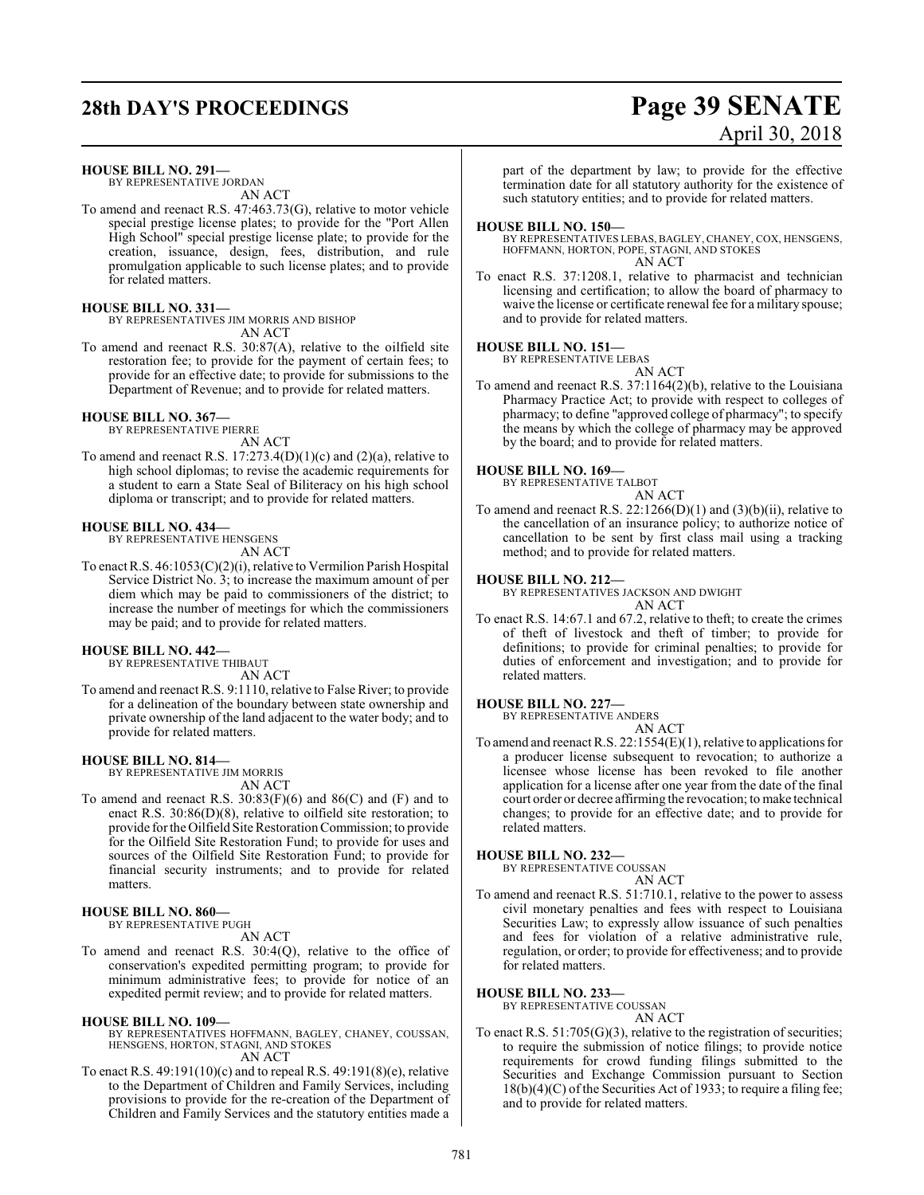**HOUSE BILL NO. 291—**
BY REPRESENTATIVE JORDAN
AN ACT

To amend and reenact R.S. 47:463.73(G), relative to motor vehicle special prestige license plates; to provide for the "Port Allen High School" special prestige license plate; to provide for the creation, issuance, design, fees, distribution, and rule promulgation applicable to such license plates; and to provide for related matters.

**HOUSE BILL NO. 331—**
BY REPRESENTATIVES JIM MORRIS AND BISHOP
AN ACT

To amend and reenact R.S. 30:87(A), relative to the oilfield site restoration fee; to provide for the payment of certain fees; to provide for an effective date; to provide for submissions to the Department of Revenue; and to provide for related matters.

**HOUSE BILL NO. 367—**
BY REPRESENTATIVE PIERRE
AN ACT

To amend and reenact R.S. 17:273.4(D)(1)(c) and (2)(a), relative to high school diplomas; to revise the academic requirements for a student to earn a State Seal of Biliteracy on his high school diploma or transcript; and to provide for related matters.

**HOUSE BILL NO. 434—**
BY REPRESENTATIVE HENSGENS
AN ACT

To enact R.S. 46:1053(C)(2)(i), relative to Vermilion Parish Hospital Service District No. 3; to increase the maximum amount of per diem which may be paid to commissioners of the district; to increase the number of meetings for which the commissioners may be paid; and to provide for related matters.

**HOUSE BILL NO. 442—**
BY REPRESENTATIVE THIBAUT
AN ACT

To amend and reenact R.S. 9:1110, relative to False River; to provide for a delineation of the boundary between state ownership and private ownership of the land adjacent to the water body; and to provide for related matters.

**HOUSE BILL NO. 814—**
BY REPRESENTATIVE JIM MORRIS
AN ACT

To amend and reenact R.S. 30:83(F)(6) and 86(C) and (F) and to enact R.S. 30:86(D)(8), relative to oilfield site restoration; to provide for the Oilfield Site Restoration Commission; to provide for the Oilfield Site Restoration Fund; to provide for uses and sources of the Oilfield Site Restoration Fund; to provide for financial security instruments; and to provide for related matters.

**HOUSE BILL NO. 860—**
BY REPRESENTATIVE PUGH
AN ACT

To amend and reenact R.S. 30:4(Q), relative to the office of conservation's expedited permitting program; to provide for minimum administrative fees; to provide for notice of an expedited permit review; and to provide for related matters.

**HOUSE BILL NO. 109—**
BY REPRESENTATIVES HOFFMANN, BAGLEY, CHANEY, COUSSAN, HENSGENS, HORTON, STAGNI, AND STOKES
AN ACT

To enact R.S. 49:191(10)(c) and to repeal R.S. 49:191(8)(e), relative to the Department of Children and Family Services, including provisions to provide for the re-creation of the Department of Children and Family Services and the statutory entities made a part of the department by law; to provide for the effective termination date for all statutory authority for the existence of such statutory entities; and to provide for related matters.

**HOUSE BILL NO. 150—**
BY REPRESENTATIVES LEBAS, BAGLEY, CHANEY, COX, HENSGENS, HOFFMANN, HORTON, POPE, STAGNI, AND STOKES
AN ACT

To enact R.S. 37:1208.1, relative to pharmacist and technician licensing and certification; to allow the board of pharmacy to waive the license or certificate renewal fee for a military spouse; and to provide for related matters.

**HOUSE BILL NO. 151—**
BY REPRESENTATIVE LEBAS
AN ACT

To amend and reenact R.S. 37:1164(2)(b), relative to the Louisiana Pharmacy Practice Act; to provide with respect to colleges of pharmacy; to define "approved college of pharmacy"; to specify the means by which the college of pharmacy may be approved by the board; and to provide for related matters.

**HOUSE BILL NO. 169—**
BY REPRESENTATIVE TALBOT
AN ACT

To amend and reenact R.S. 22:1266(D)(1) and (3)(b)(ii), relative to the cancellation of an insurance policy; to authorize notice of cancellation to be sent by first class mail using a tracking method; and to provide for related matters.

**HOUSE BILL NO. 212—**
BY REPRESENTATIVES JACKSON AND DWIGHT
AN ACT

To enact R.S. 14:67.1 and 67.2, relative to theft; to create the crimes of theft of livestock and theft of timber; to provide for definitions; to provide for criminal penalties; to provide for duties of enforcement and investigation; and to provide for related matters.

**HOUSE BILL NO. 227—**
BY REPRESENTATIVE ANDERS
AN ACT

To amend and reenact R.S. 22:1554(E)(1), relative to applications for a producer license subsequent to revocation; to authorize a licensee whose license has been revoked to file another application for a license after one year from the date of the final court order or decree affirming the revocation; to make technical changes; to provide for an effective date; and to provide for related matters.

**HOUSE BILL NO. 232—**
BY REPRESENTATIVE COUSSAN
AN ACT

To amend and reenact R.S. 51:710.1, relative to the power to assess civil monetary penalties and fees with respect to Louisiana Securities Law; to expressly allow issuance of such penalties and fees for violation of a relative administrative rule, regulation, or order; to provide for effectiveness; and to provide for related matters.

**HOUSE BILL NO. 233—**
BY REPRESENTATIVE COUSSAN
AN ACT

To enact R.S. 51:705(G)(3), relative to the registration of securities; to require the submission of notice filings; to provide notice requirements for crowd funding filings submitted to the Securities and Exchange Commission pursuant to Section 18(b)(4)(C) of the Securities Act of 1933; to require a filing fee; and to provide for related matters.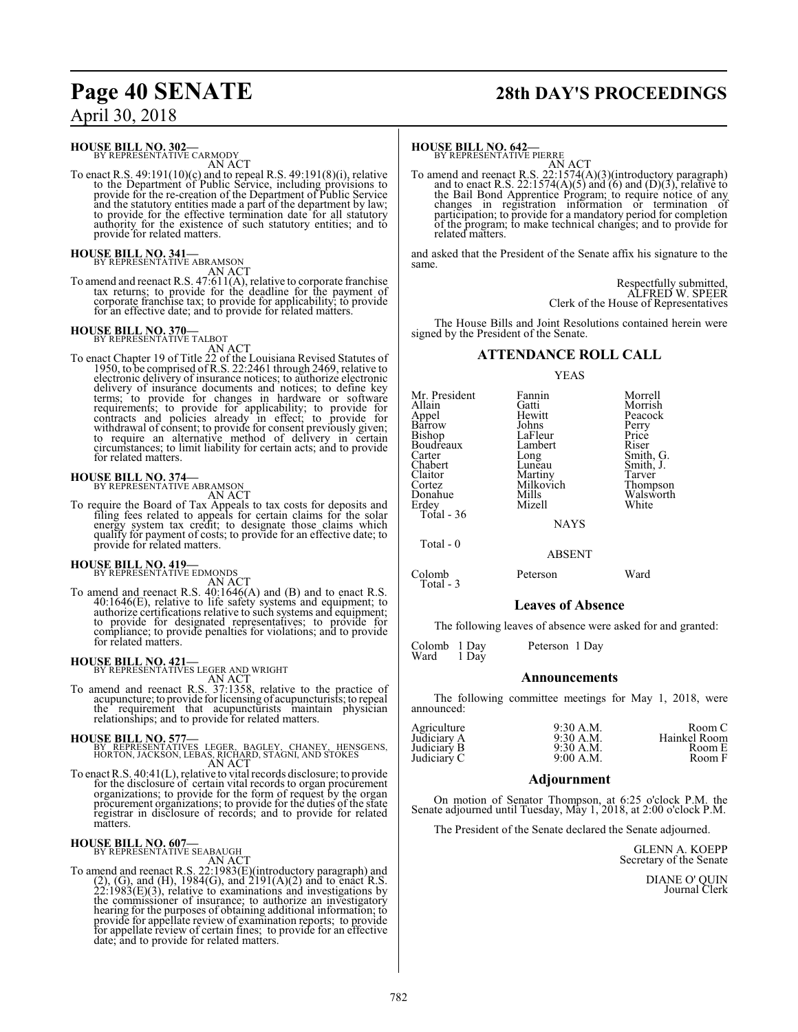**HOUSE BILL NO. 302—**
BY REPRESENTATIVE CARMODY
AN ACT

To enact R.S. 49:191(10)(c) and to repeal R.S. 49:191(8)(i), relative to the Department of Public Service, including provisions to provide for the re-creation of the Department of Public Service and the statutory entities made a part of the department by law; to provide for the effective termination date for all statutory authority for the existence of such statutory entities; and to provide for related matters.

**HOUSE BILL NO. 341—**
BY REPRESENTATIVE ABRAMSON
AN ACT

To amend and reenact R.S. 47:611(A), relative to corporate franchise tax returns; to provide for the deadline for the payment of corporate franchise tax; to provide for applicability; to provide for an effective date; and to provide for related matters.

**HOUSE BILL NO. 370—**
BY REPRESENTATIVE TALBOT
AN ACT

To enact Chapter 19 of Title 22 of the Louisiana Revised Statutes of 1950, to be comprised of R.S. 22:2461 through 2469, relative to electronic delivery of insurance notices; to authorize electronic delivery of insurance documents and notices; to define key terms; to provide for changes in hardware or software requirements; to provide for applicability; to provide for contracts and policies already in effect; to provide for withdrawal of consent; to provide for consent previously given; to require an alternative method of delivery in certain circumstances; to limit liability for certain acts; and to provide for related matters.

**HOUSE BILL NO. 374—**
BY REPRESENTATIVE ABRAMSON
AN ACT

To require the Board of Tax Appeals to tax costs for deposits and filing fees related to appeals for certain claims for the solar energy system tax credit; to designate those claims which qualify for payment of costs; to provide for an effective date; to provide for related matters.

**HOUSE BILL NO. 419—**
BY REPRESENTATIVE EDMONDS
AN ACT

To amend and reenact R.S. 40:1646(A) and (B) and to enact R.S. 40:1646(E), relative to life safety systems and equipment; to authorize certifications relative to such systems and equipment; to provide for designated representatives; to provide for compliance; to provide penalties for violations; and to provide for related matters.

**HOUSE BILL NO. 421—**
BY REPRESENTATIVES LEGER AND WRIGHT
AN ACT

To amend and reenact R.S. 37:1358, relative to the practice of acupuncture; to provide for licensing of acupuncturists; to repeal the requirement that acupuncturists maintain physician relationships; and to provide for related matters.

**HOUSE BILL NO. 577—**
BY REPRESENTATIVES LEGER, BAGLEY, CHANEY, HENSGENS, HORTON, JACKSON, LEBAS, RICHARD, STAGNI, AND STOKES
AN ACT

To enact R.S. 40:41(L), relative to vital records disclosure; to provide for the disclosure of certain vital records to organ procurement organizations; to provide for the form of request by the organ procurement organizations; to provide for the duties of the state registrar in disclosure of records; and to provide for related matters.

**HOUSE BILL NO. 607—**
BY REPRESENTATIVE SEABAUGH
AN ACT

To amend and reenact R.S. 22:1983(E)(introductory paragraph) and (2), (G), and (H), 1984(G), and 2191(A)(2) and to enact R.S. 22:1983(E)(3), relative to examinations and investigations by the commissioner of insurance; to authorize an investigatory hearing for the purposes of obtaining additional information; to provide for appellate review of examination reports; to provide for appellate review of certain fines; to provide for an effective date; and to provide for related matters.

**HOUSE BILL NO. 642—**
BY REPRESENTATIVE PIERRE
AN ACT

To amend and reenact R.S. 22:1574(A)(3)(introductory paragraph) and to enact R.S. 22:1574(A)(5) and (6) and (D)(3), relative to the Bail Bond Apprentice Program; to require notice of any changes in registration information or termination of participation; to provide for a mandatory period for completion of the program; to make technical changes; and to provide for related matters.

and asked that the President of the Senate affix his signature to the same.

Respectfully submitted,
ALFRED W. SPEER
Clerk of the House of Representatives

The House Bills and Joint Resolutions contained herein were signed by the President of the Senate.

## ATTENDANCE ROLL CALL

YEAS

| | | |
|---|---|---|
| Mr. President | Fannin | Morrell |
| Allain | Gatti | Morrish |
| Appel | Hewitt | Peacock |
| Barrow | Johns | Perry |
| Bishop | LaFleur | Price |
| Boudreaux | Lambert | Riser |
| Carter | Long | Smith, G. |
| Chabert | Luneau | Smith, J. |
| Claitor | Martiny | Tarver |
| Cortez | Milkovich | Thompson |
| Donahue | Mills | Walsworth |
| Erdey | Mizell | White |

Total - 36

NAYS

Total - 0

ABSENT

| | | |
|---|---|---|
| Colomb | Peterson | Ward |

Total - 3

## Leaves of Absence

The following leaves of absence were asked for and granted:

Colomb 1 Day    Peterson 1 Day
Ward 1 Day

## Announcements

The following committee meetings for May 1, 2018, were announced:

| | | |
|---|---|---|
| Agriculture | 9:30 A.M. | Room C |
| Judiciary A | 9:30 A.M. | Hainkel Room |
| Judiciary B | 9:30 A.M. | Room E |
| Judiciary C | 9:00 A.M. | Room F |

## Adjournment

On motion of Senator Thompson, at 6:25 o'clock P.M. the Senate adjourned until Tuesday, May 1, 2018, at 2:00 o'clock P.M.

The President of the Senate declared the Senate adjourned.

GLENN A. KOEPP
Secretary of the Senate

DIANE O' QUIN
Journal Clerk